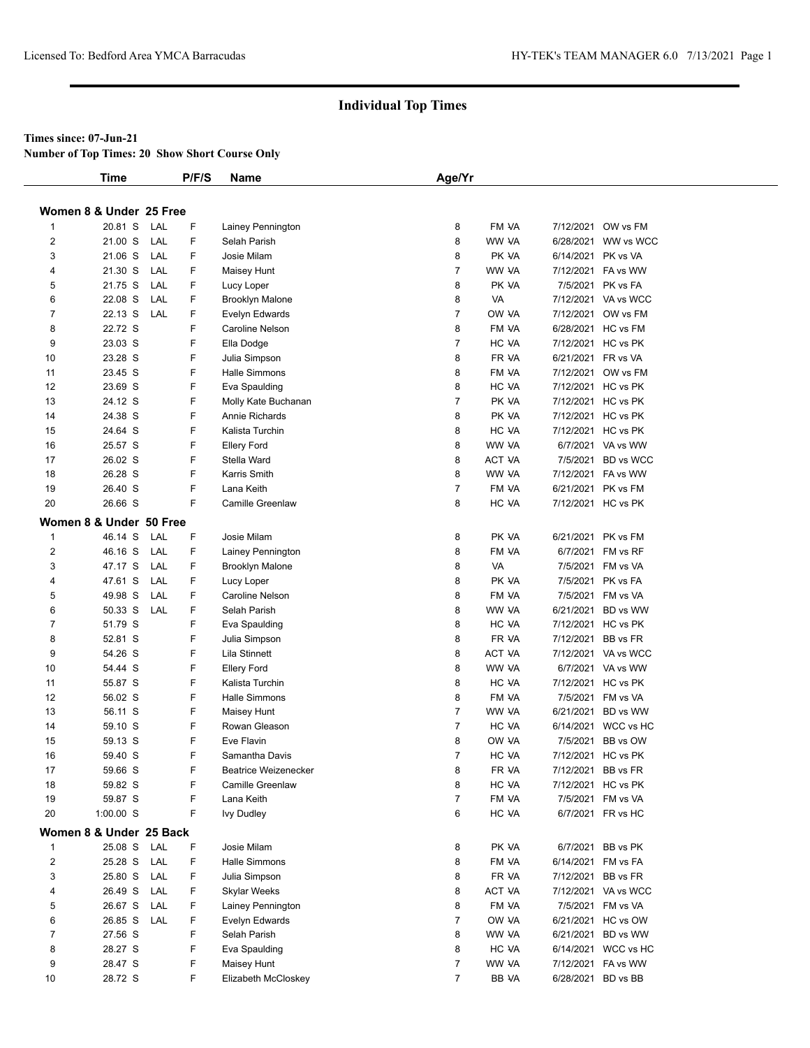Licensed To: Bedford Area YMCA Barracudas

HY-TEK's TEAM MANAGER 6.0 7/13/2021

# Individual Top Times

**Times since: 07-Jun-21**

**Number of Top Times: 20 Show Short Course Only**

| | Time | | P/F/S | Name | Age/Yr | | | |
|---|---|---|---|---|---|---|---|---|
| **Women 8 & Under 25 Free** | | | | | | | | |
| 1 | 20.81 S | LAL | F | Lainey Pennington | 8 | FM VA | 7/12/2021 | OW vs FM |
| 2 | 21.00 S | LAL | F | Selah Parish | 8 | WW VA | 6/28/2021 | WW vs WCC |
| 3 | 21.06 S | LAL | F | Josie Milam | 8 | PK VA | 6/14/2021 | PK vs VA |
| 4 | 21.30 S | LAL | F | Maisey Hunt | 7 | WW VA | 7/12/2021 | FA vs WW |
| 5 | 21.75 S | LAL | F | Lucy Loper | 8 | PK VA | 7/5/2021 | PK vs FA |
| 6 | 22.08 S | LAL | F | Brooklyn Malone | 8 | VA | 7/12/2021 | VA vs WCC |
| 7 | 22.13 S | LAL | F | Evelyn Edwards | 7 | OW VA | 7/12/2021 | OW vs FM |
| 8 | 22.72 S | | F | Caroline Nelson | 8 | FM VA | 6/28/2021 | HC vs FM |
| 9 | 23.03 S | | F | Ella Dodge | 7 | HC VA | 7/12/2021 | HC vs PK |
| 10 | 23.28 S | | F | Julia Simpson | 8 | FR VA | 6/21/2021 | FR vs VA |
| 11 | 23.45 S | | F | Halle Simmons | 8 | FM VA | 7/12/2021 | OW vs FM |
| 12 | 23.69 S | | F | Eva Spaulding | 8 | HC VA | 7/12/2021 | HC vs PK |
| 13 | 24.12 S | | F | Molly Kate Buchanan | 7 | PK VA | 7/12/2021 | HC vs PK |
| 14 | 24.38 S | | F | Annie Richards | 8 | PK VA | 7/12/2021 | HC vs PK |
| 15 | 24.64 S | | F | Kalista Turchin | 8 | HC VA | 7/12/2021 | HC vs PK |
| 16 | 25.57 S | | F | Ellery Ford | 8 | WW VA | 6/7/2021 | VA vs WW |
| 17 | 26.02 S | | F | Stella Ward | 8 | ACT VA | 7/5/2021 | BD vs WCC |
| 18 | 26.28 S | | F | Karris Smith | 8 | WW VA | 7/12/2021 | FA vs WW |
| 19 | 26.40 S | | F | Lana Keith | 7 | FM VA | 6/21/2021 | PK vs FM |
| 20 | 26.66 S | | F | Camille Greenlaw | 8 | HC VA | 7/12/2021 | HC vs PK |
| **Women 8 & Under 50 Free** | | | | | | | | |
| 1 | 46.14 S | LAL | F | Josie Milam | 8 | PK VA | 6/21/2021 | PK vs FM |
| 2 | 46.16 S | LAL | F | Lainey Pennington | 8 | FM VA | 6/7/2021 | FM vs RF |
| 3 | 47.17 S | LAL | F | Brooklyn Malone | 8 | VA | 7/5/2021 | FM vs VA |
| 4 | 47.61 S | LAL | F | Lucy Loper | 8 | PK VA | 7/5/2021 | PK vs FA |
| 5 | 49.98 S | LAL | F | Caroline Nelson | 8 | FM VA | 7/5/2021 | FM vs VA |
| 6 | 50.33 S | LAL | F | Selah Parish | 8 | WW VA | 6/21/2021 | BD vs WW |
| 7 | 51.79 S | | F | Eva Spaulding | 8 | HC VA | 7/12/2021 | HC vs PK |
| 8 | 52.81 S | | F | Julia Simpson | 8 | FR VA | 7/12/2021 | BB vs FR |
| 9 | 54.26 S | | F | Lila Stinnett | 8 | ACT VA | 7/12/2021 | VA vs WCC |
| 10 | 54.44 S | | F | Ellery Ford | 8 | WW VA | 6/7/2021 | VA vs WW |
| 11 | 55.87 S | | F | Kalista Turchin | 8 | HC VA | 7/12/2021 | HC vs PK |
| 12 | 56.02 S | | F | Halle Simmons | 8 | FM VA | 7/5/2021 | FM vs VA |
| 13 | 56.11 S | | F | Maisey Hunt | 7 | WW VA | 6/21/2021 | BD vs WW |
| 14 | 59.10 S | | F | Rowan Gleason | 7 | HC VA | 6/14/2021 | WCC vs HC |
| 15 | 59.13 S | | F | Eve Flavin | 8 | OW VA | 7/5/2021 | BB vs OW |
| 16 | 59.40 S | | F | Samantha Davis | 7 | HC VA | 7/12/2021 | HC vs PK |
| 17 | 59.66 S | | F | Beatrice Weizenecker | 8 | FR VA | 7/12/2021 | BB vs FR |
| 18 | 59.82 S | | F | Camille Greenlaw | 8 | HC VA | 7/12/2021 | HC vs PK |
| 19 | 59.87 S | | F | Lana Keith | 7 | FM VA | 7/5/2021 | FM vs VA |
| 20 | 1:00.00 S | | F | Ivy Dudley | 6 | HC VA | 6/7/2021 | FR vs HC |
| **Women 8 & Under 25 Back** | | | | | | | | |
| 1 | 25.08 S | LAL | F | Josie Milam | 8 | PK VA | 6/7/2021 | BB vs PK |
| 2 | 25.28 S | LAL | F | Halle Simmons | 8 | FM VA | 6/14/2021 | FM vs FA |
| 3 | 25.80 S | LAL | F | Julia Simpson | 8 | FR VA | 7/12/2021 | BB vs FR |
| 4 | 26.49 S | LAL | F | Skylar Weeks | 8 | ACT VA | 7/12/2021 | VA vs WCC |
| 5 | 26.67 S | LAL | F | Lainey Pennington | 8 | FM VA | 7/5/2021 | FM vs VA |
| 6 | 26.85 S | LAL | F | Evelyn Edwards | 7 | OW VA | 6/21/2021 | HC vs OW |
| 7 | 27.56 S | | F | Selah Parish | 8 | WW VA | 6/21/2021 | BD vs WW |
| 8 | 28.27 S | | F | Eva Spaulding | 8 | HC VA | 6/14/2021 | WCC vs HC |
| 9 | 28.47 S | | F | Maisey Hunt | 7 | WW VA | 7/12/2021 | FA vs WW |
| 10 | 28.72 S | | F | Elizabeth McCloskey | 7 | BB VA | 6/28/2021 | BD vs BB |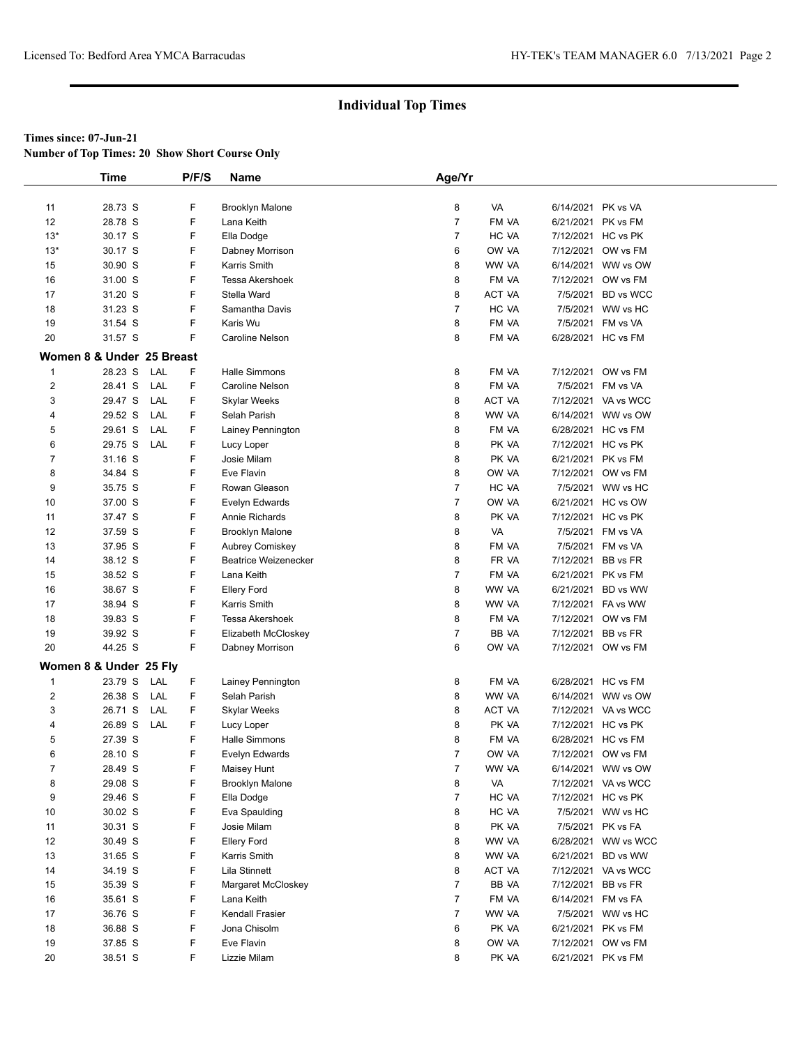## Individual Top Times

**Times since: 07-Jun-21**

**Number of Top Times: 20 Show Short Course Only**

| | Time | | P/F/S | Name | Age/Yr | | | |
|---|---|---|---|---|---|---|---|---|
| 11 | 28.73 S | | F | Brooklyn Malone | 8 | VA | 6/14/2021 | PK vs VA |
| 12 | 28.78 S | | F | Lana Keith | 7 | FM VA | 6/21/2021 | PK vs FM |
| 13* | 30.17 S | | F | Ella Dodge | 7 | HC VA | 7/12/2021 | HC vs PK |
| 13* | 30.17 S | | F | Dabney Morrison | 6 | OW VA | 7/12/2021 | OW vs FM |
| 15 | 30.90 S | | F | Karris Smith | 8 | WW VA | 6/14/2021 | WW vs OW |
| 16 | 31.00 S | | F | Tessa Akershoek | 8 | FM VA | 7/12/2021 | OW vs FM |
| 17 | 31.20 S | | F | Stella Ward | 8 | ACT VA | 7/5/2021 | BD vs WCC |
| 18 | 31.23 S | | F | Samantha Davis | 7 | HC VA | 7/5/2021 | WW vs HC |
| 19 | 31.54 S | | F | Karis Wu | 8 | FM VA | 7/5/2021 | FM vs VA |
| 20 | 31.57 S | | F | Caroline Nelson | 8 | FM VA | 6/28/2021 | HC vs FM |

**Women 8 & Under 25 Breast**

| | Time | | P/F/S | Name | Age/Yr | | | |
|---|---|---|---|---|---|---|---|---|
| 1 | 28.23 S | LAL | F | Halle Simmons | 8 | FM VA | 7/12/2021 | OW vs FM |
| 2 | 28.41 S | LAL | F | Caroline Nelson | 8 | FM VA | 7/5/2021 | FM vs VA |
| 3 | 29.47 S | LAL | F | Skylar Weeks | 8 | ACT VA | 7/12/2021 | VA vs WCC |
| 4 | 29.52 S | LAL | F | Selah Parish | 8 | WW VA | 6/14/2021 | WW vs OW |
| 5 | 29.61 S | LAL | F | Lainey Pennington | 8 | FM VA | 6/28/2021 | HC vs FM |
| 6 | 29.75 S | LAL | F | Lucy Loper | 8 | PK VA | 7/12/2021 | HC vs PK |
| 7 | 31.16 S | | F | Josie Milam | 8 | PK VA | 6/21/2021 | PK vs FM |
| 8 | 34.84 S | | F | Eve Flavin | 8 | OW VA | 7/12/2021 | OW vs FM |
| 9 | 35.75 S | | F | Rowan Gleason | 7 | HC VA | 7/5/2021 | WW vs HC |
| 10 | 37.00 S | | F | Evelyn Edwards | 7 | OW VA | 6/21/2021 | HC vs OW |
| 11 | 37.47 S | | F | Annie Richards | 8 | PK VA | 7/12/2021 | HC vs PK |
| 12 | 37.59 S | | F | Brooklyn Malone | 8 | VA | 7/5/2021 | FM vs VA |
| 13 | 37.95 S | | F | Aubrey Comiskey | 8 | FM VA | 7/5/2021 | FM vs VA |
| 14 | 38.12 S | | F | Beatrice Weizenecker | 8 | FR VA | 7/12/2021 | BB vs FR |
| 15 | 38.52 S | | F | Lana Keith | 7 | FM VA | 6/21/2021 | PK vs FM |
| 16 | 38.67 S | | F | Ellery Ford | 8 | WW VA | 6/21/2021 | BD vs WW |
| 17 | 38.94 S | | F | Karris Smith | 8 | WW VA | 7/12/2021 | FA vs WW |
| 18 | 39.83 S | | F | Tessa Akershoek | 8 | FM VA | 7/12/2021 | OW vs FM |
| 19 | 39.92 S | | F | Elizabeth McCloskey | 7 | BB VA | 7/12/2021 | BB vs FR |
| 20 | 44.25 S | | F | Dabney Morrison | 6 | OW VA | 7/12/2021 | OW vs FM |

**Women 8 & Under 25 Fly**

| | Time | | P/F/S | Name | Age/Yr | | | |
|---|---|---|---|---|---|---|---|---|
| 1 | 23.79 S | LAL | F | Lainey Pennington | 8 | FM VA | 6/28/2021 | HC vs FM |
| 2 | 26.38 S | LAL | F | Selah Parish | 8 | WW VA | 6/14/2021 | WW vs OW |
| 3 | 26.71 S | LAL | F | Skylar Weeks | 8 | ACT VA | 7/12/2021 | VA vs WCC |
| 4 | 26.89 S | LAL | F | Lucy Loper | 8 | PK VA | 7/12/2021 | HC vs PK |
| 5 | 27.39 S | | F | Halle Simmons | 8 | FM VA | 6/28/2021 | HC vs FM |
| 6 | 28.10 S | | F | Evelyn Edwards | 7 | OW VA | 7/12/2021 | OW vs FM |
| 7 | 28.49 S | | F | Maisey Hunt | 7 | WW VA | 6/14/2021 | WW vs OW |
| 8 | 29.08 S | | F | Brooklyn Malone | 8 | VA | 7/12/2021 | VA vs WCC |
| 9 | 29.46 S | | F | Ella Dodge | 7 | HC VA | 7/12/2021 | HC vs PK |
| 10 | 30.02 S | | F | Eva Spaulding | 8 | HC VA | 7/5/2021 | WW vs HC |
| 11 | 30.31 S | | F | Josie Milam | 8 | PK VA | 7/5/2021 | PK vs FA |
| 12 | 30.49 S | | F | Ellery Ford | 8 | WW VA | 6/28/2021 | WW vs WCC |
| 13 | 31.65 S | | F | Karris Smith | 8 | WW VA | 6/21/2021 | BD vs WW |
| 14 | 34.19 S | | F | Lila Stinnett | 8 | ACT VA | 7/12/2021 | VA vs WCC |
| 15 | 35.39 S | | F | Margaret McCloskey | 7 | BB VA | 7/12/2021 | BB vs FR |
| 16 | 35.61 S | | F | Lana Keith | 7 | FM VA | 6/14/2021 | FM vs FA |
| 17 | 36.76 S | | F | Kendall Frasier | 7 | WW VA | 7/5/2021 | WW vs HC |
| 18 | 36.88 S | | F | Jona Chisolm | 6 | PK VA | 6/21/2021 | PK vs FM |
| 19 | 37.85 S | | F | Eve Flavin | 8 | OW VA | 7/12/2021 | OW vs FM |
| 20 | 38.51 S | | F | Lizzie Milam | 8 | PK VA | 6/21/2021 | PK vs FM |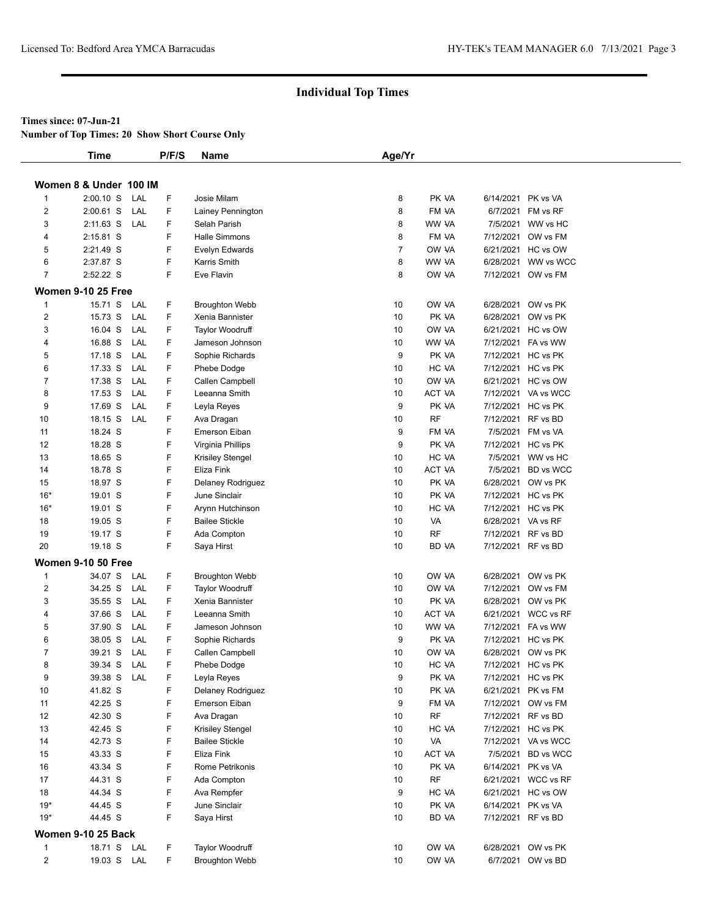## Individual Top Times

**Times since: 07-Jun-21**

**Number of Top Times: 20 Show Short Course Only**

| | Time | | P/F/S | Name | Age/Yr | | | |
|---|---|---|---|---|---|---|---|---|
| **Women 8 & Under 100 IM** | | | | | | | | |
| 1 | 2:00.10 S | LAL | F | Josie Milam | 8 | PK VA | 6/14/2021 | PK vs VA |
| 2 | 2:00.61 S | LAL | F | Lainey Pennington | 8 | FM VA | 6/7/2021 | FM vs RF |
| 3 | 2:11.63 S | LAL | F | Selah Parish | 8 | WW VA | 7/5/2021 | WW vs HC |
| 4 | 2:15.81 S | | F | Halle Simmons | 8 | FM VA | 7/12/2021 | OW vs FM |
| 5 | 2:21.49 S | | F | Evelyn Edwards | 7 | OW VA | 6/21/2021 | HC vs OW |
| 6 | 2:37.87 S | | F | Karris Smith | 8 | WW VA | 6/28/2021 | WW vs WCC |
| 7 | 2:52.22 S | | F | Eve Flavin | 8 | OW VA | 7/12/2021 | OW vs FM |
| **Women 9-10 25 Free** | | | | | | | | |
| 1 | 15.71 S | LAL | F | Broughton Webb | 10 | OW VA | 6/28/2021 | OW vs PK |
| 2 | 15.73 S | LAL | F | Xenia Bannister | 10 | PK VA | 6/28/2021 | OW vs PK |
| 3 | 16.04 S | LAL | F | Taylor Woodruff | 10 | OW VA | 6/21/2021 | HC vs OW |
| 4 | 16.88 S | LAL | F | Jameson Johnson | 10 | WW VA | 7/12/2021 | FA vs WW |
| 5 | 17.18 S | LAL | F | Sophie Richards | 9 | PK VA | 7/12/2021 | HC vs PK |
| 6 | 17.33 S | LAL | F | Phebe Dodge | 10 | HC VA | 7/12/2021 | HC vs PK |
| 7 | 17.38 S | LAL | F | Callen Campbell | 10 | OW VA | 6/21/2021 | HC vs OW |
| 8 | 17.53 S | LAL | F | Leeanna Smith | 10 | ACT VA | 7/12/2021 | VA vs WCC |
| 9 | 17.69 S | LAL | F | Leyla Reyes | 9 | PK VA | 7/12/2021 | HC vs PK |
| 10 | 18.15 S | LAL | F | Ava Dragan | 10 | RF | 7/12/2021 | RF vs BD |
| 11 | 18.24 S | | F | Emerson Eiban | 9 | FM VA | 7/5/2021 | FM vs VA |
| 12 | 18.28 S | | F | Virginia Phillips | 9 | PK VA | 7/12/2021 | HC vs PK |
| 13 | 18.65 S | | F | Krisiley Stengel | 10 | HC VA | 7/5/2021 | WW vs HC |
| 14 | 18.78 S | | F | Eliza Fink | 10 | ACT VA | 7/5/2021 | BD vs WCC |
| 15 | 18.97 S | | F | Delaney Rodriguez | 10 | PK VA | 6/28/2021 | OW vs PK |
| 16* | 19.01 S | | F | June Sinclair | 10 | PK VA | 7/12/2021 | HC vs PK |
| 16* | 19.01 S | | F | Arynn Hutchinson | 10 | HC VA | 7/12/2021 | HC vs PK |
| 18 | 19.05 S | | F | Bailee Stickle | 10 | VA | 6/28/2021 | VA vs RF |
| 19 | 19.17 S | | F | Ada Compton | 10 | RF | 7/12/2021 | RF vs BD |
| 20 | 19.18 S | | F | Saya Hirst | 10 | BD VA | 7/12/2021 | RF vs BD |
| **Women 9-10 50 Free** | | | | | | | | |
| 1 | 34.07 S | LAL | F | Broughton Webb | 10 | OW VA | 6/28/2021 | OW vs PK |
| 2 | 34.25 S | LAL | F | Taylor Woodruff | 10 | OW VA | 7/12/2021 | OW vs FM |
| 3 | 35.55 S | LAL | F | Xenia Bannister | 10 | PK VA | 6/28/2021 | OW vs PK |
| 4 | 37.66 S | LAL | F | Leeanna Smith | 10 | ACT VA | 6/21/2021 | WCC vs RF |
| 5 | 37.90 S | LAL | F | Jameson Johnson | 10 | WW VA | 7/12/2021 | FA vs WW |
| 6 | 38.05 S | LAL | F | Sophie Richards | 9 | PK VA | 7/12/2021 | HC vs PK |
| 7 | 39.21 S | LAL | F | Callen Campbell | 10 | OW VA | 6/28/2021 | OW vs PK |
| 8 | 39.34 S | LAL | F | Phebe Dodge | 10 | HC VA | 7/12/2021 | HC vs PK |
| 9 | 39.38 S | LAL | F | Leyla Reyes | 9 | PK VA | 7/12/2021 | HC vs PK |
| 10 | 41.82 S | | F | Delaney Rodriguez | 10 | PK VA | 6/21/2021 | PK vs FM |
| 11 | 42.25 S | | F | Emerson Eiban | 9 | FM VA | 7/12/2021 | OW vs FM |
| 12 | 42.30 S | | F | Ava Dragan | 10 | RF | 7/12/2021 | RF vs BD |
| 13 | 42.45 S | | F | Krisiley Stengel | 10 | HC VA | 7/12/2021 | HC vs PK |
| 14 | 42.73 S | | F | Bailee Stickle | 10 | VA | 7/12/2021 | VA vs WCC |
| 15 | 43.33 S | | F | Eliza Fink | 10 | ACT VA | 7/5/2021 | BD vs WCC |
| 16 | 43.34 S | | F | Rome Petrikonis | 10 | PK VA | 6/14/2021 | PK vs VA |
| 17 | 44.31 S | | F | Ada Compton | 10 | RF | 6/21/2021 | WCC vs RF |
| 18 | 44.34 S | | F | Ava Rempfer | 9 | HC VA | 6/21/2021 | HC vs OW |
| 19* | 44.45 S | | F | June Sinclair | 10 | PK VA | 6/14/2021 | PK vs VA |
| 19* | 44.45 S | | F | Saya Hirst | 10 | BD VA | 7/12/2021 | RF vs BD |
| **Women 9-10 25 Back** | | | | | | | | |
| 1 | 18.71 S | LAL | F | Taylor Woodruff | 10 | OW VA | 6/28/2021 | OW vs PK |
| 2 | 19.03 S | LAL | F | Broughton Webb | 10 | OW VA | 6/7/2021 | OW vs BD |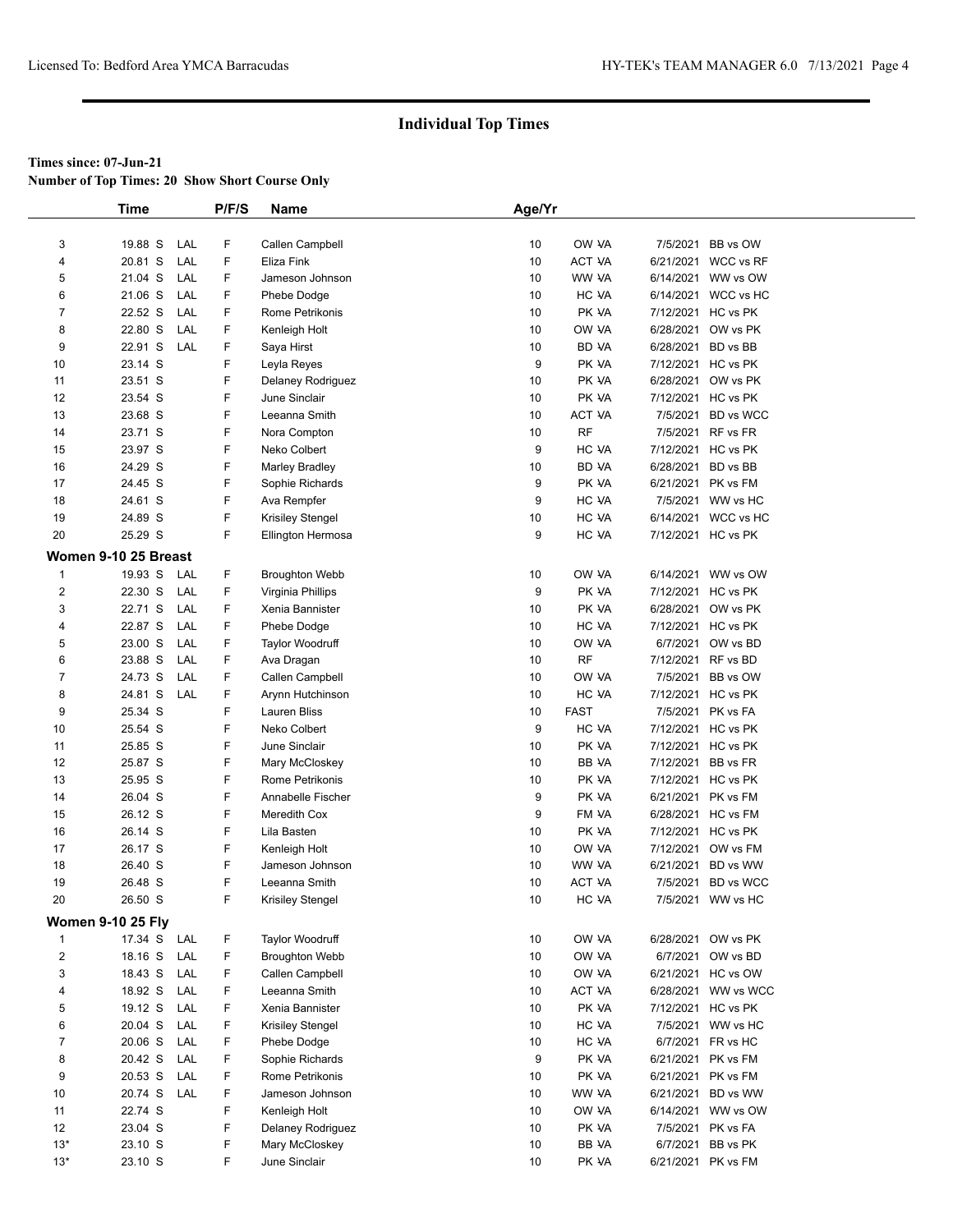## Individual Top Times

**Times since: 07-Jun-21**

**Number of Top Times: 20 Show Short Course Only**

| | Time | | P/F/S | Name | Age/Yr | | | |
|---|---|---|---|---|---|---|---|---|
| 3 | 19.88 S | LAL | F | Callen Campbell | 10 | OW VA | 7/5/2021 | BB vs OW |
| 4 | 20.81 S | LAL | F | Eliza Fink | 10 | ACT VA | 6/21/2021 | WCC vs RF |
| 5 | 21.04 S | LAL | F | Jameson Johnson | 10 | WW VA | 6/14/2021 | WW vs OW |
| 6 | 21.06 S | LAL | F | Phebe Dodge | 10 | HC VA | 6/14/2021 | WCC vs HC |
| 7 | 22.52 S | LAL | F | Rome Petrikonis | 10 | PK VA | 7/12/2021 | HC vs PK |
| 8 | 22.80 S | LAL | F | Kenleigh Holt | 10 | OW VA | 6/28/2021 | OW vs PK |
| 9 | 22.91 S | LAL | F | Saya Hirst | 10 | BD VA | 6/28/2021 | BD vs BB |
| 10 | 23.14 S | | F | Leyla Reyes | 9 | PK VA | 7/12/2021 | HC vs PK |
| 11 | 23.51 S | | F | Delaney Rodriguez | 10 | PK VA | 6/28/2021 | OW vs PK |
| 12 | 23.54 S | | F | June Sinclair | 10 | PK VA | 7/12/2021 | HC vs PK |
| 13 | 23.68 S | | F | Leeanna Smith | 10 | ACT VA | 7/5/2021 | BD vs WCC |
| 14 | 23.71 S | | F | Nora Compton | 10 | RF | 7/5/2021 | RF vs FR |
| 15 | 23.97 S | | F | Neko Colbert | 9 | HC VA | 7/12/2021 | HC vs PK |
| 16 | 24.29 S | | F | Marley Bradley | 10 | BD VA | 6/28/2021 | BD vs BB |
| 17 | 24.45 S | | F | Sophie Richards | 9 | PK VA | 6/21/2021 | PK vs FM |
| 18 | 24.61 S | | F | Ava Rempfer | 9 | HC VA | 7/5/2021 | WW vs HC |
| 19 | 24.89 S | | F | Krisiley Stengel | 10 | HC VA | 6/14/2021 | WCC vs HC |
| 20 | 25.29 S | | F | Ellington Hermosa | 9 | HC VA | 7/12/2021 | HC vs PK |
| **Women 9-10 25 Breast** | | | | | | | | |
| 1 | 19.93 S | LAL | F | Broughton Webb | 10 | OW VA | 6/14/2021 | WW vs OW |
| 2 | 22.30 S | LAL | F | Virginia Phillips | 9 | PK VA | 7/12/2021 | HC vs PK |
| 3 | 22.71 S | LAL | F | Xenia Bannister | 10 | PK VA | 6/28/2021 | OW vs PK |
| 4 | 22.87 S | LAL | F | Phebe Dodge | 10 | HC VA | 7/12/2021 | HC vs PK |
| 5 | 23.00 S | LAL | F | Taylor Woodruff | 10 | OW VA | 6/7/2021 | OW vs BD |
| 6 | 23.88 S | LAL | F | Ava Dragan | 10 | RF | 7/12/2021 | RF vs BD |
| 7 | 24.73 S | LAL | F | Callen Campbell | 10 | OW VA | 7/5/2021 | BB vs OW |
| 8 | 24.81 S | LAL | F | Arynn Hutchinson | 10 | HC VA | 7/12/2021 | HC vs PK |
| 9 | 25.34 S | | F | Lauren Bliss | 10 | FAST | 7/5/2021 | PK vs FA |
| 10 | 25.54 S | | F | Neko Colbert | 9 | HC VA | 7/12/2021 | HC vs PK |
| 11 | 25.85 S | | F | June Sinclair | 10 | PK VA | 7/12/2021 | HC vs PK |
| 12 | 25.87 S | | F | Mary McCloskey | 10 | BB VA | 7/12/2021 | BB vs FR |
| 13 | 25.95 S | | F | Rome Petrikonis | 10 | PK VA | 7/12/2021 | HC vs PK |
| 14 | 26.04 S | | F | Annabelle Fischer | 9 | PK VA | 6/21/2021 | PK vs FM |
| 15 | 26.12 S | | F | Meredith Cox | 9 | FM VA | 6/28/2021 | HC vs FM |
| 16 | 26.14 S | | F | Lila Basten | 10 | PK VA | 7/12/2021 | HC vs PK |
| 17 | 26.17 S | | F | Kenleigh Holt | 10 | OW VA | 7/12/2021 | OW vs FM |
| 18 | 26.40 S | | F | Jameson Johnson | 10 | WW VA | 6/21/2021 | BD vs WW |
| 19 | 26.48 S | | F | Leeanna Smith | 10 | ACT VA | 7/5/2021 | BD vs WCC |
| 20 | 26.50 S | | F | Krisiley Stengel | 10 | HC VA | 7/5/2021 | WW vs HC |
| **Women 9-10 25 Fly** | | | | | | | | |
| 1 | 17.34 S | LAL | F | Taylor Woodruff | 10 | OW VA | 6/28/2021 | OW vs PK |
| 2 | 18.16 S | LAL | F | Broughton Webb | 10 | OW VA | 6/7/2021 | OW vs BD |
| 3 | 18.43 S | LAL | F | Callen Campbell | 10 | OW VA | 6/21/2021 | HC vs OW |
| 4 | 18.92 S | LAL | F | Leeanna Smith | 10 | ACT VA | 6/28/2021 | WW vs WCC |
| 5 | 19.12 S | LAL | F | Xenia Bannister | 10 | PK VA | 7/12/2021 | HC vs PK |
| 6 | 20.04 S | LAL | F | Krisiley Stengel | 10 | HC VA | 7/5/2021 | WW vs HC |
| 7 | 20.06 S | LAL | F | Phebe Dodge | 10 | HC VA | 6/7/2021 | FR vs HC |
| 8 | 20.42 S | LAL | F | Sophie Richards | 9 | PK VA | 6/21/2021 | PK vs FM |
| 9 | 20.53 S | LAL | F | Rome Petrikonis | 10 | PK VA | 6/21/2021 | PK vs FM |
| 10 | 20.74 S | LAL | F | Jameson Johnson | 10 | WW VA | 6/21/2021 | BD vs WW |
| 11 | 22.74 S | | F | Kenleigh Holt | 10 | OW VA | 6/14/2021 | WW vs OW |
| 12 | 23.04 S | | F | Delaney Rodriguez | 10 | PK VA | 7/5/2021 | PK vs FA |
| 13* | 23.10 S | | F | Mary McCloskey | 10 | BB VA | 6/7/2021 | BB vs PK |
| 13* | 23.10 S | | F | June Sinclair | 10 | PK VA | 6/21/2021 | PK vs FM |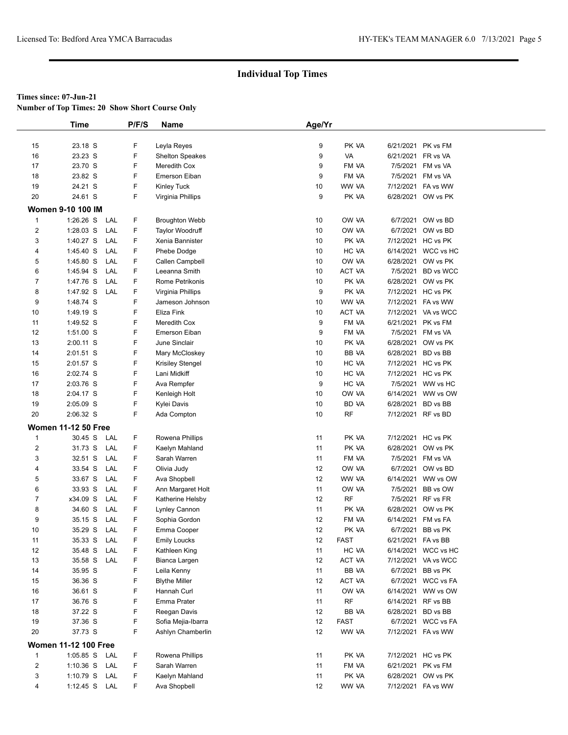## Individual Top Times

**Times since: 07-Jun-21**
**Number of Top Times: 20 Show Short Course Only**

| | Time | | P/F/S | Name | Age/Yr | | |
|---|---|---|---|---|---|---|---|
| 15 | 23.18 S | | F | Leyla Reyes | 9 | PK VA | 6/21/2021 PK vs FM |
| 16 | 23.23 S | | F | Shelton Speakes | 9 | VA | 6/21/2021 FR vs VA |
| 17 | 23.70 S | | F | Meredith Cox | 9 | FM VA | 7/5/2021 FM vs VA |
| 18 | 23.82 S | | F | Emerson Eiban | 9 | FM VA | 7/5/2021 FM vs VA |
| 19 | 24.21 S | | F | Kinley Tuck | 10 | WW VA | 7/12/2021 FA vs WW |
| 20 | 24.61 S | | F | Virginia Phillips | 9 | PK VA | 6/28/2021 OW vs PK |
| **Women 9-10 100 IM** | | | | | | | |
| 1 | 1:26.26 S | LAL | F | Broughton Webb | 10 | OW VA | 6/7/2021 OW vs BD |
| 2 | 1:28.03 S | LAL | F | Taylor Woodruff | 10 | OW VA | 6/7/2021 OW vs BD |
| 3 | 1:40.27 S | LAL | F | Xenia Bannister | 10 | PK VA | 7/12/2021 HC vs PK |
| 4 | 1:45.40 S | LAL | F | Phebe Dodge | 10 | HC VA | 6/14/2021 WCC vs HC |
| 5 | 1:45.80 S | LAL | F | Callen Campbell | 10 | OW VA | 6/28/2021 OW vs PK |
| 6 | 1:45.94 S | LAL | F | Leeanna Smith | 10 | ACT VA | 7/5/2021 BD vs WCC |
| 7 | 1:47.76 S | LAL | F | Rome Petrikonis | 10 | PK VA | 6/28/2021 OW vs PK |
| 8 | 1:47.92 S | LAL | F | Virginia Phillips | 9 | PK VA | 7/12/2021 HC vs PK |
| 9 | 1:48.74 S | | F | Jameson Johnson | 10 | WW VA | 7/12/2021 FA vs WW |
| 10 | 1:49.19 S | | F | Eliza Fink | 10 | ACT VA | 7/12/2021 VA vs WCC |
| 11 | 1:49.52 S | | F | Meredith Cox | 9 | FM VA | 6/21/2021 PK vs FM |
| 12 | 1:51.00 S | | F | Emerson Eiban | 9 | FM VA | 7/5/2021 FM vs VA |
| 13 | 2:00.11 S | | F | June Sinclair | 10 | PK VA | 6/28/2021 OW vs PK |
| 14 | 2:01.51 S | | F | Mary McCloskey | 10 | BB VA | 6/28/2021 BD vs BB |
| 15 | 2:01.57 S | | F | Krisiley Stengel | 10 | HC VA | 7/12/2021 HC vs PK |
| 16 | 2:02.74 S | | F | Lani Midkiff | 10 | HC VA | 7/12/2021 HC vs PK |
| 17 | 2:03.76 S | | F | Ava Rempfer | 9 | HC VA | 7/5/2021 WW vs HC |
| 18 | 2:04.17 S | | F | Kenleigh Holt | 10 | OW VA | 6/14/2021 WW vs OW |
| 19 | 2:05.09 S | | F | Kylei Davis | 10 | BD VA | 6/28/2021 BD vs BB |
| 20 | 2:06.32 S | | F | Ada Compton | 10 | RF | 7/12/2021 RF vs BD |
| **Women 11-12 50 Free** | | | | | | | |
| 1 | 30.45 S | LAL | F | Rowena Phillips | 11 | PK VA | 7/12/2021 HC vs PK |
| 2 | 31.73 S | LAL | F | Kaelyn Mahland | 11 | PK VA | 6/28/2021 OW vs PK |
| 3 | 32.51 S | LAL | F | Sarah Warren | 11 | FM VA | 7/5/2021 FM vs VA |
| 4 | 33.54 S | LAL | F | Olivia Judy | 12 | OW VA | 6/7/2021 OW vs BD |
| 5 | 33.67 S | LAL | F | Ava Shopbell | 12 | WW VA | 6/14/2021 WW vs OW |
| 6 | 33.93 S | LAL | F | Ann Margaret Holt | 11 | OW VA | 7/5/2021 BB vs OW |
| 7 | x34.09 S | LAL | F | Katherine Helsby | 12 | RF | 7/5/2021 RF vs FR |
| 8 | 34.60 S | LAL | F | Lynley Cannon | 11 | PK VA | 6/28/2021 OW vs PK |
| 9 | 35.15 S | LAL | F | Sophia Gordon | 12 | FM VA | 6/14/2021 FM vs FA |
| 10 | 35.29 S | LAL | F | Emma Cooper | 12 | PK VA | 6/7/2021 BB vs PK |
| 11 | 35.33 S | LAL | F | Emily Loucks | 12 | FAST | 6/21/2021 FA vs BB |
| 12 | 35.48 S | LAL | F | Kathleen King | 11 | HC VA | 6/14/2021 WCC vs HC |
| 13 | 35.58 S | LAL | F | Bianca Largen | 12 | ACT VA | 7/12/2021 VA vs WCC |
| 14 | 35.95 S | | F | Leila Kenny | 11 | BB VA | 6/7/2021 BB vs PK |
| 15 | 36.36 S | | F | Blythe Miller | 12 | ACT VA | 6/7/2021 WCC vs FA |
| 16 | 36.61 S | | F | Hannah Curl | 11 | OW VA | 6/14/2021 WW vs OW |
| 17 | 36.76 S | | F | Emma Prater | 11 | RF | 6/14/2021 RF vs BB |
| 18 | 37.22 S | | F | Reegan Davis | 12 | BB VA | 6/28/2021 BD vs BB |
| 19 | 37.36 S | | F | Sofia Mejia-Ibarra | 12 | FAST | 6/7/2021 WCC vs FA |
| 20 | 37.73 S | | F | Ashlyn Chamberlin | 12 | WW VA | 7/12/2021 FA vs WW |
| **Women 11-12 100 Free** | | | | | | | |
| 1 | 1:05.85 S | LAL | F | Rowena Phillips | 11 | PK VA | 7/12/2021 HC vs PK |
| 2 | 1:10.36 S | LAL | F | Sarah Warren | 11 | FM VA | 6/21/2021 PK vs FM |
| 3 | 1:10.79 S | LAL | F | Kaelyn Mahland | 11 | PK VA | 6/28/2021 OW vs PK |
| 4 | 1:12.45 S | LAL | F | Ava Shopbell | 12 | WW VA | 7/12/2021 FA vs WW |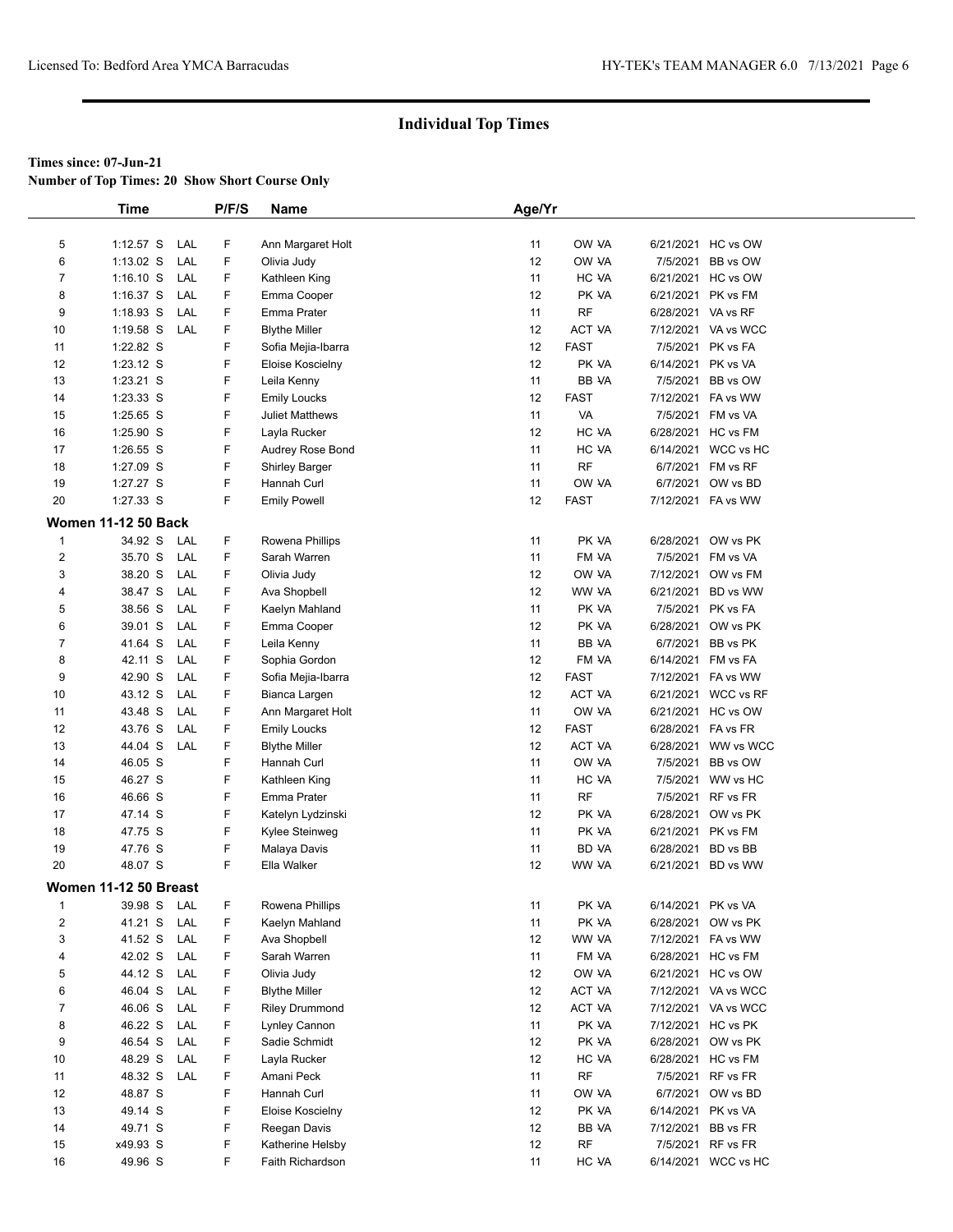## Individual Top Times

**Times since: 07-Jun-21**

**Number of Top Times: 20 Show Short Course Only**

| | Time | | P/F/S | Name | Age/Yr | | | |
|---|---|---|---|---|---|---|---|---|
| 5 | 1:12.57 S | LAL | F | Ann Margaret Holt | 11 | OW VA | 6/21/2021 | HC vs OW |
| 6 | 1:13.02 S | LAL | F | Olivia Judy | 12 | OW VA | 7/5/2021 | BB vs OW |
| 7 | 1:16.10 S | LAL | F | Kathleen King | 11 | HC VA | 6/21/2021 | HC vs OW |
| 8 | 1:16.37 S | LAL | F | Emma Cooper | 12 | PK VA | 6/21/2021 | PK vs FM |
| 9 | 1:18.93 S | LAL | F | Emma Prater | 11 | RF | 6/28/2021 | VA vs RF |
| 10 | 1:19.58 S | LAL | F | Blythe Miller | 12 | ACT VA | 7/12/2021 | VA vs WCC |
| 11 | 1:22.82 S | | F | Sofia Mejia-Ibarra | 12 | FAST | 7/5/2021 | PK vs FA |
| 12 | 1:23.12 S | | F | Eloise Koscielny | 12 | PK VA | 6/14/2021 | PK vs VA |
| 13 | 1:23.21 S | | F | Leila Kenny | 11 | BB VA | 7/5/2021 | BB vs OW |
| 14 | 1:23.33 S | | F | Emily Loucks | 12 | FAST | 7/12/2021 | FA vs WW |
| 15 | 1:25.65 S | | F | Juliet Matthews | 11 | VA | 7/5/2021 | FM vs VA |
| 16 | 1:25.90 S | | F | Layla Rucker | 12 | HC VA | 6/28/2021 | HC vs FM |
| 17 | 1:26.55 S | | F | Audrey Rose Bond | 11 | HC VA | 6/14/2021 | WCC vs HC |
| 18 | 1:27.09 S | | F | Shirley Barger | 11 | RF | 6/7/2021 | FM vs RF |
| 19 | 1:27.27 S | | F | Hannah Curl | 11 | OW VA | 6/7/2021 | OW vs BD |
| 20 | 1:27.33 S | | F | Emily Powell | 12 | FAST | 7/12/2021 | FA vs WW |

**Women 11-12 50 Back**

| | Time | | P/F/S | Name | Age/Yr | | | |
|---|---|---|---|---|---|---|---|---|
| 1 | 34.92 S | LAL | F | Rowena Phillips | 11 | PK VA | 6/28/2021 | OW vs PK |
| 2 | 35.70 S | LAL | F | Sarah Warren | 11 | FM VA | 7/5/2021 | FM vs VA |
| 3 | 38.20 S | LAL | F | Olivia Judy | 12 | OW VA | 7/12/2021 | OW vs FM |
| 4 | 38.47 S | LAL | F | Ava Shopbell | 12 | WW VA | 6/21/2021 | BD vs WW |
| 5 | 38.56 S | LAL | F | Kaelyn Mahland | 11 | PK VA | 7/5/2021 | PK vs FA |
| 6 | 39.01 S | LAL | F | Emma Cooper | 12 | PK VA | 6/28/2021 | OW vs PK |
| 7 | 41.64 S | LAL | F | Leila Kenny | 11 | BB VA | 6/7/2021 | BB vs PK |
| 8 | 42.11 S | LAL | F | Sophia Gordon | 12 | FM VA | 6/14/2021 | FM vs FA |
| 9 | 42.90 S | LAL | F | Sofia Mejia-Ibarra | 12 | FAST | 7/12/2021 | FA vs WW |
| 10 | 43.12 S | LAL | F | Bianca Largen | 12 | ACT VA | 6/21/2021 | WCC vs RF |
| 11 | 43.48 S | LAL | F | Ann Margaret Holt | 11 | OW VA | 6/21/2021 | HC vs OW |
| 12 | 43.76 S | LAL | F | Emily Loucks | 12 | FAST | 6/28/2021 | FA vs FR |
| 13 | 44.04 S | LAL | F | Blythe Miller | 12 | ACT VA | 6/28/2021 | WW vs WCC |
| 14 | 46.05 S | | F | Hannah Curl | 11 | OW VA | 7/5/2021 | BB vs OW |
| 15 | 46.27 S | | F | Kathleen King | 11 | HC VA | 7/5/2021 | WW vs HC |
| 16 | 46.66 S | | F | Emma Prater | 11 | RF | 7/5/2021 | RF vs FR |
| 17 | 47.14 S | | F | Katelyn Lydzinski | 12 | PK VA | 6/28/2021 | OW vs PK |
| 18 | 47.75 S | | F | Kylee Steinweg | 11 | PK VA | 6/21/2021 | PK vs FM |
| 19 | 47.76 S | | F | Malaya Davis | 11 | BD VA | 6/28/2021 | BD vs BB |
| 20 | 48.07 S | | F | Ella Walker | 12 | WW VA | 6/21/2021 | BD vs WW |

**Women 11-12 50 Breast**

| | Time | | P/F/S | Name | Age/Yr | | | |
|---|---|---|---|---|---|---|---|---|
| 1 | 39.98 S | LAL | F | Rowena Phillips | 11 | PK VA | 6/14/2021 | PK vs VA |
| 2 | 41.21 S | LAL | F | Kaelyn Mahland | 11 | PK VA | 6/28/2021 | OW vs PK |
| 3 | 41.52 S | LAL | F | Ava Shopbell | 12 | WW VA | 7/12/2021 | FA vs WW |
| 4 | 42.02 S | LAL | F | Sarah Warren | 11 | FM VA | 6/28/2021 | HC vs FM |
| 5 | 44.12 S | LAL | F | Olivia Judy | 12 | OW VA | 6/21/2021 | HC vs OW |
| 6 | 46.04 S | LAL | F | Blythe Miller | 12 | ACT VA | 7/12/2021 | VA vs WCC |
| 7 | 46.06 S | LAL | F | Riley Drummond | 12 | ACT VA | 7/12/2021 | VA vs WCC |
| 8 | 46.22 S | LAL | F | Lynley Cannon | 11 | PK VA | 7/12/2021 | HC vs PK |
| 9 | 46.54 S | LAL | F | Sadie Schmidt | 12 | PK VA | 6/28/2021 | OW vs PK |
| 10 | 48.29 S | LAL | F | Layla Rucker | 12 | HC VA | 6/28/2021 | HC vs FM |
| 11 | 48.32 S | LAL | F | Amani Peck | 11 | RF | 7/5/2021 | RF vs FR |
| 12 | 48.87 S | | F | Hannah Curl | 11 | OW VA | 6/7/2021 | OW vs BD |
| 13 | 49.14 S | | F | Eloise Koscielny | 12 | PK VA | 6/14/2021 | PK vs VA |
| 14 | 49.71 S | | F | Reegan Davis | 12 | BB VA | 7/12/2021 | BB vs FR |
| 15 | x49.93 S | | F | Katherine Helsby | 12 | RF | 7/5/2021 | RF vs FR |
| 16 | 49.96 S | | F | Faith Richardson | 11 | HC VA | 6/14/2021 | WCC vs HC |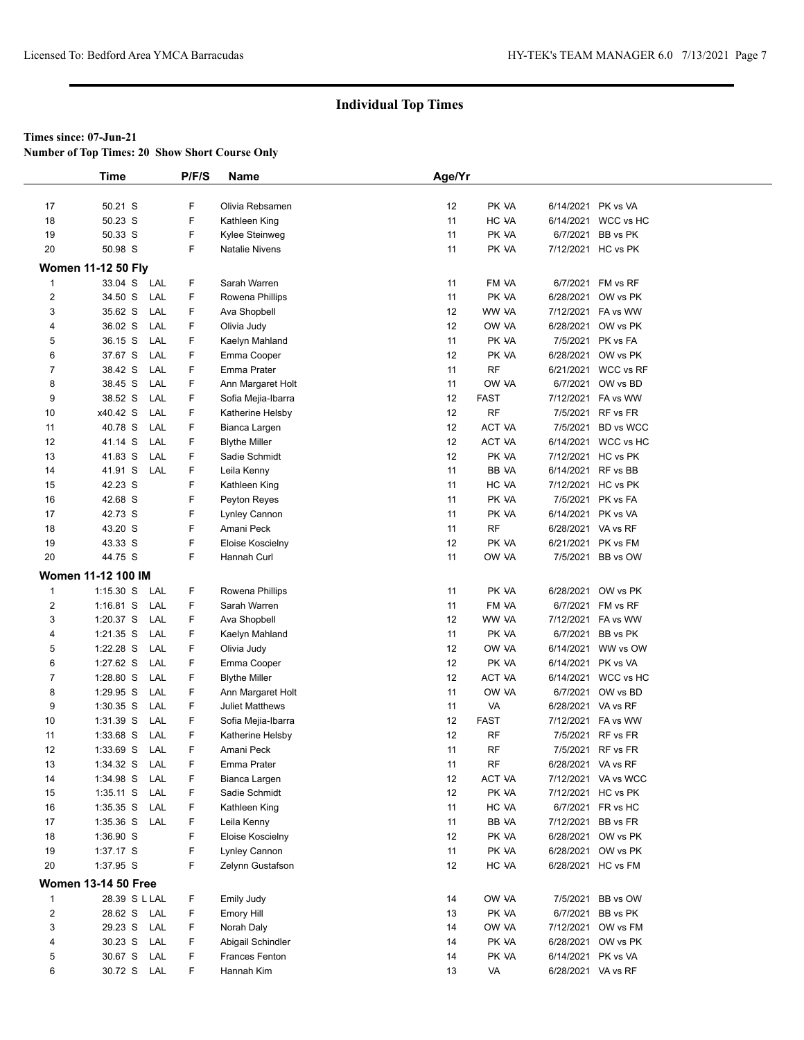## Individual Top Times

**Times since: 07-Jun-21**

**Number of Top Times: 20 Show Short Course Only**

| | Time | | P/F/S | Name | Age/Yr | | | |
|---|---|---|---|---|---|---|---|---|
| 17 | 50.21 S | | F | Olivia Rebsamen | 12 | PK -VA | 6/14/2021 | PK vs VA |
| 18 | 50.23 S | | F | Kathleen King | 11 | HC -VA | 6/14/2021 | WCC vs HC |
| 19 | 50.33 S | | F | Kylee Steinweg | 11 | PK -VA | 6/7/2021 | BB vs PK |
| 20 | 50.98 S | | F | Natalie Nivens | 11 | PK -VA | 7/12/2021 | HC vs PK |

**Women 11-12 50 Fly**

| | Time | | P/F/S | Name | Age/Yr | | | |
|---|---|---|---|---|---|---|---|---|
| 1 | 33.04 S | LAL | F | Sarah Warren | 11 | FM -VA | 6/7/2021 | FM vs RF |
| 2 | 34.50 S | LAL | F | Rowena Phillips | 11 | PK -VA | 6/28/2021 | OW vs PK |
| 3 | 35.62 S | LAL | F | Ava Shopbell | 12 | WW -VA | 7/12/2021 | FA vs WW |
| 4 | 36.02 S | LAL | F | Olivia Judy | 12 | OW -VA | 6/28/2021 | OW vs PK |
| 5 | 36.15 S | LAL | F | Kaelyn Mahland | 11 | PK -VA | 7/5/2021 | PK vs FA |
| 6 | 37.67 S | LAL | F | Emma Cooper | 12 | PK -VA | 6/28/2021 | OW vs PK |
| 7 | 38.42 S | LAL | F | Emma Prater | 11 | RF | 6/21/2021 | WCC vs RF |
| 8 | 38.45 S | LAL | F | Ann Margaret Holt | 11 | OW -VA | 6/7/2021 | OW vs BD |
| 9 | 38.52 S | LAL | F | Sofia Mejia-Ibarra | 12 | FAST | 7/12/2021 | FA vs WW |
| 10 | x40.42 S | LAL | F | Katherine Helsby | 12 | RF | 7/5/2021 | RF vs FR |
| 11 | 40.78 S | LAL | F | Bianca Largen | 12 | ACT -VA | 7/5/2021 | BD vs WCC |
| 12 | 41.14 S | LAL | F | Blythe Miller | 12 | ACT -VA | 6/14/2021 | WCC vs HC |
| 13 | 41.83 S | LAL | F | Sadie Schmidt | 12 | PK -VA | 7/12/2021 | HC vs PK |
| 14 | 41.91 S | LAL | F | Leila Kenny | 11 | BB -VA | 6/14/2021 | RF vs BB |
| 15 | 42.23 S | | F | Kathleen King | 11 | HC -VA | 7/12/2021 | HC vs PK |
| 16 | 42.68 S | | F | Peyton Reyes | 11 | PK -VA | 7/5/2021 | PK vs FA |
| 17 | 42.73 S | | F | Lynley Cannon | 11 | PK -VA | 6/14/2021 | PK vs VA |
| 18 | 43.20 S | | F | Amani Peck | 11 | RF | 6/28/2021 | VA vs RF |
| 19 | 43.33 S | | F | Eloise Koscielny | 12 | PK -VA | 6/21/2021 | PK vs FM |
| 20 | 44.75 S | | F | Hannah Curl | 11 | OW -VA | 7/5/2021 | BB vs OW |

**Women 11-12 100 IM**

| | Time | | P/F/S | Name | Age/Yr | | | |
|---|---|---|---|---|---|---|---|---|
| 1 | 1:15.30 S | LAL | F | Rowena Phillips | 11 | PK -VA | 6/28/2021 | OW vs PK |
| 2 | 1:16.81 S | LAL | F | Sarah Warren | 11 | FM -VA | 6/7/2021 | FM vs RF |
| 3 | 1:20.37 S | LAL | F | Ava Shopbell | 12 | WW -VA | 7/12/2021 | FA vs WW |
| 4 | 1:21.35 S | LAL | F | Kaelyn Mahland | 11 | PK -VA | 6/7/2021 | BB vs PK |
| 5 | 1:22.28 S | LAL | F | Olivia Judy | 12 | OW -VA | 6/14/2021 | WW vs OW |
| 6 | 1:27.62 S | LAL | F | Emma Cooper | 12 | PK -VA | 6/14/2021 | PK vs VA |
| 7 | 1:28.80 S | LAL | F | Blythe Miller | 12 | ACT -VA | 6/14/2021 | WCC vs HC |
| 8 | 1:29.95 S | LAL | F | Ann Margaret Holt | 11 | OW -VA | 6/7/2021 | OW vs BD |
| 9 | 1:30.35 S | LAL | F | Juliet Matthews | 11 | VA | 6/28/2021 | VA vs RF |
| 10 | 1:31.39 S | LAL | F | Sofia Mejia-Ibarra | 12 | FAST | 7/12/2021 | FA vs WW |
| 11 | 1:33.68 S | LAL | F | Katherine Helsby | 12 | RF | 7/5/2021 | RF vs FR |
| 12 | 1:33.69 S | LAL | F | Amani Peck | 11 | RF | 7/5/2021 | RF vs FR |
| 13 | 1:34.32 S | LAL | F | Emma Prater | 11 | RF | 6/28/2021 | VA vs RF |
| 14 | 1:34.98 S | LAL | F | Bianca Largen | 12 | ACT -VA | 7/12/2021 | VA vs WCC |
| 15 | 1:35.11 S | LAL | F | Sadie Schmidt | 12 | PK -VA | 7/12/2021 | HC vs PK |
| 16 | 1:35.35 S | LAL | F | Kathleen King | 11 | HC -VA | 6/7/2021 | FR vs HC |
| 17 | 1:35.36 S | LAL | F | Leila Kenny | 11 | BB -VA | 7/12/2021 | BB vs FR |
| 18 | 1:36.90 S | | F | Eloise Koscielny | 12 | PK -VA | 6/28/2021 | OW vs PK |
| 19 | 1:37.17 S | | F | Lynley Cannon | 11 | PK -VA | 6/28/2021 | OW vs PK |
| 20 | 1:37.95 S | | F | Zelynn Gustafson | 12 | HC -VA | 6/28/2021 | HC vs FM |

**Women 13-14 50 Free**

| | Time | | P/F/S | Name | Age/Yr | | | |
|---|---|---|---|---|---|---|---|---|
| 1 | 28.39 S | L LAL | F | Emily Judy | 14 | OW -VA | 7/5/2021 | BB vs OW |
| 2 | 28.62 S | LAL | F | Emory Hill | 13 | PK -VA | 6/7/2021 | BB vs PK |
| 3 | 29.23 S | LAL | F | Norah Daly | 14 | OW -VA | 7/12/2021 | OW vs FM |
| 4 | 30.23 S | LAL | F | Abigail Schindler | 14 | PK -VA | 6/28/2021 | OW vs PK |
| 5 | 30.67 S | LAL | F | Frances Fenton | 14 | PK -VA | 6/14/2021 | PK vs VA |
| 6 | 30.72 S | LAL | F | Hannah Kim | 13 | VA | 6/28/2021 | VA vs RF |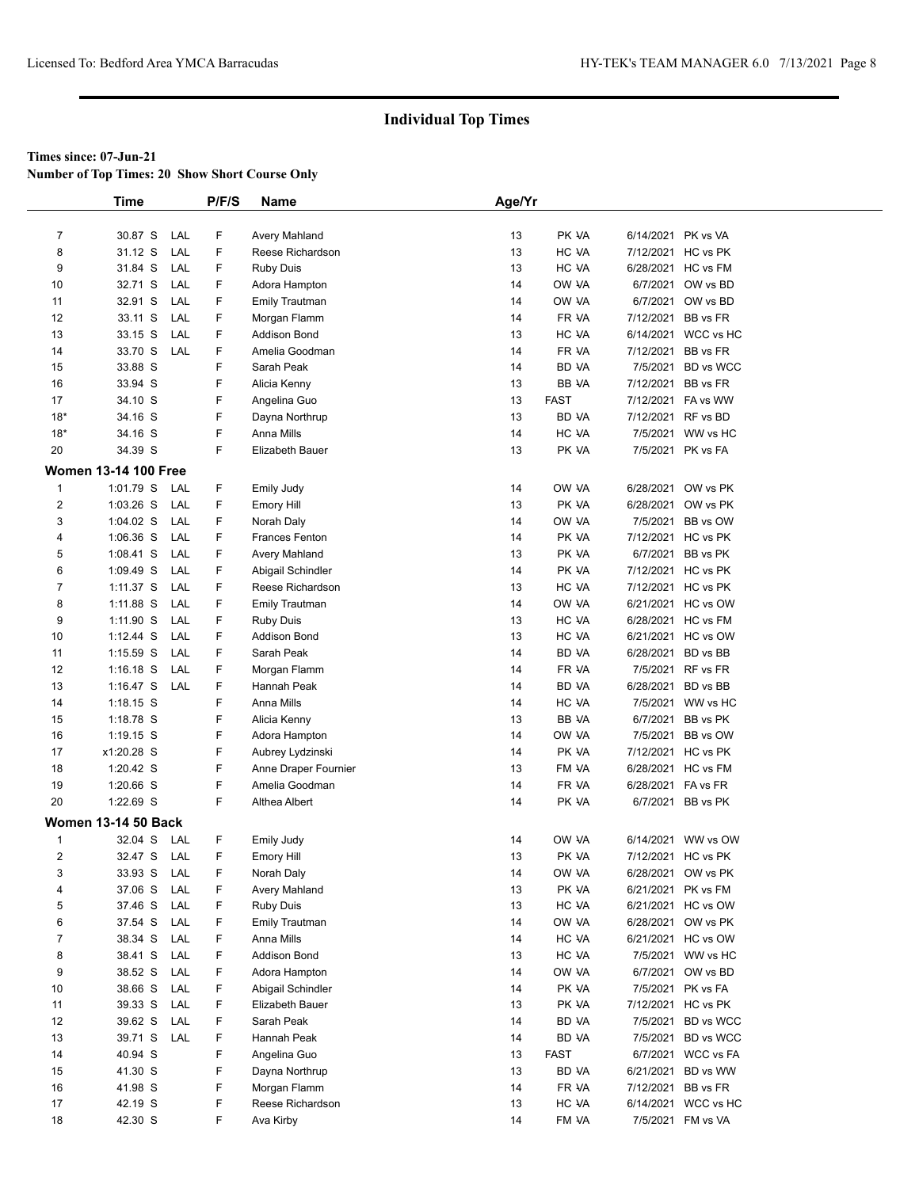## Individual Top Times

**Times since: 07-Jun-21**
**Number of Top Times: 20 Show Short Course Only**

| | Time | | P/F/S | Name | Age/Yr | | | |
|---|---|---|---|---|---|---|---|---|
| 7 | 30.87 S | LAL | F | Avery Mahland | 13 | PK VA | 6/14/2021 | PK vs VA |
| 8 | 31.12 S | LAL | F | Reese Richardson | 13 | HC VA | 7/12/2021 | HC vs PK |
| 9 | 31.84 S | LAL | F | Ruby Duis | 13 | HC VA | 6/28/2021 | HC vs FM |
| 10 | 32.71 S | LAL | F | Adora Hampton | 14 | OW VA | 6/7/2021 | OW vs BD |
| 11 | 32.91 S | LAL | F | Emily Trautman | 14 | OW VA | 6/7/2021 | OW vs BD |
| 12 | 33.11 S | LAL | F | Morgan Flamm | 14 | FR VA | 7/12/2021 | BB vs FR |
| 13 | 33.15 S | LAL | F | Addison Bond | 13 | HC VA | 6/14/2021 | WCC vs HC |
| 14 | 33.70 S | LAL | F | Amelia Goodman | 14 | FR VA | 7/12/2021 | BB vs FR |
| 15 | 33.88 S | | F | Sarah Peak | 14 | BD VA | 7/5/2021 | BD vs WCC |
| 16 | 33.94 S | | F | Alicia Kenny | 13 | BB VA | 7/12/2021 | BB vs FR |
| 17 | 34.10 S | | F | Angelina Guo | 13 | FAST | 7/12/2021 | FA vs WW |
| 18* | 34.16 S | | F | Dayna Northrup | 13 | BD VA | 7/12/2021 | RF vs BD |
| 18* | 34.16 S | | F | Anna Mills | 14 | HC VA | 7/5/2021 | WW vs HC |
| 20 | 34.39 S | | F | Elizabeth Bauer | 13 | PK VA | 7/5/2021 | PK vs FA |

### Women 13-14 100 Free

| | Time | | P/F/S | Name | Age/Yr | | | |
|---|---|---|---|---|---|---|---|---|
| 1 | 1:01.79 S | LAL | F | Emily Judy | 14 | OW VA | 6/28/2021 | OW vs PK |
| 2 | 1:03.26 S | LAL | F | Emory Hill | 13 | PK VA | 6/28/2021 | OW vs PK |
| 3 | 1:04.02 S | LAL | F | Norah Daly | 14 | OW VA | 7/5/2021 | BB vs OW |
| 4 | 1:06.36 S | LAL | F | Frances Fenton | 14 | PK VA | 7/12/2021 | HC vs PK |
| 5 | 1:08.41 S | LAL | F | Avery Mahland | 13 | PK VA | 6/7/2021 | BB vs PK |
| 6 | 1:09.49 S | LAL | F | Abigail Schindler | 14 | PK VA | 7/12/2021 | HC vs PK |
| 7 | 1:11.37 S | LAL | F | Reese Richardson | 13 | HC VA | 7/12/2021 | HC vs PK |
| 8 | 1:11.88 S | LAL | F | Emily Trautman | 14 | OW VA | 6/21/2021 | HC vs OW |
| 9 | 1:11.90 S | LAL | F | Ruby Duis | 13 | HC VA | 6/28/2021 | HC vs FM |
| 10 | 1:12.44 S | LAL | F | Addison Bond | 13 | HC VA | 6/21/2021 | HC vs OW |
| 11 | 1:15.59 S | LAL | F | Sarah Peak | 14 | BD VA | 6/28/2021 | BD vs BB |
| 12 | 1:16.18 S | LAL | F | Morgan Flamm | 14 | FR VA | 7/5/2021 | RF vs FR |
| 13 | 1:16.47 S | LAL | F | Hannah Peak | 14 | BD VA | 6/28/2021 | BD vs BB |
| 14 | 1:18.15 S | | F | Anna Mills | 14 | HC VA | 7/5/2021 | WW vs HC |
| 15 | 1:18.78 S | | F | Alicia Kenny | 13 | BB VA | 6/7/2021 | BB vs PK |
| 16 | 1:19.15 S | | F | Adora Hampton | 14 | OW VA | 7/5/2021 | BB vs OW |
| 17 | x1:20.28 S | | F | Aubrey Lydzinski | 14 | PK VA | 7/12/2021 | HC vs PK |
| 18 | 1:20.42 S | | F | Anne Draper Fournier | 13 | FM VA | 6/28/2021 | HC vs FM |
| 19 | 1:20.66 S | | F | Amelia Goodman | 14 | FR VA | 6/28/2021 | FA vs FR |
| 20 | 1:22.69 S | | F | Althea Albert | 14 | PK VA | 6/7/2021 | BB vs PK |

### Women 13-14 50 Back

| | Time | | P/F/S | Name | Age/Yr | | | |
|---|---|---|---|---|---|---|---|---|
| 1 | 32.04 S | LAL | F | Emily Judy | 14 | OW VA | 6/14/2021 | WW vs OW |
| 2 | 32.47 S | LAL | F | Emory Hill | 13 | PK VA | 7/12/2021 | HC vs PK |
| 3 | 33.93 S | LAL | F | Norah Daly | 14 | OW VA | 6/28/2021 | OW vs PK |
| 4 | 37.06 S | LAL | F | Avery Mahland | 13 | PK VA | 6/21/2021 | PK vs FM |
| 5 | 37.46 S | LAL | F | Ruby Duis | 13 | HC VA | 6/21/2021 | HC vs OW |
| 6 | 37.54 S | LAL | F | Emily Trautman | 14 | OW VA | 6/28/2021 | OW vs PK |
| 7 | 38.34 S | LAL | F | Anna Mills | 14 | HC VA | 6/21/2021 | HC vs OW |
| 8 | 38.41 S | LAL | F | Addison Bond | 13 | HC VA | 7/5/2021 | WW vs HC |
| 9 | 38.52 S | LAL | F | Adora Hampton | 14 | OW VA | 6/7/2021 | OW vs BD |
| 10 | 38.66 S | LAL | F | Abigail Schindler | 14 | PK VA | 7/5/2021 | PK vs FA |
| 11 | 39.33 S | LAL | F | Elizabeth Bauer | 13 | PK VA | 7/12/2021 | HC vs PK |
| 12 | 39.62 S | LAL | F | Sarah Peak | 14 | BD VA | 7/5/2021 | BD vs WCC |
| 13 | 39.71 S | LAL | F | Hannah Peak | 14 | BD VA | 7/5/2021 | BD vs WCC |
| 14 | 40.94 S | | F | Angelina Guo | 13 | FAST | 6/7/2021 | WCC vs FA |
| 15 | 41.30 S | | F | Dayna Northrup | 13 | BD VA | 6/21/2021 | BD vs WW |
| 16 | 41.98 S | | F | Morgan Flamm | 14 | FR VA | 7/12/2021 | BB vs FR |
| 17 | 42.19 S | | F | Reese Richardson | 13 | HC VA | 6/14/2021 | WCC vs HC |
| 18 | 42.30 S | | F | Ava Kirby | 14 | FM VA | 7/5/2021 | FM vs VA |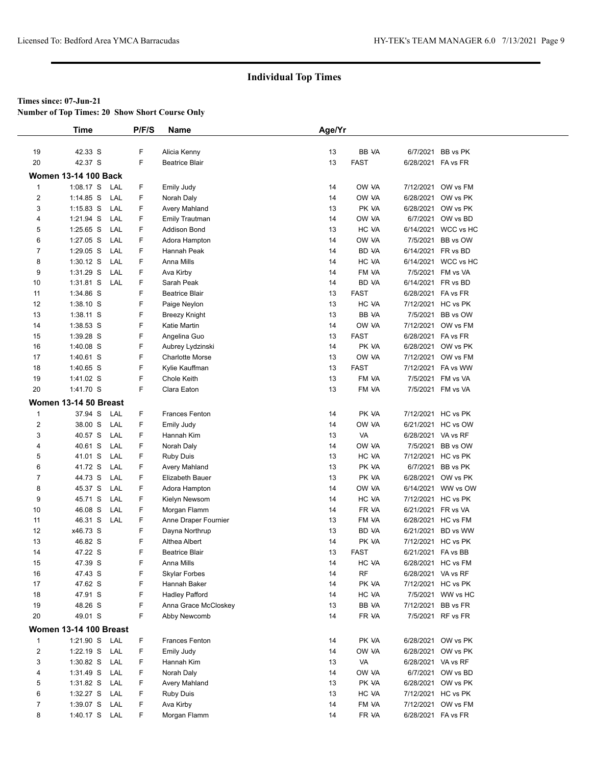## Individual Top Times

**Times since: 07-Jun-21**

**Number of Top Times: 20 Show Short Course Only**

| | Time | | P/F/S | Name | Age/Yr | | | |
|---|---|---|---|---|---|---|---|---|
| 19 | 42.33 S | | F | Alicia Kenny | 13 | BB VA | 6/7/2021 | BB vs PK |
| 20 | 42.37 S | | F | Beatrice Blair | 13 | FAST | 6/28/2021 | FA vs FR |
| **Women 13-14 100 Back** | | | | | | | | |
| 1 | 1:08.17 S | LAL | F | Emily Judy | 14 | OW VA | 7/12/2021 | OW vs FM |
| 2 | 1:14.85 S | LAL | F | Norah Daly | 14 | OW VA | 6/28/2021 | OW vs PK |
| 3 | 1:15.83 S | LAL | F | Avery Mahland | 13 | PK VA | 6/28/2021 | OW vs PK |
| 4 | 1:21.94 S | LAL | F | Emily Trautman | 14 | OW VA | 6/7/2021 | OW vs BD |
| 5 | 1:25.65 S | LAL | F | Addison Bond | 13 | HC VA | 6/14/2021 | WCC vs HC |
| 6 | 1:27.05 S | LAL | F | Adora Hampton | 14 | OW VA | 7/5/2021 | BB vs OW |
| 7 | 1:29.05 S | LAL | F | Hannah Peak | 14 | BD VA | 6/14/2021 | FR vs BD |
| 8 | 1:30.12 S | LAL | F | Anna Mills | 14 | HC VA | 6/14/2021 | WCC vs HC |
| 9 | 1:31.29 S | LAL | F | Ava Kirby | 14 | FM VA | 7/5/2021 | FM vs VA |
| 10 | 1:31.81 S | LAL | F | Sarah Peak | 14 | BD VA | 6/14/2021 | FR vs BD |
| 11 | 1:34.86 S | | F | Beatrice Blair | 13 | FAST | 6/28/2021 | FA vs FR |
| 12 | 1:38.10 S | | F | Paige Neylon | 13 | HC VA | 7/12/2021 | HC vs PK |
| 13 | 1:38.11 S | | F | Breezy Knight | 13 | BB VA | 7/5/2021 | BB vs OW |
| 14 | 1:38.53 S | | F | Katie Martin | 14 | OW VA | 7/12/2021 | OW vs FM |
| 15 | 1:39.28 S | | F | Angelina Guo | 13 | FAST | 6/28/2021 | FA vs FR |
| 16 | 1:40.08 S | | F | Aubrey Lydzinski | 14 | PK VA | 6/28/2021 | OW vs PK |
| 17 | 1:40.61 S | | F | Charlotte Morse | 13 | OW VA | 7/12/2021 | OW vs FM |
| 18 | 1:40.65 S | | F | Kylie Kauffman | 13 | FAST | 7/12/2021 | FA vs WW |
| 19 | 1:41.02 S | | F | Chole Keith | 13 | FM VA | 7/5/2021 | FM vs VA |
| 20 | 1:41.70 S | | F | Clara Eaton | 13 | FM VA | 7/5/2021 | FM vs VA |
| **Women 13-14 50 Breast** | | | | | | | | |
| 1 | 37.94 S | LAL | F | Frances Fenton | 14 | PK VA | 7/12/2021 | HC vs PK |
| 2 | 38.00 S | LAL | F | Emily Judy | 14 | OW VA | 6/21/2021 | HC vs OW |
| 3 | 40.57 S | LAL | F | Hannah Kim | 13 | VA | 6/28/2021 | VA vs RF |
| 4 | 40.61 S | LAL | F | Norah Daly | 14 | OW VA | 7/5/2021 | BB vs OW |
| 5 | 41.01 S | LAL | F | Ruby Duis | 13 | HC VA | 7/12/2021 | HC vs PK |
| 6 | 41.72 S | LAL | F | Avery Mahland | 13 | PK VA | 6/7/2021 | BB vs PK |
| 7 | 44.73 S | LAL | F | Elizabeth Bauer | 13 | PK VA | 6/28/2021 | OW vs PK |
| 8 | 45.37 S | LAL | F | Adora Hampton | 14 | OW VA | 6/14/2021 | WW vs OW |
| 9 | 45.71 S | LAL | F | Kielyn Newsom | 14 | HC VA | 7/12/2021 | HC vs PK |
| 10 | 46.08 S | LAL | F | Morgan Flamm | 14 | FR VA | 6/21/2021 | FR vs VA |
| 11 | 46.31 S | LAL | F | Anne Draper Fournier | 13 | FM VA | 6/28/2021 | HC vs FM |
| 12 | x46.73 S | | F | Dayna Northrup | 13 | BD VA | 6/21/2021 | BD vs WW |
| 13 | 46.82 S | | F | Althea Albert | 14 | PK VA | 7/12/2021 | HC vs PK |
| 14 | 47.22 S | | F | Beatrice Blair | 13 | FAST | 6/21/2021 | FA vs BB |
| 15 | 47.39 S | | F | Anna Mills | 14 | HC VA | 6/28/2021 | HC vs FM |
| 16 | 47.43 S | | F | Skylar Forbes | 14 | RF | 6/28/2021 | VA vs RF |
| 17 | 47.62 S | | F | Hannah Baker | 14 | PK VA | 7/12/2021 | HC vs PK |
| 18 | 47.91 S | | F | Hadley Pafford | 14 | HC VA | 7/5/2021 | WW vs HC |
| 19 | 48.26 S | | F | Anna Grace McCloskey | 13 | BB VA | 7/12/2021 | BB vs FR |
| 20 | 49.01 S | | F | Abby Newcomb | 14 | FR VA | 7/5/2021 | RF vs FR |
| **Women 13-14 100 Breast** | | | | | | | | |
| 1 | 1:21.90 S | LAL | F | Frances Fenton | 14 | PK VA | 6/28/2021 | OW vs PK |
| 2 | 1:22.19 S | LAL | F | Emily Judy | 14 | OW VA | 6/28/2021 | OW vs PK |
| 3 | 1:30.82 S | LAL | F | Hannah Kim | 13 | VA | 6/28/2021 | VA vs RF |
| 4 | 1:31.49 S | LAL | F | Norah Daly | 14 | OW VA | 6/7/2021 | OW vs BD |
| 5 | 1:31.82 S | LAL | F | Avery Mahland | 13 | PK VA | 6/28/2021 | OW vs PK |
| 6 | 1:32.27 S | LAL | F | Ruby Duis | 13 | HC VA | 7/12/2021 | HC vs PK |
| 7 | 1:39.07 S | LAL | F | Ava Kirby | 14 | FM VA | 7/12/2021 | OW vs FM |
| 8 | 1:40.17 S | LAL | F | Morgan Flamm | 14 | FR VA | 6/28/2021 | FA vs FR |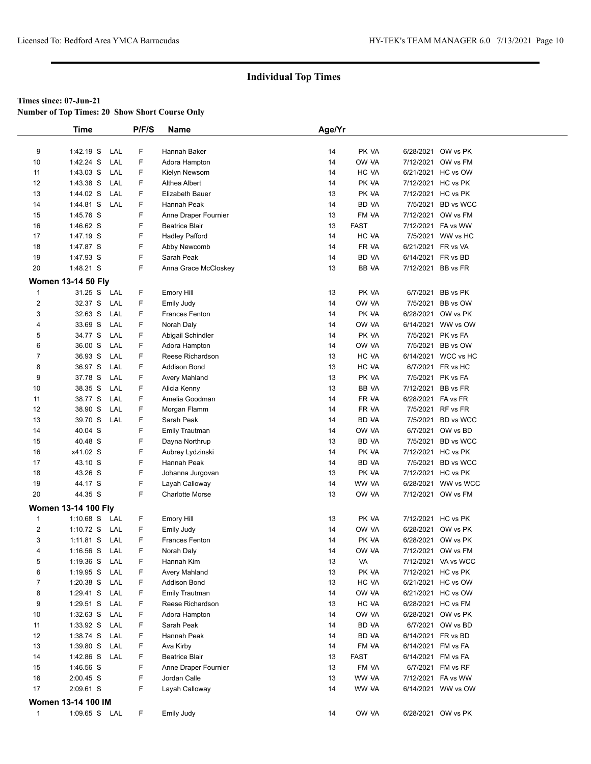## Individual Top Times

**Times since: 07-Jun-21**

**Number of Top Times: 20 Show Short Course Only**

| | Time | | P/F/S | Name | Age/Yr | | | |
|---|---|---|---|---|---|---|---|---|
| 9 | 1:42.19 S | LAL | F | Hannah Baker | 14 | PK VA | 6/28/2021 | OW vs PK |
| 10 | 1:42.24 S | LAL | F | Adora Hampton | 14 | OW VA | 7/12/2021 | OW vs FM |
| 11 | 1:43.03 S | LAL | F | Kielyn Newsom | 14 | HC VA | 6/21/2021 | HC vs OW |
| 12 | 1:43.38 S | LAL | F | Althea Albert | 14 | PK VA | 7/12/2021 | HC vs PK |
| 13 | 1:44.02 S | LAL | F | Elizabeth Bauer | 13 | PK VA | 7/12/2021 | HC vs PK |
| 14 | 1:44.81 S | LAL | F | Hannah Peak | 14 | BD VA | 7/5/2021 | BD vs WCC |
| 15 | 1:45.76 S | | F | Anne Draper Fournier | 13 | FM VA | 7/12/2021 | OW vs FM |
| 16 | 1:46.62 S | | F | Beatrice Blair | 13 | FAST | 7/12/2021 | FA vs WW |
| 17 | 1:47.19 S | | F | Hadley Pafford | 14 | HC VA | 7/5/2021 | WW vs HC |
| 18 | 1:47.87 S | | F | Abby Newcomb | 14 | FR VA | 6/21/2021 | FR vs VA |
| 19 | 1:47.93 S | | F | Sarah Peak | 14 | BD VA | 6/14/2021 | FR vs BD |
| 20 | 1:48.21 S | | F | Anna Grace McCloskey | 13 | BB VA | 7/12/2021 | BB vs FR |

**Women 13-14 50 Fly**

| | Time | | P/F/S | Name | Age/Yr | | | |
|---|---|---|---|---|---|---|---|---|
| 1 | 31.25 S | LAL | F | Emory Hill | 13 | PK VA | 6/7/2021 | BB vs PK |
| 2 | 32.37 S | LAL | F | Emily Judy | 14 | OW VA | 7/5/2021 | BB vs OW |
| 3 | 32.63 S | LAL | F | Frances Fenton | 14 | PK VA | 6/28/2021 | OW vs PK |
| 4 | 33.69 S | LAL | F | Norah Daly | 14 | OW VA | 6/14/2021 | WW vs OW |
| 5 | 34.77 S | LAL | F | Abigail Schindler | 14 | PK VA | 7/5/2021 | PK vs FA |
| 6 | 36.00 S | LAL | F | Adora Hampton | 14 | OW VA | 7/5/2021 | BB vs OW |
| 7 | 36.93 S | LAL | F | Reese Richardson | 13 | HC VA | 6/14/2021 | WCC vs HC |
| 8 | 36.97 S | LAL | F | Addison Bond | 13 | HC VA | 6/7/2021 | FR vs HC |
| 9 | 37.78 S | LAL | F | Avery Mahland | 13 | PK VA | 7/5/2021 | PK vs FA |
| 10 | 38.35 S | LAL | F | Alicia Kenny | 13 | BB VA | 7/12/2021 | BB vs FR |
| 11 | 38.77 S | LAL | F | Amelia Goodman | 14 | FR VA | 6/28/2021 | FA vs FR |
| 12 | 38.90 S | LAL | F | Morgan Flamm | 14 | FR VA | 7/5/2021 | RF vs FR |
| 13 | 39.70 S | LAL | F | Sarah Peak | 14 | BD VA | 7/5/2021 | BD vs WCC |
| 14 | 40.04 S | | F | Emily Trautman | 14 | OW VA | 6/7/2021 | OW vs BD |
| 15 | 40.48 S | | F | Dayna Northrup | 13 | BD VA | 7/5/2021 | BD vs WCC |
| 16 | x41.02 S | | F | Aubrey Lydzinski | 14 | PK VA | 7/12/2021 | HC vs PK |
| 17 | 43.10 S | | F | Hannah Peak | 14 | BD VA | 7/5/2021 | BD vs WCC |
| 18 | 43.26 S | | F | Johanna Jurgovan | 13 | PK VA | 7/12/2021 | HC vs PK |
| 19 | 44.17 S | | F | Layah Calloway | 14 | WW VA | 6/28/2021 | WW vs WCC |
| 20 | 44.35 S | | F | Charlotte Morse | 13 | OW VA | 7/12/2021 | OW vs FM |

**Women 13-14 100 Fly**

| | Time | | P/F/S | Name | Age/Yr | | | |
|---|---|---|---|---|---|---|---|---|
| 1 | 1:10.68 S | LAL | F | Emory Hill | 13 | PK VA | 7/12/2021 | HC vs PK |
| 2 | 1:10.72 S | LAL | F | Emily Judy | 14 | OW VA | 6/28/2021 | OW vs PK |
| 3 | 1:11.81 S | LAL | F | Frances Fenton | 14 | PK VA | 6/28/2021 | OW vs PK |
| 4 | 1:16.56 S | LAL | F | Norah Daly | 14 | OW VA | 7/12/2021 | OW vs FM |
| 5 | 1:19.36 S | LAL | F | Hannah Kim | 13 | VA | 7/12/2021 | VA vs WCC |
| 6 | 1:19.95 S | LAL | F | Avery Mahland | 13 | PK VA | 7/12/2021 | HC vs PK |
| 7 | 1:20.38 S | LAL | F | Addison Bond | 13 | HC VA | 6/21/2021 | HC vs OW |
| 8 | 1:29.41 S | LAL | F | Emily Trautman | 14 | OW VA | 6/21/2021 | HC vs OW |
| 9 | 1:29.51 S | LAL | F | Reese Richardson | 13 | HC VA | 6/28/2021 | HC vs FM |
| 10 | 1:32.63 S | LAL | F | Adora Hampton | 14 | OW VA | 6/28/2021 | OW vs PK |
| 11 | 1:33.92 S | LAL | F | Sarah Peak | 14 | BD VA | 6/7/2021 | OW vs BD |
| 12 | 1:38.74 S | LAL | F | Hannah Peak | 14 | BD VA | 6/14/2021 | FR vs BD |
| 13 | 1:39.80 S | LAL | F | Ava Kirby | 14 | FM VA | 6/14/2021 | FM vs FA |
| 14 | 1:42.86 S | LAL | F | Beatrice Blair | 13 | FAST | 6/14/2021 | FM vs FA |
| 15 | 1:46.56 S | | F | Anne Draper Fournier | 13 | FM VA | 6/7/2021 | FM vs RF |
| 16 | 2:00.45 S | | F | Jordan Calle | 13 | WW VA | 7/12/2021 | FA vs WW |
| 17 | 2:09.61 S | | F | Layah Calloway | 14 | WW VA | 6/14/2021 | WW vs OW |

**Women 13-14 100 IM**

| | Time | | P/F/S | Name | Age/Yr | | | |
|---|---|---|---|---|---|---|---|---|
| 1 | 1:09.65 S | LAL | F | Emily Judy | 14 | OW VA | 6/28/2021 | OW vs PK |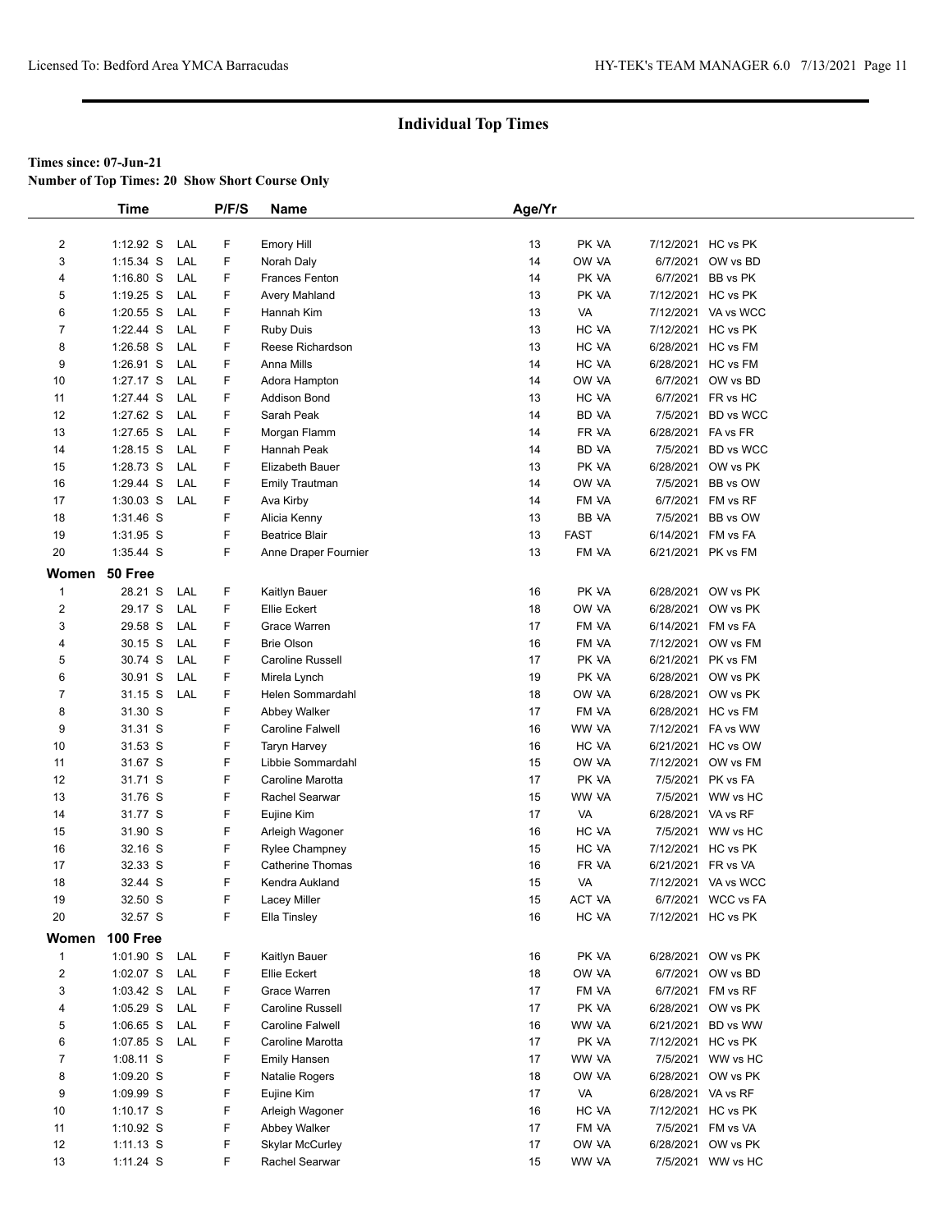## Individual Top Times

**Times since: 07-Jun-21**

**Number of Top Times: 20 Show Short Course Only**

| | Time | | P/F/S | Name | Age/Yr | | | |
|---|---|---|---|---|---|---|---|---|
| 2 | 1:12.92 S | LAL | F | Emory Hill | 13 | PK VA | 7/12/2021 | HC vs PK |
| 3 | 1:15.34 S | LAL | F | Norah Daly | 14 | OW VA | 6/7/2021 | OW vs BD |
| 4 | 1:16.80 S | LAL | F | Frances Fenton | 14 | PK VA | 6/7/2021 | BB vs PK |
| 5 | 1:19.25 S | LAL | F | Avery Mahland | 13 | PK VA | 7/12/2021 | HC vs PK |
| 6 | 1:20.55 S | LAL | F | Hannah Kim | 13 | VA | 7/12/2021 | VA vs WCC |
| 7 | 1:22.44 S | LAL | F | Ruby Duis | 13 | HC VA | 7/12/2021 | HC vs PK |
| 8 | 1:26.58 S | LAL | F | Reese Richardson | 13 | HC VA | 6/28/2021 | HC vs FM |
| 9 | 1:26.91 S | LAL | F | Anna Mills | 14 | HC VA | 6/28/2021 | HC vs FM |
| 10 | 1:27.17 S | LAL | F | Adora Hampton | 14 | OW VA | 6/7/2021 | OW vs BD |
| 11 | 1:27.44 S | LAL | F | Addison Bond | 13 | HC VA | 6/7/2021 | FR vs HC |
| 12 | 1:27.62 S | LAL | F | Sarah Peak | 14 | BD VA | 7/5/2021 | BD vs WCC |
| 13 | 1:27.65 S | LAL | F | Morgan Flamm | 14 | FR VA | 6/28/2021 | FA vs FR |
| 14 | 1:28.15 S | LAL | F | Hannah Peak | 14 | BD VA | 7/5/2021 | BD vs WCC |
| 15 | 1:28.73 S | LAL | F | Elizabeth Bauer | 13 | PK VA | 6/28/2021 | OW vs PK |
| 16 | 1:29.44 S | LAL | F | Emily Trautman | 14 | OW VA | 7/5/2021 | BB vs OW |
| 17 | 1:30.03 S | LAL | F | Ava Kirby | 14 | FM VA | 6/7/2021 | FM vs RF |
| 18 | 1:31.46 S | | F | Alicia Kenny | 13 | BB VA | 7/5/2021 | BB vs OW |
| 19 | 1:31.95 S | | F | Beatrice Blair | 13 | FAST | 6/14/2021 | FM vs FA |
| 20 | 1:35.44 S | | F | Anne Draper Fournier | 13 | FM VA | 6/21/2021 | PK vs FM |

### Women 50 Free

| | Time | | P/F/S | Name | Age/Yr | | | |
|---|---|---|---|---|---|---|---|---|
| 1 | 28.21 S | LAL | F | Kaitlyn Bauer | 16 | PK VA | 6/28/2021 | OW vs PK |
| 2 | 29.17 S | LAL | F | Ellie Eckert | 18 | OW VA | 6/28/2021 | OW vs PK |
| 3 | 29.58 S | LAL | F | Grace Warren | 17 | FM VA | 6/14/2021 | FM vs FA |
| 4 | 30.15 S | LAL | F | Brie Olson | 16 | FM VA | 7/12/2021 | OW vs FM |
| 5 | 30.74 S | LAL | F | Caroline Russell | 17 | PK VA | 6/21/2021 | PK vs FM |
| 6 | 30.91 S | LAL | F | Mirela Lynch | 19 | PK VA | 6/28/2021 | OW vs PK |
| 7 | 31.15 S | LAL | F | Helen Sommardahl | 18 | OW VA | 6/28/2021 | OW vs PK |
| 8 | 31.30 S | | F | Abbey Walker | 17 | FM VA | 6/28/2021 | HC vs FM |
| 9 | 31.31 S | | F | Caroline Falwell | 16 | WW VA | 7/12/2021 | FA vs WW |
| 10 | 31.53 S | | F | Taryn Harvey | 16 | HC VA | 6/21/2021 | HC vs OW |
| 11 | 31.67 S | | F | Libbie Sommardahl | 15 | OW VA | 7/12/2021 | OW vs FM |
| 12 | 31.71 S | | F | Caroline Marotta | 17 | PK VA | 7/5/2021 | PK vs FA |
| 13 | 31.76 S | | F | Rachel Searwar | 15 | WW VA | 7/5/2021 | WW vs HC |
| 14 | 31.77 S | | F | Eujine Kim | 17 | VA | 6/28/2021 | VA vs RF |
| 15 | 31.90 S | | F | Arleigh Wagoner | 16 | HC VA | 7/5/2021 | WW vs HC |
| 16 | 32.16 S | | F | Rylee Champney | 15 | HC VA | 7/12/2021 | HC vs PK |
| 17 | 32.33 S | | F | Catherine Thomas | 16 | FR VA | 6/21/2021 | FR vs VA |
| 18 | 32.44 S | | F | Kendra Aukland | 15 | VA | 7/12/2021 | VA vs WCC |
| 19 | 32.50 S | | F | Lacey Miller | 15 | ACT VA | 6/7/2021 | WCC vs FA |
| 20 | 32.57 S | | F | Ella Tinsley | 16 | HC VA | 7/12/2021 | HC vs PK |

### Women 100 Free

| | Time | | P/F/S | Name | Age/Yr | | | |
|---|---|---|---|---|---|---|---|---|
| 1 | 1:01.90 S | LAL | F | Kaitlyn Bauer | 16 | PK VA | 6/28/2021 | OW vs PK |
| 2 | 1:02.07 S | LAL | F | Ellie Eckert | 18 | OW VA | 6/7/2021 | OW vs BD |
| 3 | 1:03.42 S | LAL | F | Grace Warren | 17 | FM VA | 6/7/2021 | FM vs RF |
| 4 | 1:05.29 S | LAL | F | Caroline Russell | 17 | PK VA | 6/28/2021 | OW vs PK |
| 5 | 1:06.65 S | LAL | F | Caroline Falwell | 16 | WW VA | 6/21/2021 | BD vs WW |
| 6 | 1:07.85 S | LAL | F | Caroline Marotta | 17 | PK VA | 7/12/2021 | HC vs PK |
| 7 | 1:08.11 S | | F | Emily Hansen | 17 | WW VA | 7/5/2021 | WW vs HC |
| 8 | 1:09.20 S | | F | Natalie Rogers | 18 | OW VA | 6/28/2021 | OW vs PK |
| 9 | 1:09.99 S | | F | Eujine Kim | 17 | VA | 6/28/2021 | VA vs RF |
| 10 | 1:10.17 S | | F | Arleigh Wagoner | 16 | HC VA | 7/12/2021 | HC vs PK |
| 11 | 1:10.92 S | | F | Abbey Walker | 17 | FM VA | 7/5/2021 | FM vs VA |
| 12 | 1:11.13 S | | F | Skylar McCurley | 17 | OW VA | 6/28/2021 | OW vs PK |
| 13 | 1:11.24 S | | F | Rachel Searwar | 15 | WW VA | 7/5/2021 | WW vs HC |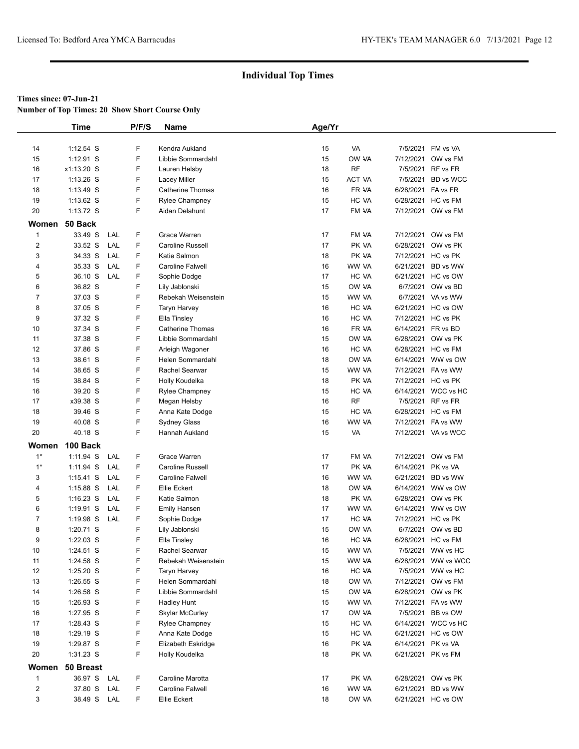## Individual Top Times

**Times since: 07-Jun-21**

**Number of Top Times: 20 Show Short Course Only**

| | Time | | P/F/S | Name | Age/Yr | | | |
|---|---|---|---|---|---|---|---|---|
| 14 | 1:12.54 S | | F | Kendra Aukland | 15 | VA | 7/5/2021 | FM vs VA |
| 15 | 1:12.91 S | | F | Libbie Sommardahl | 15 | OW VA | 7/12/2021 | OW vs FM |
| 16 | x1:13.20 S | | F | Lauren Helsby | 18 | RF | 7/5/2021 | RF vs FR |
| 17 | 1:13.26 S | | F | Lacey Miller | 15 | ACT VA | 7/5/2021 | BD vs WCC |
| 18 | 1:13.49 S | | F | Catherine Thomas | 16 | FR VA | 6/28/2021 | FA vs FR |
| 19 | 1:13.62 S | | F | Rylee Champney | 15 | HC VA | 6/28/2021 | HC vs FM |
| 20 | 1:13.72 S | | F | Aidan Delahunt | 17 | FM VA | 7/12/2021 | OW vs FM |

### Women 50 Back

| | Time | | P/F/S | Name | Age/Yr | | | |
|---|---|---|---|---|---|---|---|---|
| 1 | 33.49 S | LAL | F | Grace Warren | 17 | FM VA | 7/12/2021 | OW vs FM |
| 2 | 33.52 S | LAL | F | Caroline Russell | 17 | PK VA | 6/28/2021 | OW vs PK |
| 3 | 34.33 S | LAL | F | Katie Salmon | 18 | PK VA | 7/12/2021 | HC vs PK |
| 4 | 35.33 S | LAL | F | Caroline Falwell | 16 | WW VA | 6/21/2021 | BD vs WW |
| 5 | 36.10 S | LAL | F | Sophie Dodge | 17 | HC VA | 6/21/2021 | HC vs OW |
| 6 | 36.82 S | | F | Lily Jablonski | 15 | OW VA | 6/7/2021 | OW vs BD |
| 7 | 37.03 S | | F | Rebekah Weisenstein | 15 | WW VA | 6/7/2021 | VA vs WW |
| 8 | 37.05 S | | F | Taryn Harvey | 16 | HC VA | 6/21/2021 | HC vs OW |
| 9 | 37.32 S | | F | Ella Tinsley | 16 | HC VA | 7/12/2021 | HC vs PK |
| 10 | 37.34 S | | F | Catherine Thomas | 16 | FR VA | 6/14/2021 | FR vs BD |
| 11 | 37.38 S | | F | Libbie Sommardahl | 15 | OW VA | 6/28/2021 | OW vs PK |
| 12 | 37.86 S | | F | Arleigh Wagoner | 16 | HC VA | 6/28/2021 | HC vs FM |
| 13 | 38.61 S | | F | Helen Sommardahl | 18 | OW VA | 6/14/2021 | WW vs OW |
| 14 | 38.65 S | | F | Rachel Searwar | 15 | WW VA | 7/12/2021 | FA vs WW |
| 15 | 38.84 S | | F | Holly Koudelka | 18 | PK VA | 7/12/2021 | HC vs PK |
| 16 | 39.20 S | | F | Rylee Champney | 15 | HC VA | 6/14/2021 | WCC vs HC |
| 17 | x39.38 S | | F | Megan Helsby | 16 | RF | 7/5/2021 | RF vs FR |
| 18 | 39.46 S | | F | Anna Kate Dodge | 15 | HC VA | 6/28/2021 | HC vs FM |
| 19 | 40.08 S | | F | Sydney Glass | 16 | WW VA | 7/12/2021 | FA vs WW |
| 20 | 40.18 S | | F | Hannah Aukland | 15 | VA | 7/12/2021 | VA vs WCC |

### Women 100 Back

| | Time | | P/F/S | Name | Age/Yr | | | |
|---|---|---|---|---|---|---|---|---|
| 1* | 1:11.94 S | LAL | F | Grace Warren | 17 | FM VA | 7/12/2021 | OW vs FM |
| 1* | 1:11.94 S | LAL | F | Caroline Russell | 17 | PK VA | 6/14/2021 | PK vs VA |
| 3 | 1:15.41 S | LAL | F | Caroline Falwell | 16 | WW VA | 6/21/2021 | BD vs WW |
| 4 | 1:15.88 S | LAL | F | Ellie Eckert | 18 | OW VA | 6/14/2021 | WW vs OW |
| 5 | 1:16.23 S | LAL | F | Katie Salmon | 18 | PK VA | 6/28/2021 | OW vs PK |
| 6 | 1:19.91 S | LAL | F | Emily Hansen | 17 | WW VA | 6/14/2021 | WW vs OW |
| 7 | 1:19.98 S | LAL | F | Sophie Dodge | 17 | HC VA | 7/12/2021 | HC vs PK |
| 8 | 1:20.71 S | | F | Lily Jablonski | 15 | OW VA | 6/7/2021 | OW vs BD |
| 9 | 1:22.03 S | | F | Ella Tinsley | 16 | HC VA | 6/28/2021 | HC vs FM |
| 10 | 1:24.51 S | | F | Rachel Searwar | 15 | WW VA | 7/5/2021 | WW vs HC |
| 11 | 1:24.58 S | | F | Rebekah Weisenstein | 15 | WW VA | 6/28/2021 | WW vs WCC |
| 12 | 1:25.20 S | | F | Taryn Harvey | 16 | HC VA | 7/5/2021 | WW vs HC |
| 13 | 1:26.55 S | | F | Helen Sommardahl | 18 | OW VA | 7/12/2021 | OW vs FM |
| 14 | 1:26.58 S | | F | Libbie Sommardahl | 15 | OW VA | 6/28/2021 | OW vs PK |
| 15 | 1:26.93 S | | F | Hadley Hunt | 15 | WW VA | 7/12/2021 | FA vs WW |
| 16 | 1:27.95 S | | F | Skylar McCurley | 17 | OW VA | 7/5/2021 | BB vs OW |
| 17 | 1:28.43 S | | F | Rylee Champney | 15 | HC VA | 6/14/2021 | WCC vs HC |
| 18 | 1:29.19 S | | F | Anna Kate Dodge | 15 | HC VA | 6/21/2021 | HC vs OW |
| 19 | 1:29.87 S | | F | Elizabeth Eskridge | 16 | PK VA | 6/14/2021 | PK vs VA |
| 20 | 1:31.23 S | | F | Holly Koudelka | 18 | PK VA | 6/21/2021 | PK vs FM |

### Women 50 Breast

| | Time | | P/F/S | Name | Age/Yr | | | |
|---|---|---|---|---|---|---|---|---|
| 1 | 36.97 S | LAL | F | Caroline Marotta | 17 | PK VA | 6/28/2021 | OW vs PK |
| 2 | 37.80 S | LAL | F | Caroline Falwell | 16 | WW VA | 6/21/2021 | BD vs WW |
| 3 | 38.49 S | LAL | F | Ellie Eckert | 18 | OW VA | 6/21/2021 | HC vs OW |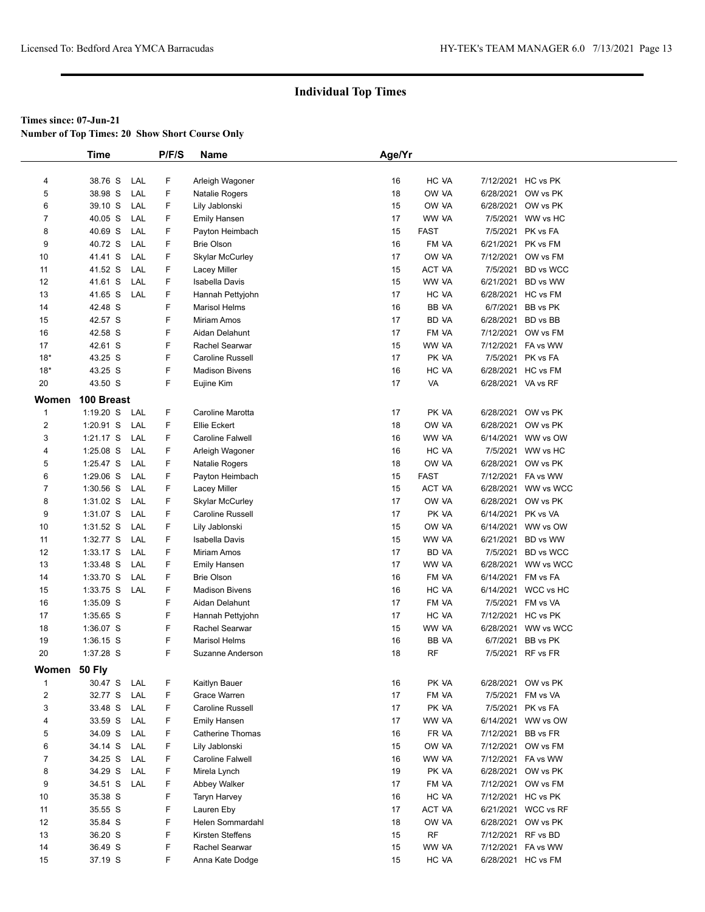## Individual Top Times

**Times since: 07-Jun-21**

**Number of Top Times: 20 Show Short Course Only**

| | Time | | P/F/S | Name | Age/Yr | | | |
|---|---|---|---|---|---|---|---|---|
| 4 | 38.76 S | LAL | F | Arleigh Wagoner | 16 | HC VA | 7/12/2021 | HC vs PK |
| 5 | 38.98 S | LAL | F | Natalie Rogers | 18 | OW VA | 6/28/2021 | OW vs PK |
| 6 | 39.10 S | LAL | F | Lily Jablonski | 15 | OW VA | 6/28/2021 | OW vs PK |
| 7 | 40.05 S | LAL | F | Emily Hansen | 17 | WW VA | 7/5/2021 | WW vs HC |
| 8 | 40.69 S | LAL | F | Payton Heimbach | 15 | FAST | 7/5/2021 | PK vs FA |
| 9 | 40.72 S | LAL | F | Brie Olson | 16 | FM VA | 6/21/2021 | PK vs FM |
| 10 | 41.41 S | LAL | F | Skylar McCurley | 17 | OW VA | 7/12/2021 | OW vs FM |
| 11 | 41.52 S | LAL | F | Lacey Miller | 15 | ACT VA | 7/5/2021 | BD vs WCC |
| 12 | 41.61 S | LAL | F | Isabella Davis | 15 | WW VA | 6/21/2021 | BD vs WW |
| 13 | 41.65 S | LAL | F | Hannah Pettyjohn | 17 | HC VA | 6/28/2021 | HC vs FM |
| 14 | 42.48 S | | F | Marisol Helms | 16 | BB VA | 6/7/2021 | BB vs PK |
| 15 | 42.57 S | | F | Miriam Amos | 17 | BD VA | 6/28/2021 | BD vs BB |
| 16 | 42.58 S | | F | Aidan Delahunt | 17 | FM VA | 7/12/2021 | OW vs FM |
| 17 | 42.61 S | | F | Rachel Searwar | 15 | WW VA | 7/12/2021 | FA vs WW |
| 18* | 43.25 S | | F | Caroline Russell | 17 | PK VA | 7/5/2021 | PK vs FA |
| 18* | 43.25 S | | F | Madison Bivens | 16 | HC VA | 6/28/2021 | HC vs FM |
| 20 | 43.50 S | | F | Eujine Kim | 17 | VA | 6/28/2021 | VA vs RF |
| **Women** | **100 Breast** | | | | | | | |
| 1 | 1:19.20 S | LAL | F | Caroline Marotta | 17 | PK VA | 6/28/2021 | OW vs PK |
| 2 | 1:20.91 S | LAL | F | Ellie Eckert | 18 | OW VA | 6/28/2021 | OW vs PK |
| 3 | 1:21.17 S | LAL | F | Caroline Falwell | 16 | WW VA | 6/14/2021 | WW vs OW |
| 4 | 1:25.08 S | LAL | F | Arleigh Wagoner | 16 | HC VA | 7/5/2021 | WW vs HC |
| 5 | 1:25.47 S | LAL | F | Natalie Rogers | 18 | OW VA | 6/28/2021 | OW vs PK |
| 6 | 1:29.06 S | LAL | F | Payton Heimbach | 15 | FAST | 7/12/2021 | FA vs WW |
| 7 | 1:30.56 S | LAL | F | Lacey Miller | 15 | ACT VA | 6/28/2021 | WW vs WCC |
| 8 | 1:31.02 S | LAL | F | Skylar McCurley | 17 | OW VA | 6/28/2021 | OW vs PK |
| 9 | 1:31.07 S | LAL | F | Caroline Russell | 17 | PK VA | 6/14/2021 | PK vs VA |
| 10 | 1:31.52 S | LAL | F | Lily Jablonski | 15 | OW VA | 6/14/2021 | WW vs OW |
| 11 | 1:32.77 S | LAL | F | Isabella Davis | 15 | WW VA | 6/21/2021 | BD vs WW |
| 12 | 1:33.17 S | LAL | F | Miriam Amos | 17 | BD VA | 7/5/2021 | BD vs WCC |
| 13 | 1:33.48 S | LAL | F | Emily Hansen | 17 | WW VA | 6/28/2021 | WW vs WCC |
| 14 | 1:33.70 S | LAL | F | Brie Olson | 16 | FM VA | 6/14/2021 | FM vs FA |
| 15 | 1:33.75 S | LAL | F | Madison Bivens | 16 | HC VA | 6/14/2021 | WCC vs HC |
| 16 | 1:35.09 S | | F | Aidan Delahunt | 17 | FM VA | 7/5/2021 | FM vs VA |
| 17 | 1:35.65 S | | F | Hannah Pettyjohn | 17 | HC VA | 7/12/2021 | HC vs PK |
| 18 | 1:36.07 S | | F | Rachel Searwar | 15 | WW VA | 6/28/2021 | WW vs WCC |
| 19 | 1:36.15 S | | F | Marisol Helms | 16 | BB VA | 6/7/2021 | BB vs PK |
| 20 | 1:37.28 S | | F | Suzanne Anderson | 18 | RF | 7/5/2021 | RF vs FR |
| **Women** | **50 Fly** | | | | | | | |
| 1 | 30.47 S | LAL | F | Kaitlyn Bauer | 16 | PK VA | 6/28/2021 | OW vs PK |
| 2 | 32.77 S | LAL | F | Grace Warren | 17 | FM VA | 7/5/2021 | FM vs VA |
| 3 | 33.48 S | LAL | F | Caroline Russell | 17 | PK VA | 7/5/2021 | PK vs FA |
| 4 | 33.59 S | LAL | F | Emily Hansen | 17 | WW VA | 6/14/2021 | WW vs OW |
| 5 | 34.09 S | LAL | F | Catherine Thomas | 16 | FR VA | 7/12/2021 | BB vs FR |
| 6 | 34.14 S | LAL | F | Lily Jablonski | 15 | OW VA | 7/12/2021 | OW vs FM |
| 7 | 34.25 S | LAL | F | Caroline Falwell | 16 | WW VA | 7/12/2021 | FA vs WW |
| 8 | 34.29 S | LAL | F | Mirela Lynch | 19 | PK VA | 6/28/2021 | OW vs PK |
| 9 | 34.51 S | LAL | F | Abbey Walker | 17 | FM VA | 7/12/2021 | OW vs FM |
| 10 | 35.38 S | | F | Taryn Harvey | 16 | HC VA | 7/12/2021 | HC vs PK |
| 11 | 35.55 S | | F | Lauren Eby | 17 | ACT VA | 6/21/2021 | WCC vs RF |
| 12 | 35.84 S | | F | Helen Sommardahl | 18 | OW VA | 6/28/2021 | OW vs PK |
| 13 | 36.20 S | | F | Kirsten Steffens | 15 | RF | 7/12/2021 | RF vs BD |
| 14 | 36.49 S | | F | Rachel Searwar | 15 | WW VA | 7/12/2021 | FA vs WW |
| 15 | 37.19 S | | F | Anna Kate Dodge | 15 | HC VA | 6/28/2021 | HC vs FM |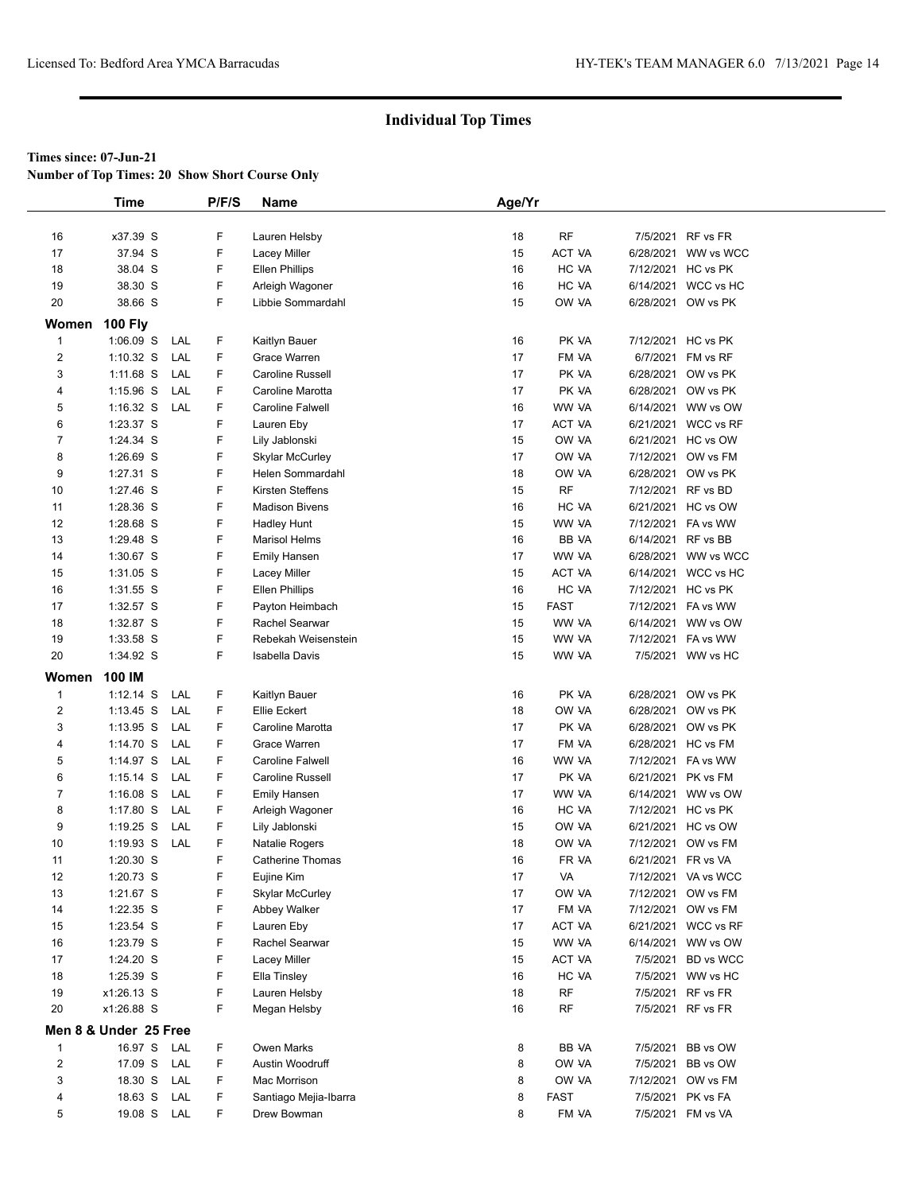# Individual Top Times

**Times since: 07-Jun-21**

**Number of Top Times: 20 Show Short Course Only**

| | Time | | P/F/S | Name | Age/Yr | | | |
|---|---|---|---|---|---|---|---|---|
| 16 | x37.39 S | | F | Lauren Helsby | 18 | RF | 7/5/2021 | RF vs FR |
| 17 | 37.94 S | | F | Lacey Miller | 15 | ACT VA | 6/28/2021 | WW vs WCC |
| 18 | 38.04 S | | F | Ellen Phillips | 16 | HC VA | 7/12/2021 | HC vs PK |
| 19 | 38.30 S | | F | Arleigh Wagoner | 16 | HC VA | 6/14/2021 | WCC vs HC |
| 20 | 38.66 S | | F | Libbie Sommardahl | 15 | OW VA | 6/28/2021 | OW vs PK |
| **Women 100 Fly** | | | | | | | | |
| 1 | 1:06.09 S | LAL | F | Kaitlyn Bauer | 16 | PK VA | 7/12/2021 | HC vs PK |
| 2 | 1:10.32 S | LAL | F | Grace Warren | 17 | FM VA | 6/7/2021 | FM vs RF |
| 3 | 1:11.68 S | LAL | F | Caroline Russell | 17 | PK VA | 6/28/2021 | OW vs PK |
| 4 | 1:15.96 S | LAL | F | Caroline Marotta | 17 | PK VA | 6/28/2021 | OW vs PK |
| 5 | 1:16.32 S | LAL | F | Caroline Falwell | 16 | WW VA | 6/14/2021 | WW vs OW |
| 6 | 1:23.37 S | | F | Lauren Eby | 17 | ACT VA | 6/21/2021 | WCC vs RF |
| 7 | 1:24.34 S | | F | Lily Jablonski | 15 | OW VA | 6/21/2021 | HC vs OW |
| 8 | 1:26.69 S | | F | Skylar McCurley | 17 | OW VA | 7/12/2021 | OW vs FM |
| 9 | 1:27.31 S | | F | Helen Sommardahl | 18 | OW VA | 6/28/2021 | OW vs PK |
| 10 | 1:27.46 S | | F | Kirsten Steffens | 15 | RF | 7/12/2021 | RF vs BD |
| 11 | 1:28.36 S | | F | Madison Bivens | 16 | HC VA | 6/21/2021 | HC vs OW |
| 12 | 1:28.68 S | | F | Hadley Hunt | 15 | WW VA | 7/12/2021 | FA vs WW |
| 13 | 1:29.48 S | | F | Marisol Helms | 16 | BB VA | 6/14/2021 | RF vs BB |
| 14 | 1:30.67 S | | F | Emily Hansen | 17 | WW VA | 6/28/2021 | WW vs WCC |
| 15 | 1:31.05 S | | F | Lacey Miller | 15 | ACT VA | 6/14/2021 | WCC vs HC |
| 16 | 1:31.55 S | | F | Ellen Phillips | 16 | HC VA | 7/12/2021 | HC vs PK |
| 17 | 1:32.57 S | | F | Payton Heimbach | 15 | FAST | 7/12/2021 | FA vs WW |
| 18 | 1:32.87 S | | F | Rachel Searwar | 15 | WW VA | 6/14/2021 | WW vs OW |
| 19 | 1:33.58 S | | F | Rebekah Weisenstein | 15 | WW VA | 7/12/2021 | FA vs WW |
| 20 | 1:34.92 S | | F | Isabella Davis | 15 | WW VA | 7/5/2021 | WW vs HC |
| **Women 100 IM** | | | | | | | | |
| 1 | 1:12.14 S | LAL | F | Kaitlyn Bauer | 16 | PK VA | 6/28/2021 | OW vs PK |
| 2 | 1:13.45 S | LAL | F | Ellie Eckert | 18 | OW VA | 6/28/2021 | OW vs PK |
| 3 | 1:13.95 S | LAL | F | Caroline Marotta | 17 | PK VA | 6/28/2021 | OW vs PK |
| 4 | 1:14.70 S | LAL | F | Grace Warren | 17 | FM VA | 6/28/2021 | HC vs FM |
| 5 | 1:14.97 S | LAL | F | Caroline Falwell | 16 | WW VA | 7/12/2021 | FA vs WW |
| 6 | 1:15.14 S | LAL | F | Caroline Russell | 17 | PK VA | 6/21/2021 | PK vs FM |
| 7 | 1:16.08 S | LAL | F | Emily Hansen | 17 | WW VA | 6/14/2021 | WW vs OW |
| 8 | 1:17.80 S | LAL | F | Arleigh Wagoner | 16 | HC VA | 7/12/2021 | HC vs PK |
| 9 | 1:19.25 S | LAL | F | Lily Jablonski | 15 | OW VA | 6/21/2021 | HC vs OW |
| 10 | 1:19.93 S | LAL | F | Natalie Rogers | 18 | OW VA | 7/12/2021 | OW vs FM |
| 11 | 1:20.30 S | | F | Catherine Thomas | 16 | FR VA | 6/21/2021 | FR vs VA |
| 12 | 1:20.73 S | | F | Eujine Kim | 17 | VA | 7/12/2021 | VA vs WCC |
| 13 | 1:21.67 S | | F | Skylar McCurley | 17 | OW VA | 7/12/2021 | OW vs FM |
| 14 | 1:22.35 S | | F | Abbey Walker | 17 | FM VA | 7/12/2021 | OW vs FM |
| 15 | 1:23.54 S | | F | Lauren Eby | 17 | ACT VA | 6/21/2021 | WCC vs RF |
| 16 | 1:23.79 S | | F | Rachel Searwar | 15 | WW VA | 6/14/2021 | WW vs OW |
| 17 | 1:24.20 S | | F | Lacey Miller | 15 | ACT VA | 7/5/2021 | BD vs WCC |
| 18 | 1:25.39 S | | F | Ella Tinsley | 16 | HC VA | 7/5/2021 | WW vs HC |
| 19 | x1:26.13 S | | F | Lauren Helsby | 18 | RF | 7/5/2021 | RF vs FR |
| 20 | x1:26.88 S | | F | Megan Helsby | 16 | RF | 7/5/2021 | RF vs FR |
| **Men 8 & Under 25 Free** | | | | | | | | |
| 1 | 16.97 S | LAL | F | Owen Marks | 8 | BB VA | 7/5/2021 | BB vs OW |
| 2 | 17.09 S | LAL | F | Austin Woodruff | 8 | OW VA | 7/5/2021 | BB vs OW |
| 3 | 18.30 S | LAL | F | Mac Morrison | 8 | OW VA | 7/12/2021 | OW vs FM |
| 4 | 18.63 S | LAL | F | Santiago Mejia-Ibarra | 8 | FAST | 7/5/2021 | PK vs FA |
| 5 | 19.08 S | LAL | F | Drew Bowman | 8 | FM VA | 7/5/2021 | FM vs VA |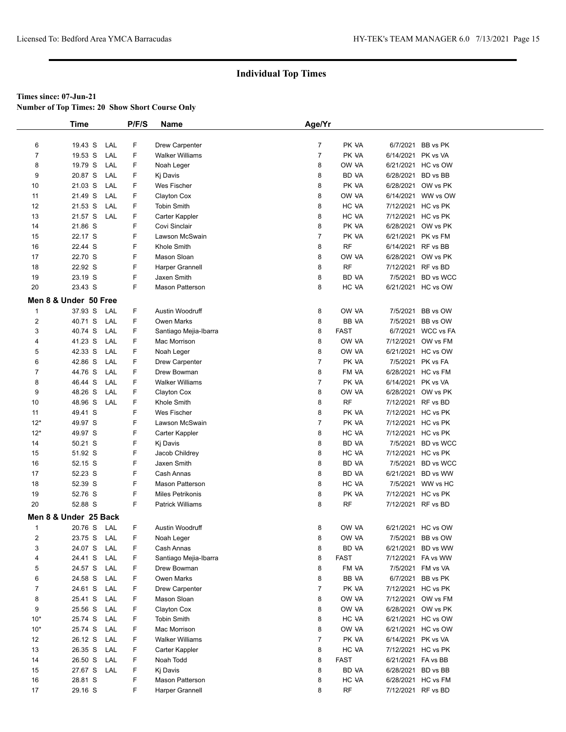## Individual Top Times

**Times since: 07-Jun-21**

**Number of Top Times: 20 Show Short Course Only**

| | Time | | P/F/S | Name | Age/Yr | | | |
|---|---|---|---|---|---|---|---|---|
| 6 | 19.43 S | LAL | F | Drew Carpenter | 7 | PK VA | 6/7/2021 | BB vs PK |
| 7 | 19.53 S | LAL | F | Walker Williams | 7 | PK VA | 6/14/2021 | PK vs VA |
| 8 | 19.79 S | LAL | F | Noah Leger | 8 | OW VA | 6/21/2021 | HC vs OW |
| 9 | 20.87 S | LAL | F | Kj Davis | 8 | BD VA | 6/28/2021 | BD vs BB |
| 10 | 21.03 S | LAL | F | Wes Fischer | 8 | PK VA | 6/28/2021 | OW vs PK |
| 11 | 21.49 S | LAL | F | Clayton Cox | 8 | OW VA | 6/14/2021 | WW vs OW |
| 12 | 21.53 S | LAL | F | Tobin Smith | 8 | HC VA | 7/12/2021 | HC vs PK |
| 13 | 21.57 S | LAL | F | Carter Kappler | 8 | HC VA | 7/12/2021 | HC vs PK |
| 14 | 21.86 S | | F | Covi Sinclair | 8 | PK VA | 6/28/2021 | OW vs PK |
| 15 | 22.17 S | | F | Lawson McSwain | 7 | PK VA | 6/21/2021 | PK vs FM |
| 16 | 22.44 S | | F | Khole Smith | 8 | RF | 6/14/2021 | RF vs BB |
| 17 | 22.70 S | | F | Mason Sloan | 8 | OW VA | 6/28/2021 | OW vs PK |
| 18 | 22.92 S | | F | Harper Grannell | 8 | RF | 7/12/2021 | RF vs BD |
| 19 | 23.19 S | | F | Jaxen Smith | 8 | BD VA | 7/5/2021 | BD vs WCC |
| 20 | 23.43 S | | F | Mason Patterson | 8 | HC VA | 6/21/2021 | HC vs OW |
| **Men 8 & Under 50 Free** | | | | | | | | |
| 1 | 37.93 S | LAL | F | Austin Woodruff | 8 | OW VA | 7/5/2021 | BB vs OW |
| 2 | 40.71 S | LAL | F | Owen Marks | 8 | BB VA | 7/5/2021 | BB vs OW |
| 3 | 40.74 S | LAL | F | Santiago Mejia-Ibarra | 8 | FAST | 6/7/2021 | WCC vs FA |
| 4 | 41.23 S | LAL | F | Mac Morrison | 8 | OW VA | 7/12/2021 | OW vs FM |
| 5 | 42.33 S | LAL | F | Noah Leger | 8 | OW VA | 6/21/2021 | HC vs OW |
| 6 | 42.86 S | LAL | F | Drew Carpenter | 7 | PK VA | 7/5/2021 | PK vs FA |
| 7 | 44.76 S | LAL | F | Drew Bowman | 8 | FM VA | 6/28/2021 | HC vs FM |
| 8 | 46.44 S | LAL | F | Walker Williams | 7 | PK VA | 6/14/2021 | PK vs VA |
| 9 | 48.26 S | LAL | F | Clayton Cox | 8 | OW VA | 6/28/2021 | OW vs PK |
| 10 | 48.96 S | LAL | F | Khole Smith | 8 | RF | 7/12/2021 | RF vs BD |
| 11 | 49.41 S | | F | Wes Fischer | 8 | PK VA | 7/12/2021 | HC vs PK |
| 12* | 49.97 S | | F | Lawson McSwain | 7 | PK VA | 7/12/2021 | HC vs PK |
| 12* | 49.97 S | | F | Carter Kappler | 8 | HC VA | 7/12/2021 | HC vs PK |
| 14 | 50.21 S | | F | Kj Davis | 8 | BD VA | 7/5/2021 | BD vs WCC |
| 15 | 51.92 S | | F | Jacob Childrey | 8 | HC VA | 7/12/2021 | HC vs PK |
| 16 | 52.15 S | | F | Jaxen Smith | 8 | BD VA | 7/5/2021 | BD vs WCC |
| 17 | 52.23 S | | F | Cash Annas | 8 | BD VA | 6/21/2021 | BD vs WW |
| 18 | 52.39 S | | F | Mason Patterson | 8 | HC VA | 7/5/2021 | WW vs HC |
| 19 | 52.76 S | | F | Miles Petrikonis | 8 | PK VA | 7/12/2021 | HC vs PK |
| 20 | 52.88 S | | F | Patrick Williams | 8 | RF | 7/12/2021 | RF vs BD |
| **Men 8 & Under 25 Back** | | | | | | | | |
| 1 | 20.76 S | LAL | F | Austin Woodruff | 8 | OW VA | 6/21/2021 | HC vs OW |
| 2 | 23.75 S | LAL | F | Noah Leger | 8 | OW VA | 7/5/2021 | BB vs OW |
| 3 | 24.07 S | LAL | F | Cash Annas | 8 | BD VA | 6/21/2021 | BD vs WW |
| 4 | 24.41 S | LAL | F | Santiago Mejia-Ibarra | 8 | FAST | 7/12/2021 | FA vs WW |
| 5 | 24.57 S | LAL | F | Drew Bowman | 8 | FM VA | 7/5/2021 | FM vs VA |
| 6 | 24.58 S | LAL | F | Owen Marks | 8 | BB VA | 6/7/2021 | BB vs PK |
| 7 | 24.61 S | LAL | F | Drew Carpenter | 7 | PK VA | 7/12/2021 | HC vs PK |
| 8 | 25.41 S | LAL | F | Mason Sloan | 8 | OW VA | 7/12/2021 | OW vs FM |
| 9 | 25.56 S | LAL | F | Clayton Cox | 8 | OW VA | 6/28/2021 | OW vs PK |
| 10* | 25.74 S | LAL | F | Tobin Smith | 8 | HC VA | 6/21/2021 | HC vs OW |
| 10* | 25.74 S | LAL | F | Mac Morrison | 8 | OW VA | 6/21/2021 | HC vs OW |
| 12 | 26.12 S | LAL | F | Walker Williams | 7 | PK VA | 6/14/2021 | PK vs VA |
| 13 | 26.35 S | LAL | F | Carter Kappler | 8 | HC VA | 7/12/2021 | HC vs PK |
| 14 | 26.50 S | LAL | F | Noah Todd | 8 | FAST | 6/21/2021 | FA vs BB |
| 15 | 27.67 S | LAL | F | Kj Davis | 8 | BD VA | 6/28/2021 | BD vs BB |
| 16 | 28.81 S | | F | Mason Patterson | 8 | HC VA | 6/28/2021 | HC vs FM |
| 17 | 29.16 S | | F | Harper Grannell | 8 | RF | 7/12/2021 | RF vs BD |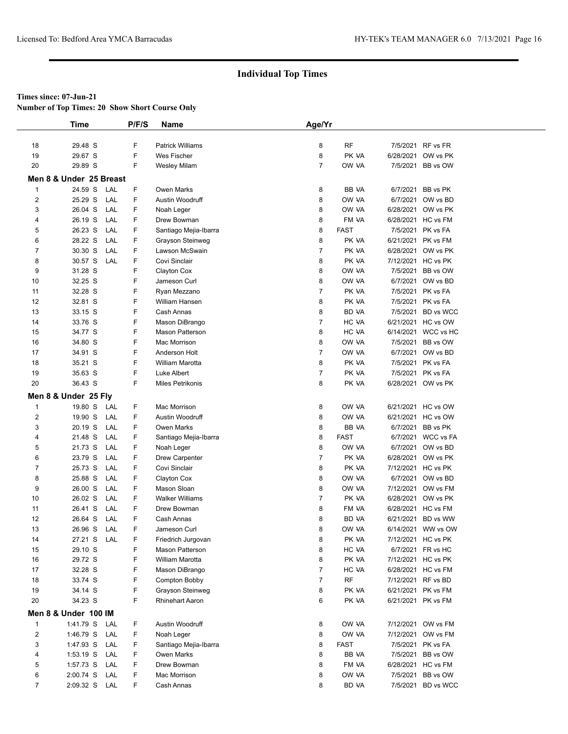# Individual Top Times

**Times since: 07-Jun-21**

**Number of Top Times: 20 Show Short Course Only**

| | Time | | P/F/S | Name | Age/Yr | | | |
|---|---|---|---|---|---|---|---|---|
| 18 | 29.48 S | | F | Patrick Williams | 8 | RF | 7/5/2021 | RF vs FR |
| 19 | 29.67 S | | F | Wes Fischer | 8 | PK VA | 6/28/2021 | OW vs PK |
| 20 | 29.89 S | | F | Wesley Milam | 7 | OW VA | 7/5/2021 | BB vs OW |
| **Men 8 & Under 25 Breast** | | | | | | | | |
| 1 | 24.59 S | LAL | F | Owen Marks | 8 | BB VA | 6/7/2021 | BB vs PK |
| 2 | 25.29 S | LAL | F | Austin Woodruff | 8 | OW VA | 6/7/2021 | OW vs BD |
| 3 | 26.04 S | LAL | F | Noah Leger | 8 | OW VA | 6/28/2021 | OW vs PK |
| 4 | 26.19 S | LAL | F | Drew Bowman | 8 | FM VA | 6/28/2021 | HC vs FM |
| 5 | 26.23 S | LAL | F | Santiago Mejia-Ibarra | 8 | FAST | 7/5/2021 | PK vs FA |
| 6 | 28.22 S | LAL | F | Grayson Steinweg | 8 | PK VA | 6/21/2021 | PK vs FM |
| 7 | 30.30 S | LAL | F | Lawson McSwain | 7 | PK VA | 6/28/2021 | OW vs PK |
| 8 | 30.57 S | LAL | F | Covi Sinclair | 8 | PK VA | 7/12/2021 | HC vs PK |
| 9 | 31.28 S | | F | Clayton Cox | 8 | OW VA | 7/5/2021 | BB vs OW |
| 10 | 32.25 S | | F | Jameson Curl | 8 | OW VA | 6/7/2021 | OW vs BD |
| 11 | 32.28 S | | F | Ryan Mezzano | 7 | PK VA | 7/5/2021 | PK vs FA |
| 12 | 32.81 S | | F | William Hansen | 8 | PK VA | 7/5/2021 | PK vs FA |
| 13 | 33.15 S | | F | Cash Annas | 8 | BD VA | 7/5/2021 | BD vs WCC |
| 14 | 33.76 S | | F | Mason DiBrango | 7 | HC VA | 6/21/2021 | HC vs OW |
| 15 | 34.77 S | | F | Mason Patterson | 8 | HC VA | 6/14/2021 | WCC vs HC |
| 16 | 34.80 S | | F | Mac Morrison | 8 | OW VA | 7/5/2021 | BB vs OW |
| 17 | 34.91 S | | F | Anderson Holt | 7 | OW VA | 6/7/2021 | OW vs BD |
| 18 | 35.21 S | | F | William Marotta | 8 | PK VA | 7/5/2021 | PK vs FA |
| 19 | 35.63 S | | F | Luke Albert | 7 | PK VA | 7/5/2021 | PK vs FA |
| 20 | 36.43 S | | F | Miles Petrikonis | 8 | PK VA | 6/28/2021 | OW vs PK |
| **Men 8 & Under 25 Fly** | | | | | | | | |
| 1 | 19.80 S | LAL | F | Mac Morrison | 8 | OW VA | 6/21/2021 | HC vs OW |
| 2 | 19.90 S | LAL | F | Austin Woodruff | 8 | OW VA | 6/21/2021 | HC vs OW |
| 3 | 20.19 S | LAL | F | Owen Marks | 8 | BB VA | 6/7/2021 | BB vs PK |
| 4 | 21.48 S | LAL | F | Santiago Mejia-Ibarra | 8 | FAST | 6/7/2021 | WCC vs FA |
| 5 | 21.73 S | LAL | F | Noah Leger | 8 | OW VA | 6/7/2021 | OW vs BD |
| 6 | 23.79 S | LAL | F | Drew Carpenter | 7 | PK VA | 6/28/2021 | OW vs PK |
| 7 | 25.73 S | LAL | F | Covi Sinclair | 8 | PK VA | 7/12/2021 | HC vs PK |
| 8 | 25.88 S | LAL | F | Clayton Cox | 8 | OW VA | 6/7/2021 | OW vs BD |
| 9 | 26.00 S | LAL | F | Mason Sloan | 8 | OW VA | 7/12/2021 | OW vs FM |
| 10 | 26.02 S | LAL | F | Walker Williams | 7 | PK VA | 6/28/2021 | OW vs PK |
| 11 | 26.41 S | LAL | F | Drew Bowman | 8 | FM VA | 6/28/2021 | HC vs FM |
| 12 | 26.64 S | LAL | F | Cash Annas | 8 | BD VA | 6/21/2021 | BD vs WW |
| 13 | 26.96 S | LAL | F | Jameson Curl | 8 | OW VA | 6/14/2021 | WW vs OW |
| 14 | 27.21 S | LAL | F | Friedrich Jurgovan | 8 | PK VA | 7/12/2021 | HC vs PK |
| 15 | 29.10 S | | F | Mason Patterson | 8 | HC VA | 6/7/2021 | FR vs HC |
| 16 | 29.72 S | | F | William Marotta | 8 | PK VA | 7/12/2021 | HC vs PK |
| 17 | 32.28 S | | F | Mason DiBrango | 7 | HC VA | 6/28/2021 | HC vs FM |
| 18 | 33.74 S | | F | Compton Bobby | 7 | RF | 7/12/2021 | RF vs BD |
| 19 | 34.14 S | | F | Grayson Steinweg | 8 | PK VA | 6/21/2021 | PK vs FM |
| 20 | 34.23 S | | F | Rhinehart Aaron | 6 | PK VA | 6/21/2021 | PK vs FM |
| **Men 8 & Under 100 IM** | | | | | | | | |
| 1 | 1:41.79 S | LAL | F | Austin Woodruff | 8 | OW VA | 7/12/2021 | OW vs FM |
| 2 | 1:46.79 S | LAL | F | Noah Leger | 8 | OW VA | 7/12/2021 | OW vs FM |
| 3 | 1:47.93 S | LAL | F | Santiago Mejia-Ibarra | 8 | FAST | 7/5/2021 | PK vs FA |
| 4 | 1:53.19 S | LAL | F | Owen Marks | 8 | BB VA | 7/5/2021 | BB vs OW |
| 5 | 1:57.73 S | LAL | F | Drew Bowman | 8 | FM VA | 6/28/2021 | HC vs FM |
| 6 | 2:00.74 S | LAL | F | Mac Morrison | 8 | OW VA | 7/5/2021 | BB vs OW |
| 7 | 2:09.32 S | LAL | F | Cash Annas | 8 | BD VA | 7/5/2021 | BD vs WCC |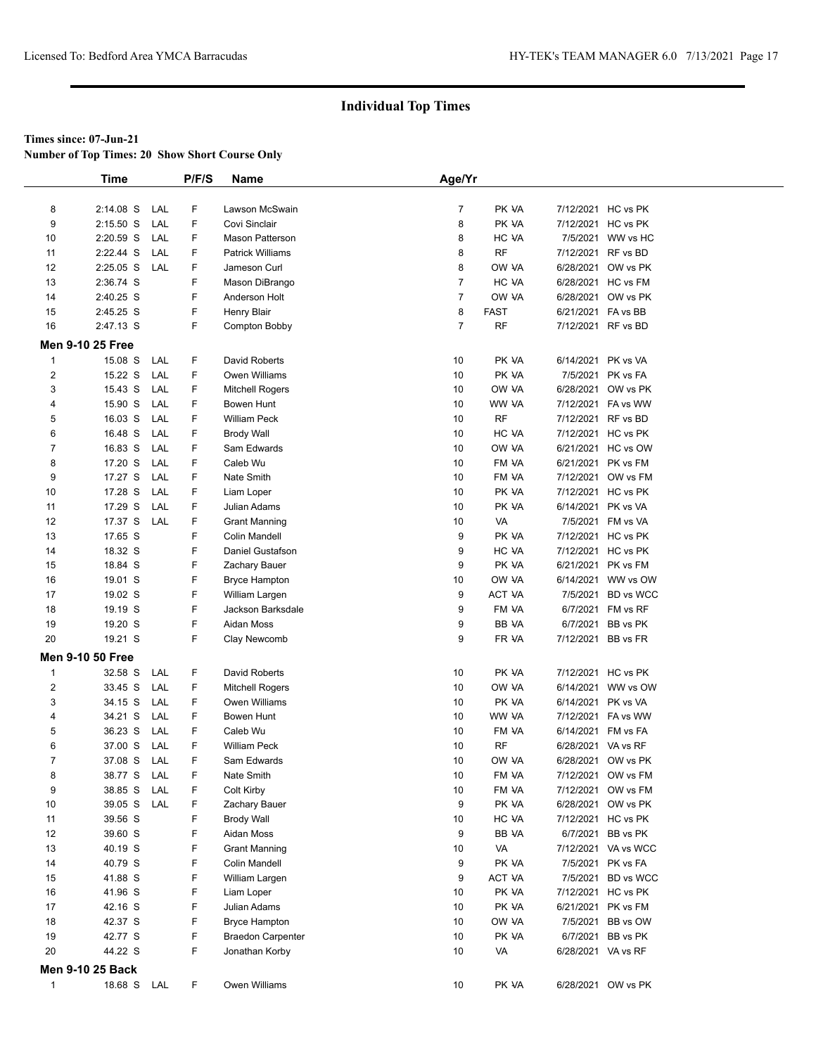# Individual Top Times

**Times since: 07-Jun-21**
**Number of Top Times: 20 Show Short Course Only**

| | Time | | P/F/S | Name | Age/Yr | | | |
|---|---|---|---|---|---|---|---|---|
| 8 | 2:14.08 S | LAL | F | Lawson McSwain | 7 | PK VA | 7/12/2021 | HC vs PK |
| 9 | 2:15.50 S | LAL | F | Covi Sinclair | 8 | PK VA | 7/12/2021 | HC vs PK |
| 10 | 2:20.59 S | LAL | F | Mason Patterson | 8 | HC VA | 7/5/2021 | WW vs HC |
| 11 | 2:22.44 S | LAL | F | Patrick Williams | 8 | RF | 7/12/2021 | RF vs BD |
| 12 | 2:25.05 S | LAL | F | Jameson Curl | 8 | OW VA | 6/28/2021 | OW vs PK |
| 13 | 2:36.74 S | | F | Mason DiBrango | 7 | HC VA | 6/28/2021 | HC vs FM |
| 14 | 2:40.25 S | | F | Anderson Holt | 7 | OW VA | 6/28/2021 | OW vs PK |
| 15 | 2:45.25 S | | F | Henry Blair | 8 | FAST | 6/21/2021 | FA vs BB |
| 16 | 2:47.13 S | | F | Compton Bobby | 7 | RF | 7/12/2021 | RF vs BD |
| **Men 9-10 25 Free** | | | | | | | | |
| 1 | 15.08 S | LAL | F | David Roberts | 10 | PK VA | 6/14/2021 | PK vs VA |
| 2 | 15.22 S | LAL | F | Owen Williams | 10 | PK VA | 7/5/2021 | PK vs FA |
| 3 | 15.43 S | LAL | F | Mitchell Rogers | 10 | OW VA | 6/28/2021 | OW vs PK |
| 4 | 15.90 S | LAL | F | Bowen Hunt | 10 | WW VA | 7/12/2021 | FA vs WW |
| 5 | 16.03 S | LAL | F | William Peck | 10 | RF | 7/12/2021 | RF vs BD |
| 6 | 16.48 S | LAL | F | Brody Wall | 10 | HC VA | 7/12/2021 | HC vs PK |
| 7 | 16.83 S | LAL | F | Sam Edwards | 10 | OW VA | 6/21/2021 | HC vs OW |
| 8 | 17.20 S | LAL | F | Caleb Wu | 10 | FM VA | 6/21/2021 | PK vs FM |
| 9 | 17.27 S | LAL | F | Nate Smith | 10 | FM VA | 7/12/2021 | OW vs FM |
| 10 | 17.28 S | LAL | F | Liam Loper | 10 | PK VA | 7/12/2021 | HC vs PK |
| 11 | 17.29 S | LAL | F | Julian Adams | 10 | PK VA | 6/14/2021 | PK vs VA |
| 12 | 17.37 S | LAL | F | Grant Manning | 10 | VA | 7/5/2021 | FM vs VA |
| 13 | 17.65 S | | F | Colin Mandell | 9 | PK VA | 7/12/2021 | HC vs PK |
| 14 | 18.32 S | | F | Daniel Gustafson | 9 | HC VA | 7/12/2021 | HC vs PK |
| 15 | 18.84 S | | F | Zachary Bauer | 9 | PK VA | 6/21/2021 | PK vs FM |
| 16 | 19.01 S | | F | Bryce Hampton | 10 | OW VA | 6/14/2021 | WW vs OW |
| 17 | 19.02 S | | F | William Largen | 9 | ACT VA | 7/5/2021 | BD vs WCC |
| 18 | 19.19 S | | F | Jackson Barksdale | 9 | FM VA | 6/7/2021 | FM vs RF |
| 19 | 19.20 S | | F | Aidan Moss | 9 | BB VA | 6/7/2021 | BB vs PK |
| 20 | 19.21 S | | F | Clay Newcomb | 9 | FR VA | 7/12/2021 | BB vs FR |
| **Men 9-10 50 Free** | | | | | | | | |
| 1 | 32.58 S | LAL | F | David Roberts | 10 | PK VA | 7/12/2021 | HC vs PK |
| 2 | 33.45 S | LAL | F | Mitchell Rogers | 10 | OW VA | 6/14/2021 | WW vs OW |
| 3 | 34.15 S | LAL | F | Owen Williams | 10 | PK VA | 6/14/2021 | PK vs VA |
| 4 | 34.21 S | LAL | F | Bowen Hunt | 10 | WW VA | 7/12/2021 | FA vs WW |
| 5 | 36.23 S | LAL | F | Caleb Wu | 10 | FM VA | 6/14/2021 | FM vs FA |
| 6 | 37.00 S | LAL | F | William Peck | 10 | RF | 6/28/2021 | VA vs RF |
| 7 | 37.08 S | LAL | F | Sam Edwards | 10 | OW VA | 6/28/2021 | OW vs PK |
| 8 | 38.77 S | LAL | F | Nate Smith | 10 | FM VA | 7/12/2021 | OW vs FM |
| 9 | 38.85 S | LAL | F | Colt Kirby | 10 | FM VA | 7/12/2021 | OW vs FM |
| 10 | 39.05 S | LAL | F | Zachary Bauer | 9 | PK VA | 6/28/2021 | OW vs PK |
| 11 | 39.56 S | | F | Brody Wall | 10 | HC VA | 7/12/2021 | HC vs PK |
| 12 | 39.60 S | | F | Aidan Moss | 9 | BB VA | 6/7/2021 | BB vs PK |
| 13 | 40.19 S | | F | Grant Manning | 10 | VA | 7/12/2021 | VA vs WCC |
| 14 | 40.79 S | | F | Colin Mandell | 9 | PK VA | 7/5/2021 | PK vs FA |
| 15 | 41.88 S | | F | William Largen | 9 | ACT VA | 7/5/2021 | BD vs WCC |
| 16 | 41.96 S | | F | Liam Loper | 10 | PK VA | 7/12/2021 | HC vs PK |
| 17 | 42.16 S | | F | Julian Adams | 10 | PK VA | 6/21/2021 | PK vs FM |
| 18 | 42.37 S | | F | Bryce Hampton | 10 | OW VA | 7/5/2021 | BB vs OW |
| 19 | 42.77 S | | F | Braedon Carpenter | 10 | PK VA | 6/7/2021 | BB vs PK |
| 20 | 44.22 S | | F | Jonathan Korby | 10 | VA | 6/28/2021 | VA vs RF |
| **Men 9-10 25 Back** | | | | | | | | |
| 1 | 18.68 S | LAL | F | Owen Williams | 10 | PK VA | 6/28/2021 | OW vs PK |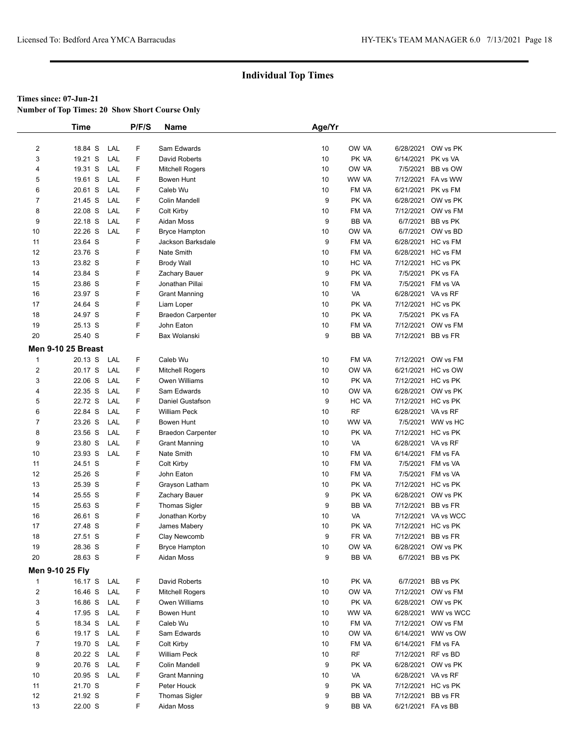## Individual Top Times

**Times since: 07-Jun-21**
**Number of Top Times: 20 Show Short Course Only**

| | Time | | P/F/S | Name | Age/Yr | | | |
|---|---|---|---|---|---|---|---|---|
| 2 | 18.84 S | LAL | F | Sam Edwards | 10 | OW VA | 6/28/2021 | OW vs PK |
| 3 | 19.21 S | LAL | F | David Roberts | 10 | PK VA | 6/14/2021 | PK vs VA |
| 4 | 19.31 S | LAL | F | Mitchell Rogers | 10 | OW VA | 7/5/2021 | BB vs OW |
| 5 | 19.61 S | LAL | F | Bowen Hunt | 10 | WW VA | 7/12/2021 | FA vs WW |
| 6 | 20.61 S | LAL | F | Caleb Wu | 10 | FM VA | 6/21/2021 | PK vs FM |
| 7 | 21.45 S | LAL | F | Colin Mandell | 9 | PK VA | 6/28/2021 | OW vs PK |
| 8 | 22.08 S | LAL | F | Colt Kirby | 10 | FM VA | 7/12/2021 | OW vs FM |
| 9 | 22.18 S | LAL | F | Aidan Moss | 9 | BB VA | 6/7/2021 | BB vs PK |
| 10 | 22.26 S | LAL | F | Bryce Hampton | 10 | OW VA | 6/7/2021 | OW vs BD |
| 11 | 23.64 S | | F | Jackson Barksdale | 9 | FM VA | 6/28/2021 | HC vs FM |
| 12 | 23.76 S | | F | Nate Smith | 10 | FM VA | 6/28/2021 | HC vs FM |
| 13 | 23.82 S | | F | Brody Wall | 10 | HC VA | 7/12/2021 | HC vs PK |
| 14 | 23.84 S | | F | Zachary Bauer | 9 | PK VA | 7/5/2021 | PK vs FA |
| 15 | 23.86 S | | F | Jonathan Pillai | 10 | FM VA | 7/5/2021 | FM vs VA |
| 16 | 23.97 S | | F | Grant Manning | 10 | VA | 6/28/2021 | VA vs RF |
| 17 | 24.64 S | | F | Liam Loper | 10 | PK VA | 7/12/2021 | HC vs PK |
| 18 | 24.97 S | | F | Braedon Carpenter | 10 | PK VA | 7/5/2021 | PK vs FA |
| 19 | 25.13 S | | F | John Eaton | 10 | FM VA | 7/12/2021 | OW vs FM |
| 20 | 25.40 S | | F | Bax Wolanski | 9 | BB VA | 7/12/2021 | BB vs FR |

**Men 9-10 25 Breast**

| | Time | | P/F/S | Name | Age/Yr | | | |
|---|---|---|---|---|---|---|---|---|
| 1 | 20.13 S | LAL | F | Caleb Wu | 10 | FM VA | 7/12/2021 | OW vs FM |
| 2 | 20.17 S | LAL | F | Mitchell Rogers | 10 | OW VA | 6/21/2021 | HC vs OW |
| 3 | 22.06 S | LAL | F | Owen Williams | 10 | PK VA | 7/12/2021 | HC vs PK |
| 4 | 22.35 S | LAL | F | Sam Edwards | 10 | OW VA | 6/28/2021 | OW vs PK |
| 5 | 22.72 S | LAL | F | Daniel Gustafson | 9 | HC VA | 7/12/2021 | HC vs PK |
| 6 | 22.84 S | LAL | F | William Peck | 10 | RF | 6/28/2021 | VA vs RF |
| 7 | 23.26 S | LAL | F | Bowen Hunt | 10 | WW VA | 7/5/2021 | WW vs HC |
| 8 | 23.56 S | LAL | F | Braedon Carpenter | 10 | PK VA | 7/12/2021 | HC vs PK |
| 9 | 23.80 S | LAL | F | Grant Manning | 10 | VA | 6/28/2021 | VA vs RF |
| 10 | 23.93 S | LAL | F | Nate Smith | 10 | FM VA | 6/14/2021 | FM vs FA |
| 11 | 24.51 S | | F | Colt Kirby | 10 | FM VA | 7/5/2021 | FM vs VA |
| 12 | 25.26 S | | F | John Eaton | 10 | FM VA | 7/5/2021 | FM vs VA |
| 13 | 25.39 S | | F | Grayson Latham | 10 | PK VA | 7/12/2021 | HC vs PK |
| 14 | 25.55 S | | F | Zachary Bauer | 9 | PK VA | 6/28/2021 | OW vs PK |
| 15 | 25.63 S | | F | Thomas Sigler | 9 | BB VA | 7/12/2021 | BB vs FR |
| 16 | 26.61 S | | F | Jonathan Korby | 10 | VA | 7/12/2021 | VA vs WCC |
| 17 | 27.48 S | | F | James Mabery | 10 | PK VA | 7/12/2021 | HC vs PK |
| 18 | 27.51 S | | F | Clay Newcomb | 9 | FR VA | 7/12/2021 | BB vs FR |
| 19 | 28.36 S | | F | Bryce Hampton | 10 | OW VA | 6/28/2021 | OW vs PK |
| 20 | 28.63 S | | F | Aidan Moss | 9 | BB VA | 6/7/2021 | BB vs PK |

**Men 9-10 25 Fly**

| | Time | | P/F/S | Name | Age/Yr | | | |
|---|---|---|---|---|---|---|---|---|
| 1 | 16.17 S | LAL | F | David Roberts | 10 | PK VA | 6/7/2021 | BB vs PK |
| 2 | 16.46 S | LAL | F | Mitchell Rogers | 10 | OW VA | 7/12/2021 | OW vs FM |
| 3 | 16.86 S | LAL | F | Owen Williams | 10 | PK VA | 6/28/2021 | OW vs PK |
| 4 | 17.95 S | LAL | F | Bowen Hunt | 10 | WW VA | 6/28/2021 | WW vs WCC |
| 5 | 18.34 S | LAL | F | Caleb Wu | 10 | FM VA | 7/12/2021 | OW vs FM |
| 6 | 19.17 S | LAL | F | Sam Edwards | 10 | OW VA | 6/14/2021 | WW vs OW |
| 7 | 19.70 S | LAL | F | Colt Kirby | 10 | FM VA | 6/14/2021 | FM vs FA |
| 8 | 20.22 S | LAL | F | William Peck | 10 | RF | 7/12/2021 | RF vs BD |
| 9 | 20.76 S | LAL | F | Colin Mandell | 9 | PK VA | 6/28/2021 | OW vs PK |
| 10 | 20.95 S | LAL | F | Grant Manning | 10 | VA | 6/28/2021 | VA vs RF |
| 11 | 21.70 S | | F | Peter Houck | 9 | PK VA | 7/12/2021 | HC vs PK |
| 12 | 21.92 S | | F | Thomas Sigler | 9 | BB VA | 7/12/2021 | BB vs FR |
| 13 | 22.00 S | | F | Aidan Moss | 9 | BB VA | 6/21/2021 | FA vs BB |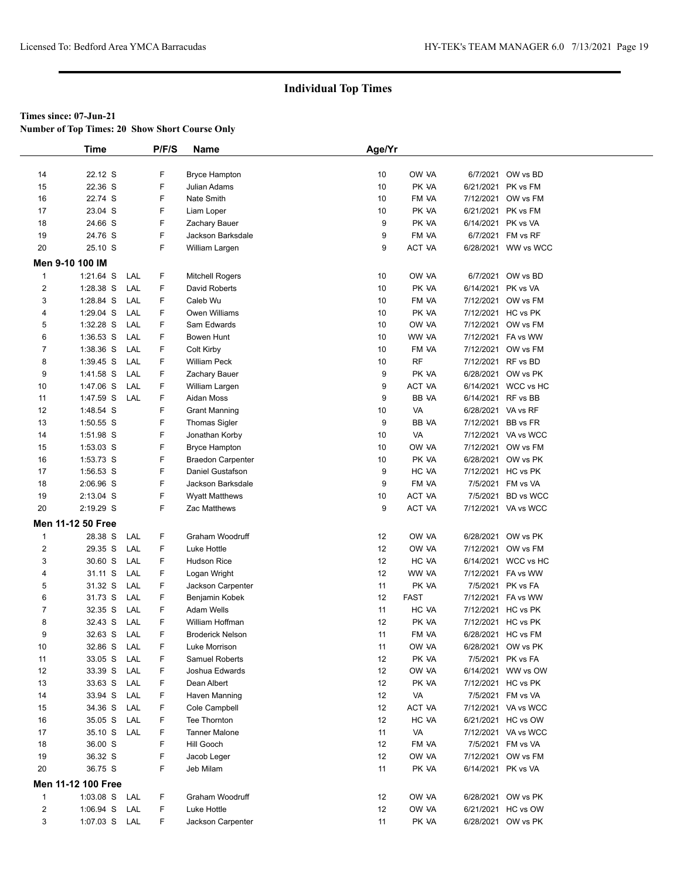## Individual Top Times

**Times since: 07-Jun-21**

**Number of Top Times: 20 Show Short Course Only**

| | Time | | P/F/S | Name | Age/Yr | | | |
|---|---|---|---|---|---|---|---|---|
| 14 | 22.12 S | | F | Bryce Hampton | 10 | OW VA | 6/7/2021 | OW vs BD |
| 15 | 22.36 S | | F | Julian Adams | 10 | PK VA | 6/21/2021 | PK vs FM |
| 16 | 22.74 S | | F | Nate Smith | 10 | FM VA | 7/12/2021 | OW vs FM |
| 17 | 23.04 S | | F | Liam Loper | 10 | PK VA | 6/21/2021 | PK vs FM |
| 18 | 24.66 S | | F | Zachary Bauer | 9 | PK VA | 6/14/2021 | PK vs VA |
| 19 | 24.76 S | | F | Jackson Barksdale | 9 | FM VA | 6/7/2021 | FM vs RF |
| 20 | 25.10 S | | F | William Largen | 9 | ACT VA | 6/28/2021 | WW vs WCC |
| **Men 9-10 100 IM** | | | | | | | | |
| 1 | 1:21.64 S | LAL | F | Mitchell Rogers | 10 | OW VA | 6/7/2021 | OW vs BD |
| 2 | 1:28.38 S | LAL | F | David Roberts | 10 | PK VA | 6/14/2021 | PK vs VA |
| 3 | 1:28.84 S | LAL | F | Caleb Wu | 10 | FM VA | 7/12/2021 | OW vs FM |
| 4 | 1:29.04 S | LAL | F | Owen Williams | 10 | PK VA | 7/12/2021 | HC vs PK |
| 5 | 1:32.28 S | LAL | F | Sam Edwards | 10 | OW VA | 7/12/2021 | OW vs FM |
| 6 | 1:36.53 S | LAL | F | Bowen Hunt | 10 | WW VA | 7/12/2021 | FA vs WW |
| 7 | 1:38.36 S | LAL | F | Colt Kirby | 10 | FM VA | 7/12/2021 | OW vs FM |
| 8 | 1:39.45 S | LAL | F | William Peck | 10 | RF | 7/12/2021 | RF vs BD |
| 9 | 1:41.58 S | LAL | F | Zachary Bauer | 9 | PK VA | 6/28/2021 | OW vs PK |
| 10 | 1:47.06 S | LAL | F | William Largen | 9 | ACT VA | 6/14/2021 | WCC vs HC |
| 11 | 1:47.59 S | LAL | F | Aidan Moss | 9 | BB VA | 6/14/2021 | RF vs BB |
| 12 | 1:48.54 S | | F | Grant Manning | 10 | VA | 6/28/2021 | VA vs RF |
| 13 | 1:50.55 S | | F | Thomas Sigler | 9 | BB VA | 7/12/2021 | BB vs FR |
| 14 | 1:51.98 S | | F | Jonathan Korby | 10 | VA | 7/12/2021 | VA vs WCC |
| 15 | 1:53.03 S | | F | Bryce Hampton | 10 | OW VA | 7/12/2021 | OW vs FM |
| 16 | 1:53.73 S | | F | Braedon Carpenter | 10 | PK VA | 6/28/2021 | OW vs PK |
| 17 | 1:56.53 S | | F | Daniel Gustafson | 9 | HC VA | 7/12/2021 | HC vs PK |
| 18 | 2:06.96 S | | F | Jackson Barksdale | 9 | FM VA | 7/5/2021 | FM vs VA |
| 19 | 2:13.04 S | | F | Wyatt Matthews | 10 | ACT VA | 7/5/2021 | BD vs WCC |
| 20 | 2:19.29 S | | F | Zac Matthews | 9 | ACT VA | 7/12/2021 | VA vs WCC |
| **Men 11-12 50 Free** | | | | | | | | |
| 1 | 28.38 S | LAL | F | Graham Woodruff | 12 | OW VA | 6/28/2021 | OW vs PK |
| 2 | 29.35 S | LAL | F | Luke Hottle | 12 | OW VA | 7/12/2021 | OW vs FM |
| 3 | 30.60 S | LAL | F | Hudson Rice | 12 | HC VA | 6/14/2021 | WCC vs HC |
| 4 | 31.11 S | LAL | F | Logan Wright | 12 | WW VA | 7/12/2021 | FA vs WW |
| 5 | 31.32 S | LAL | F | Jackson Carpenter | 11 | PK VA | 7/5/2021 | PK vs FA |
| 6 | 31.73 S | LAL | F | Benjamin Kobek | 12 | FAST | 7/12/2021 | FA vs WW |
| 7 | 32.35 S | LAL | F | Adam Wells | 11 | HC VA | 7/12/2021 | HC vs PK |
| 8 | 32.43 S | LAL | F | William Hoffman | 12 | PK VA | 7/12/2021 | HC vs PK |
| 9 | 32.63 S | LAL | F | Broderick Nelson | 11 | FM VA | 6/28/2021 | HC vs FM |
| 10 | 32.86 S | LAL | F | Luke Morrison | 11 | OW VA | 6/28/2021 | OW vs PK |
| 11 | 33.05 S | LAL | F | Samuel Roberts | 12 | PK VA | 7/5/2021 | PK vs FA |
| 12 | 33.39 S | LAL | F | Joshua Edwards | 12 | OW VA | 6/14/2021 | WW vs OW |
| 13 | 33.63 S | LAL | F | Dean Albert | 12 | PK VA | 7/12/2021 | HC vs PK |
| 14 | 33.94 S | LAL | F | Haven Manning | 12 | VA | 7/5/2021 | FM vs VA |
| 15 | 34.36 S | LAL | F | Cole Campbell | 12 | ACT VA | 7/12/2021 | VA vs WCC |
| 16 | 35.05 S | LAL | F | Tee Thornton | 12 | HC VA | 6/21/2021 | HC vs OW |
| 17 | 35.10 S | LAL | F | Tanner Malone | 11 | VA | 7/12/2021 | VA vs WCC |
| 18 | 36.00 S | | F | Hill Gooch | 12 | FM VA | 7/5/2021 | FM vs VA |
| 19 | 36.32 S | | F | Jacob Leger | 12 | OW VA | 7/12/2021 | OW vs FM |
| 20 | 36.75 S | | F | Jeb Milam | 11 | PK VA | 6/14/2021 | PK vs VA |
| **Men 11-12 100 Free** | | | | | | | | |
| 1 | 1:03.08 S | LAL | F | Graham Woodruff | 12 | OW VA | 6/28/2021 | OW vs PK |
| 2 | 1:06.94 S | LAL | F | Luke Hottle | 12 | OW VA | 6/21/2021 | HC vs OW |
| 3 | 1:07.03 S | LAL | F | Jackson Carpenter | 11 | PK VA | 6/28/2021 | OW vs PK |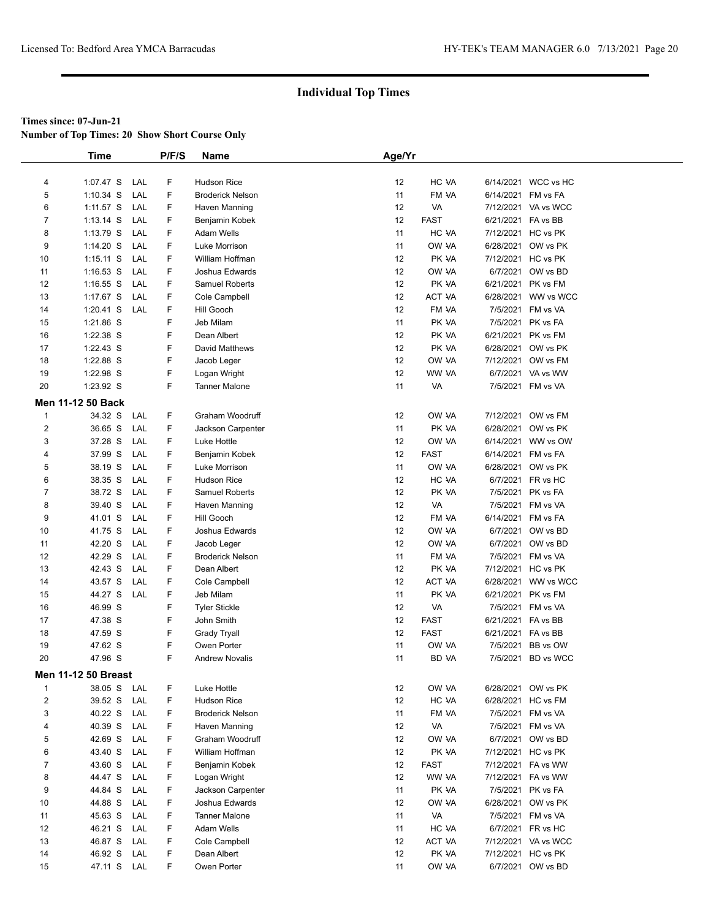## Individual Top Times

**Times since: 07-Jun-21**

**Number of Top Times: 20 Show Short Course Only**

| | Time | | P/F/S | Name | Age/Yr | | | |
|---|---|---|---|---|---|---|---|---|
| 4 | 1:07.47 S | LAL | F | Hudson Rice | 12 | HC VA | 6/14/2021 | WCC vs HC |
| 5 | 1:10.34 S | LAL | F | Broderick Nelson | 11 | FM VA | 6/14/2021 | FM vs FA |
| 6 | 1:11.57 S | LAL | F | Haven Manning | 12 | VA | 7/12/2021 | VA vs WCC |
| 7 | 1:13.14 S | LAL | F | Benjamin Kobek | 12 | FAST | 6/21/2021 | FA vs BB |
| 8 | 1:13.79 S | LAL | F | Adam Wells | 11 | HC VA | 7/12/2021 | HC vs PK |
| 9 | 1:14.20 S | LAL | F | Luke Morrison | 11 | OW VA | 6/28/2021 | OW vs PK |
| 10 | 1:15.11 S | LAL | F | William Hoffman | 12 | PK VA | 7/12/2021 | HC vs PK |
| 11 | 1:16.53 S | LAL | F | Joshua Edwards | 12 | OW VA | 6/7/2021 | OW vs BD |
| 12 | 1:16.55 S | LAL | F | Samuel Roberts | 12 | PK VA | 6/21/2021 | PK vs FM |
| 13 | 1:17.67 S | LAL | F | Cole Campbell | 12 | ACT VA | 6/28/2021 | WW vs WCC |
| 14 | 1:20.41 S | LAL | F | Hill Gooch | 12 | FM VA | 7/5/2021 | FM vs VA |
| 15 | 1:21.86 S | | F | Jeb Milam | 11 | PK VA | 7/5/2021 | PK vs FA |
| 16 | 1:22.38 S | | F | Dean Albert | 12 | PK VA | 6/21/2021 | PK vs FM |
| 17 | 1:22.43 S | | F | David Matthews | 12 | PK VA | 6/28/2021 | OW vs PK |
| 18 | 1:22.88 S | | F | Jacob Leger | 12 | OW VA | 7/12/2021 | OW vs FM |
| 19 | 1:22.98 S | | F | Logan Wright | 12 | WW VA | 6/7/2021 | VA vs WW |
| 20 | 1:23.92 S | | F | Tanner Malone | 11 | VA | 7/5/2021 | FM vs VA |

**Men 11-12 50 Back**

| | Time | | P/F/S | Name | Age/Yr | | | |
|---|---|---|---|---|---|---|---|---|
| 1 | 34.32 S | LAL | F | Graham Woodruff | 12 | OW VA | 7/12/2021 | OW vs FM |
| 2 | 36.65 S | LAL | F | Jackson Carpenter | 11 | PK VA | 6/28/2021 | OW vs PK |
| 3 | 37.28 S | LAL | F | Luke Hottle | 12 | OW VA | 6/14/2021 | WW vs OW |
| 4 | 37.99 S | LAL | F | Benjamin Kobek | 12 | FAST | 6/14/2021 | FM vs FA |
| 5 | 38.19 S | LAL | F | Luke Morrison | 11 | OW VA | 6/28/2021 | OW vs PK |
| 6 | 38.35 S | LAL | F | Hudson Rice | 12 | HC VA | 6/7/2021 | FR vs HC |
| 7 | 38.72 S | LAL | F | Samuel Roberts | 12 | PK VA | 7/5/2021 | PK vs FA |
| 8 | 39.40 S | LAL | F | Haven Manning | 12 | VA | 7/5/2021 | FM vs VA |
| 9 | 41.01 S | LAL | F | Hill Gooch | 12 | FM VA | 6/14/2021 | FM vs FA |
| 10 | 41.75 S | LAL | F | Joshua Edwards | 12 | OW VA | 6/7/2021 | OW vs BD |
| 11 | 42.20 S | LAL | F | Jacob Leger | 12 | OW VA | 6/7/2021 | OW vs BD |
| 12 | 42.29 S | LAL | F | Broderick Nelson | 11 | FM VA | 7/5/2021 | FM vs VA |
| 13 | 42.43 S | LAL | F | Dean Albert | 12 | PK VA | 7/12/2021 | HC vs PK |
| 14 | 43.57 S | LAL | F | Cole Campbell | 12 | ACT VA | 6/28/2021 | WW vs WCC |
| 15 | 44.27 S | LAL | F | Jeb Milam | 11 | PK VA | 6/21/2021 | PK vs FM |
| 16 | 46.99 S | | F | Tyler Stickle | 12 | VA | 7/5/2021 | FM vs VA |
| 17 | 47.38 S | | F | John Smith | 12 | FAST | 6/21/2021 | FA vs BB |
| 18 | 47.59 S | | F | Grady Tryall | 12 | FAST | 6/21/2021 | FA vs BB |
| 19 | 47.62 S | | F | Owen Porter | 11 | OW VA | 7/5/2021 | BB vs OW |
| 20 | 47.96 S | | F | Andrew Novalis | 11 | BD VA | 7/5/2021 | BD vs WCC |

**Men 11-12 50 Breast**

| | Time | | P/F/S | Name | Age/Yr | | | |
|---|---|---|---|---|---|---|---|---|
| 1 | 38.05 S | LAL | F | Luke Hottle | 12 | OW VA | 6/28/2021 | OW vs PK |
| 2 | 39.52 S | LAL | F | Hudson Rice | 12 | HC VA | 6/28/2021 | HC vs FM |
| 3 | 40.22 S | LAL | F | Broderick Nelson | 11 | FM VA | 7/5/2021 | FM vs VA |
| 4 | 40.39 S | LAL | F | Haven Manning | 12 | VA | 7/5/2021 | FM vs VA |
| 5 | 42.69 S | LAL | F | Graham Woodruff | 12 | OW VA | 6/7/2021 | OW vs BD |
| 6 | 43.40 S | LAL | F | William Hoffman | 12 | PK VA | 7/12/2021 | HC vs PK |
| 7 | 43.60 S | LAL | F | Benjamin Kobek | 12 | FAST | 7/12/2021 | FA vs WW |
| 8 | 44.47 S | LAL | F | Logan Wright | 12 | WW VA | 7/12/2021 | FA vs WW |
| 9 | 44.84 S | LAL | F | Jackson Carpenter | 11 | PK VA | 7/5/2021 | PK vs FA |
| 10 | 44.88 S | LAL | F | Joshua Edwards | 12 | OW VA | 6/28/2021 | OW vs PK |
| 11 | 45.63 S | LAL | F | Tanner Malone | 11 | VA | 7/5/2021 | FM vs VA |
| 12 | 46.21 S | LAL | F | Adam Wells | 11 | HC VA | 6/7/2021 | FR vs HC |
| 13 | 46.87 S | LAL | F | Cole Campbell | 12 | ACT VA | 7/12/2021 | VA vs WCC |
| 14 | 46.92 S | LAL | F | Dean Albert | 12 | PK VA | 7/12/2021 | HC vs PK |
| 15 | 47.11 S | LAL | F | Owen Porter | 11 | OW VA | 6/7/2021 | OW vs BD |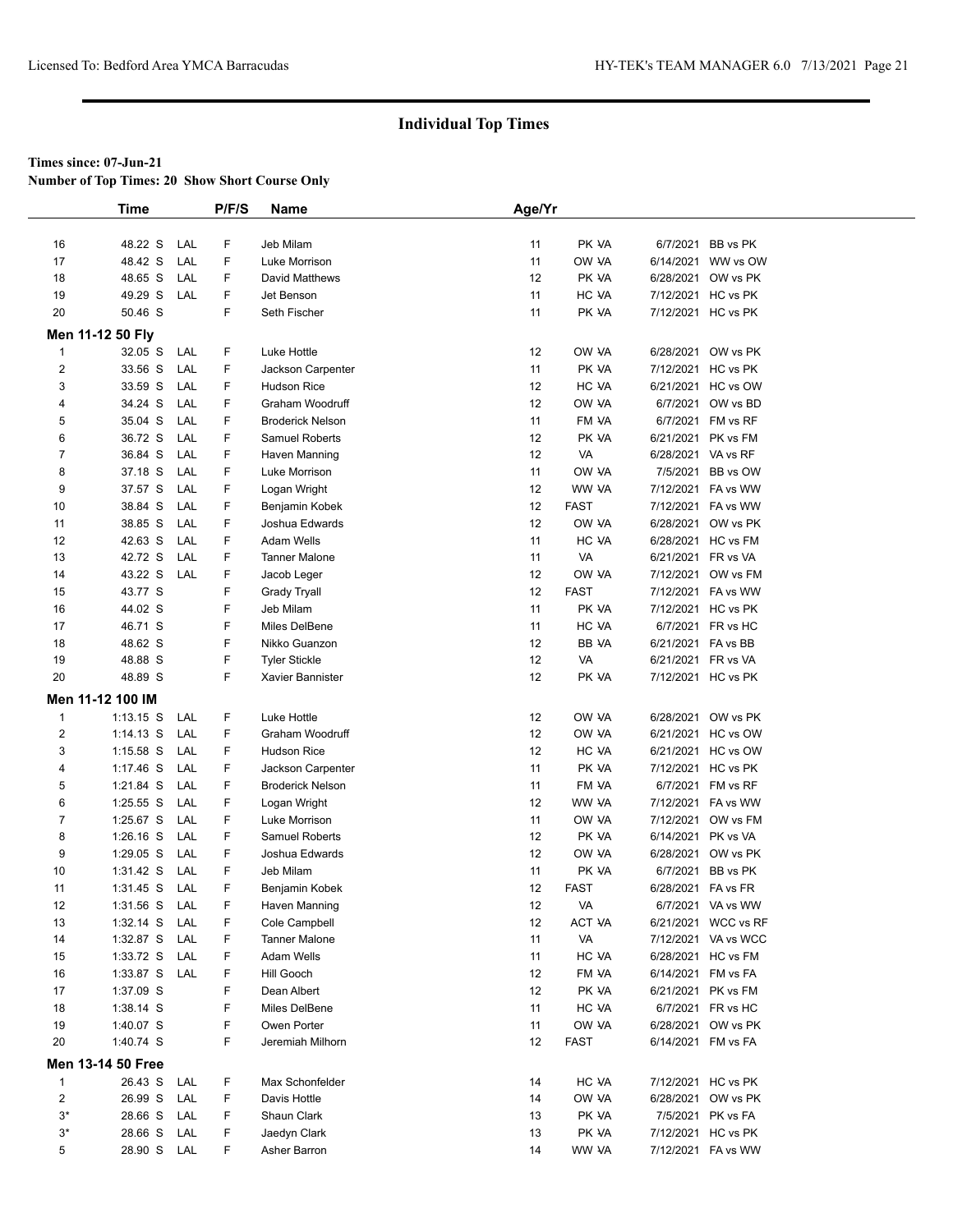## Individual Top Times

**Times since: 07-Jun-21**

**Number of Top Times: 20 Show Short Course Only**

| | Time | | P/F/S | Name | Age/Yr | | | |
|---|---|---|---|---|---|---|---|---|
| 16 | 48.22 S | LAL | F | Jeb Milam | 11 | PK VA | 6/7/2021 | BB vs PK |
| 17 | 48.42 S | LAL | F | Luke Morrison | 11 | OW VA | 6/14/2021 | WW vs OW |
| 18 | 48.65 S | LAL | F | David Matthews | 12 | PK VA | 6/28/2021 | OW vs PK |
| 19 | 49.29 S | LAL | F | Jet Benson | 11 | HC VA | 7/12/2021 | HC vs PK |
| 20 | 50.46 S | | F | Seth Fischer | 11 | PK VA | 7/12/2021 | HC vs PK |

**Men 11-12 50 Fly**

| | Time | | P/F/S | Name | Age/Yr | | | |
|---|---|---|---|---|---|---|---|---|
| 1 | 32.05 S | LAL | F | Luke Hottle | 12 | OW VA | 6/28/2021 | OW vs PK |
| 2 | 33.56 S | LAL | F | Jackson Carpenter | 11 | PK VA | 7/12/2021 | HC vs PK |
| 3 | 33.59 S | LAL | F | Hudson Rice | 12 | HC VA | 6/21/2021 | HC vs OW |
| 4 | 34.24 S | LAL | F | Graham Woodruff | 12 | OW VA | 6/7/2021 | OW vs BD |
| 5 | 35.04 S | LAL | F | Broderick Nelson | 11 | FM VA | 6/7/2021 | FM vs RF |
| 6 | 36.72 S | LAL | F | Samuel Roberts | 12 | PK VA | 6/21/2021 | PK vs FM |
| 7 | 36.84 S | LAL | F | Haven Manning | 12 | VA | 6/28/2021 | VA vs RF |
| 8 | 37.18 S | LAL | F | Luke Morrison | 11 | OW VA | 7/5/2021 | BB vs OW |
| 9 | 37.57 S | LAL | F | Logan Wright | 12 | WW VA | 7/12/2021 | FA vs WW |
| 10 | 38.84 S | LAL | F | Benjamin Kobek | 12 | FAST | 7/12/2021 | FA vs WW |
| 11 | 38.85 S | LAL | F | Joshua Edwards | 12 | OW VA | 6/28/2021 | OW vs PK |
| 12 | 42.63 S | LAL | F | Adam Wells | 11 | HC VA | 6/28/2021 | HC vs FM |
| 13 | 42.72 S | LAL | F | Tanner Malone | 11 | VA | 6/21/2021 | FR vs VA |
| 14 | 43.22 S | LAL | F | Jacob Leger | 12 | OW VA | 7/12/2021 | OW vs FM |
| 15 | 43.77 S | | F | Grady Tryall | 12 | FAST | 7/12/2021 | FA vs WW |
| 16 | 44.02 S | | F | Jeb Milam | 11 | PK VA | 7/12/2021 | HC vs PK |
| 17 | 46.71 S | | F | Miles DelBene | 11 | HC VA | 6/7/2021 | FR vs HC |
| 18 | 48.62 S | | F | Nikko Guanzon | 12 | BB VA | 6/21/2021 | FA vs BB |
| 19 | 48.88 S | | F | Tyler Stickle | 12 | VA | 6/21/2021 | FR vs VA |
| 20 | 48.89 S | | F | Xavier Bannister | 12 | PK VA | 7/12/2021 | HC vs PK |

**Men 11-12 100 IM**

| | Time | | P/F/S | Name | Age/Yr | | | |
|---|---|---|---|---|---|---|---|---|
| 1 | 1:13.15 S | LAL | F | Luke Hottle | 12 | OW VA | 6/28/2021 | OW vs PK |
| 2 | 1:14.13 S | LAL | F | Graham Woodruff | 12 | OW VA | 6/21/2021 | HC vs OW |
| 3 | 1:15.58 S | LAL | F | Hudson Rice | 12 | HC VA | 6/21/2021 | HC vs OW |
| 4 | 1:17.46 S | LAL | F | Jackson Carpenter | 11 | PK VA | 7/12/2021 | HC vs PK |
| 5 | 1:21.84 S | LAL | F | Broderick Nelson | 11 | FM VA | 6/7/2021 | FM vs RF |
| 6 | 1:25.55 S | LAL | F | Logan Wright | 12 | WW VA | 7/12/2021 | FA vs WW |
| 7 | 1:25.67 S | LAL | F | Luke Morrison | 11 | OW VA | 7/12/2021 | OW vs FM |
| 8 | 1:26.16 S | LAL | F | Samuel Roberts | 12 | PK VA | 6/14/2021 | PK vs VA |
| 9 | 1:29.05 S | LAL | F | Joshua Edwards | 12 | OW VA | 6/28/2021 | OW vs PK |
| 10 | 1:31.42 S | LAL | F | Jeb Milam | 11 | PK VA | 6/7/2021 | BB vs PK |
| 11 | 1:31.45 S | LAL | F | Benjamin Kobek | 12 | FAST | 6/28/2021 | FA vs FR |
| 12 | 1:31.56 S | LAL | F | Haven Manning | 12 | VA | 6/7/2021 | VA vs WW |
| 13 | 1:32.14 S | LAL | F | Cole Campbell | 12 | ACT VA | 6/21/2021 | WCC vs RF |
| 14 | 1:32.87 S | LAL | F | Tanner Malone | 11 | VA | 7/12/2021 | VA vs WCC |
| 15 | 1:33.72 S | LAL | F | Adam Wells | 11 | HC VA | 6/28/2021 | HC vs FM |
| 16 | 1:33.87 S | LAL | F | Hill Gooch | 12 | FM VA | 6/14/2021 | FM vs FA |
| 17 | 1:37.09 S | | F | Dean Albert | 12 | PK VA | 6/21/2021 | PK vs FM |
| 18 | 1:38.14 S | | F | Miles DelBene | 11 | HC VA | 6/7/2021 | FR vs HC |
| 19 | 1:40.07 S | | F | Owen Porter | 11 | OW VA | 6/28/2021 | OW vs PK |
| 20 | 1:40.74 S | | F | Jeremiah Milhorn | 12 | FAST | 6/14/2021 | FM vs FA |

**Men 13-14 50 Free**

| | Time | | P/F/S | Name | Age/Yr | | | |
|---|---|---|---|---|---|---|---|---|
| 1 | 26.43 S | LAL | F | Max Schonfelder | 14 | HC VA | 7/12/2021 | HC vs PK |
| 2 | 26.99 S | LAL | F | Davis Hottle | 14 | OW VA | 6/28/2021 | OW vs PK |
| 3* | 28.66 S | LAL | F | Shaun Clark | 13 | PK VA | 7/5/2021 | PK vs FA |
| 3* | 28.66 S | LAL | F | Jaedyn Clark | 13 | PK VA | 7/12/2021 | HC vs PK |
| 5 | 28.90 S | LAL | F | Asher Barron | 14 | WW VA | 7/12/2021 | FA vs WW |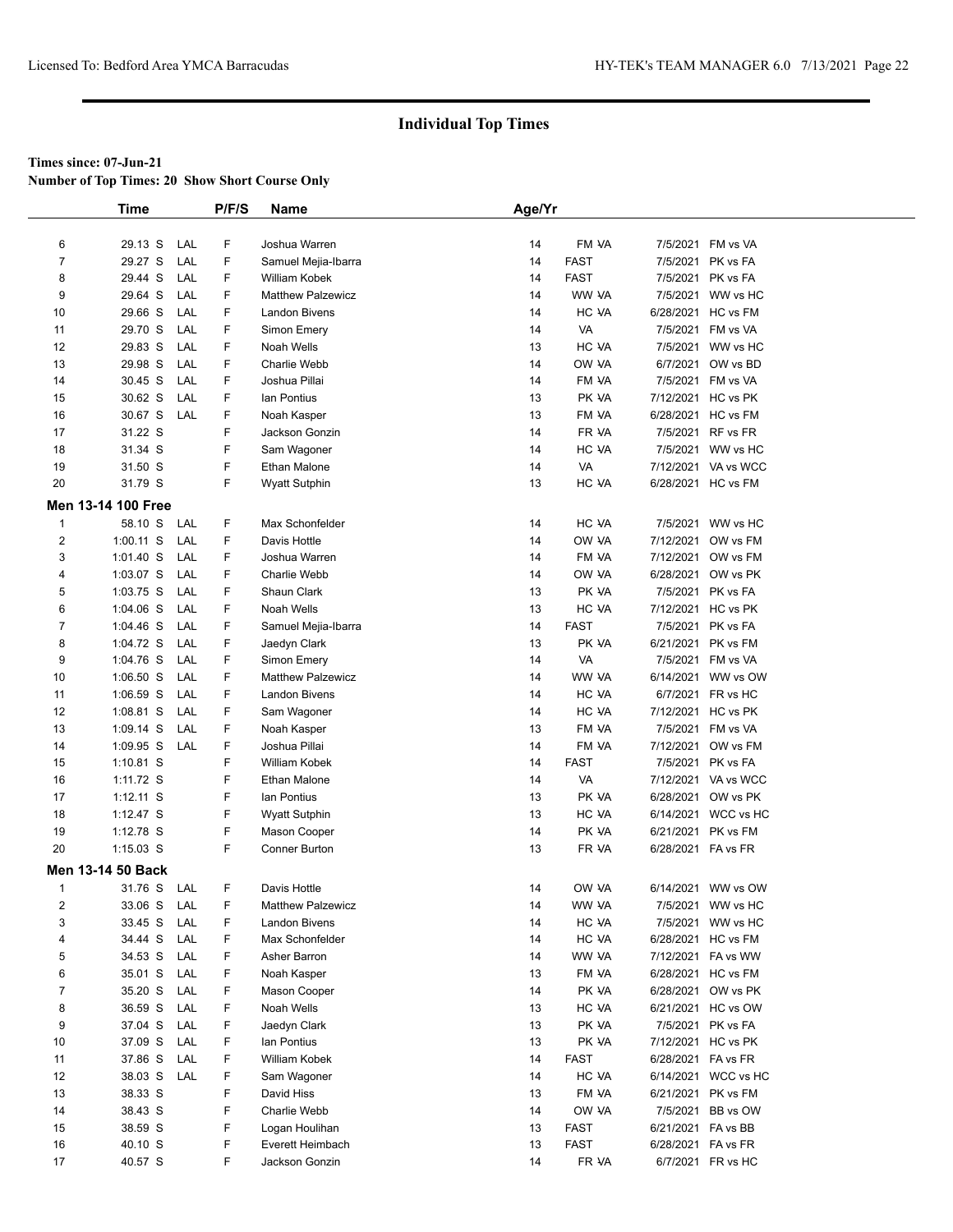## Individual Top Times

**Times since: 07-Jun-21**

**Number of Top Times: 20 Show Short Course Only**

| | Time | | P/F/S | Name | Age/Yr | | | |
|---|---|---|---|---|---|---|---|---|
| 6 | 29.13 S | LAL | F | Joshua Warren | 14 | FM VA | 7/5/2021 | FM vs VA |
| 7 | 29.27 S | LAL | F | Samuel Mejia-Ibarra | 14 | FAST | 7/5/2021 | PK vs FA |
| 8 | 29.44 S | LAL | F | William Kobek | 14 | FAST | 7/5/2021 | PK vs FA |
| 9 | 29.64 S | LAL | F | Matthew Palzewicz | 14 | WW VA | 7/5/2021 | WW vs HC |
| 10 | 29.66 S | LAL | F | Landon Bivens | 14 | HC VA | 6/28/2021 | HC vs FM |
| 11 | 29.70 S | LAL | F | Simon Emery | 14 | VA | 7/5/2021 | FM vs VA |
| 12 | 29.83 S | LAL | F | Noah Wells | 13 | HC VA | 7/5/2021 | WW vs HC |
| 13 | 29.98 S | LAL | F | Charlie Webb | 14 | OW VA | 6/7/2021 | OW vs BD |
| 14 | 30.45 S | LAL | F | Joshua Pillai | 14 | FM VA | 7/5/2021 | FM vs VA |
| 15 | 30.62 S | LAL | F | Ian Pontius | 13 | PK VA | 7/12/2021 | HC vs PK |
| 16 | 30.67 S | LAL | F | Noah Kasper | 13 | FM VA | 6/28/2021 | HC vs FM |
| 17 | 31.22 S | | F | Jackson Gonzin | 14 | FR VA | 7/5/2021 | RF vs FR |
| 18 | 31.34 S | | F | Sam Wagoner | 14 | HC VA | 7/5/2021 | WW vs HC |
| 19 | 31.50 S | | F | Ethan Malone | 14 | VA | 7/12/2021 | VA vs WCC |
| 20 | 31.79 S | | F | Wyatt Sutphin | 13 | HC VA | 6/28/2021 | HC vs FM |
| **Men 13-14 100 Free** | | | | | | | | |
| 1 | 58.10 S | LAL | F | Max Schonfelder | 14 | HC VA | 7/5/2021 | WW vs HC |
| 2 | 1:00.11 S | LAL | F | Davis Hottle | 14 | OW VA | 7/12/2021 | OW vs FM |
| 3 | 1:01.40 S | LAL | F | Joshua Warren | 14 | FM VA | 7/12/2021 | OW vs FM |
| 4 | 1:03.07 S | LAL | F | Charlie Webb | 14 | OW VA | 6/28/2021 | OW vs PK |
| 5 | 1:03.75 S | LAL | F | Shaun Clark | 13 | PK VA | 7/5/2021 | PK vs FA |
| 6 | 1:04.06 S | LAL | F | Noah Wells | 13 | HC VA | 7/12/2021 | HC vs PK |
| 7 | 1:04.46 S | LAL | F | Samuel Mejia-Ibarra | 14 | FAST | 7/5/2021 | PK vs FA |
| 8 | 1:04.72 S | LAL | F | Jaedyn Clark | 13 | PK VA | 6/21/2021 | PK vs FM |
| 9 | 1:04.76 S | LAL | F | Simon Emery | 14 | VA | 7/5/2021 | FM vs VA |
| 10 | 1:06.50 S | LAL | F | Matthew Palzewicz | 14 | WW VA | 6/14/2021 | WW vs OW |
| 11 | 1:06.59 S | LAL | F | Landon Bivens | 14 | HC VA | 6/7/2021 | FR vs HC |
| 12 | 1:08.81 S | LAL | F | Sam Wagoner | 14 | HC VA | 7/12/2021 | HC vs PK |
| 13 | 1:09.14 S | LAL | F | Noah Kasper | 13 | FM VA | 7/5/2021 | FM vs VA |
| 14 | 1:09.95 S | LAL | F | Joshua Pillai | 14 | FM VA | 7/12/2021 | OW vs FM |
| 15 | 1:10.81 S | | F | William Kobek | 14 | FAST | 7/5/2021 | PK vs FA |
| 16 | 1:11.72 S | | F | Ethan Malone | 14 | VA | 7/12/2021 | VA vs WCC |
| 17 | 1:12.11 S | | F | Ian Pontius | 13 | PK VA | 6/28/2021 | OW vs PK |
| 18 | 1:12.47 S | | F | Wyatt Sutphin | 13 | HC VA | 6/14/2021 | WCC vs HC |
| 19 | 1:12.78 S | | F | Mason Cooper | 14 | PK VA | 6/21/2021 | PK vs FM |
| 20 | 1:15.03 S | | F | Conner Burton | 13 | FR VA | 6/28/2021 | FA vs FR |
| **Men 13-14 50 Back** | | | | | | | | |
| 1 | 31.76 S | LAL | F | Davis Hottle | 14 | OW VA | 6/14/2021 | WW vs OW |
| 2 | 33.06 S | LAL | F | Matthew Palzewicz | 14 | WW VA | 7/5/2021 | WW vs HC |
| 3 | 33.45 S | LAL | F | Landon Bivens | 14 | HC VA | 7/5/2021 | WW vs HC |
| 4 | 34.44 S | LAL | F | Max Schonfelder | 14 | HC VA | 6/28/2021 | HC vs FM |
| 5 | 34.53 S | LAL | F | Asher Barron | 14 | WW VA | 7/12/2021 | FA vs WW |
| 6 | 35.01 S | LAL | F | Noah Kasper | 13 | FM VA | 6/28/2021 | HC vs FM |
| 7 | 35.20 S | LAL | F | Mason Cooper | 14 | PK VA | 6/28/2021 | OW vs PK |
| 8 | 36.59 S | LAL | F | Noah Wells | 13 | HC VA | 6/21/2021 | HC vs OW |
| 9 | 37.04 S | LAL | F | Jaedyn Clark | 13 | PK VA | 7/5/2021 | PK vs FA |
| 10 | 37.09 S | LAL | F | Ian Pontius | 13 | PK VA | 7/12/2021 | HC vs PK |
| 11 | 37.86 S | LAL | F | William Kobek | 14 | FAST | 6/28/2021 | FA vs FR |
| 12 | 38.03 S | LAL | F | Sam Wagoner | 14 | HC VA | 6/14/2021 | WCC vs HC |
| 13 | 38.33 S | | F | David Hiss | 13 | FM VA | 6/21/2021 | PK vs FM |
| 14 | 38.43 S | | F | Charlie Webb | 14 | OW VA | 7/5/2021 | BB vs OW |
| 15 | 38.59 S | | F | Logan Houlihan | 13 | FAST | 6/21/2021 | FA vs BB |
| 16 | 40.10 S | | F | Everett Heimbach | 13 | FAST | 6/28/2021 | FA vs FR |
| 17 | 40.57 S | | F | Jackson Gonzin | 14 | FR VA | 6/7/2021 | FR vs HC |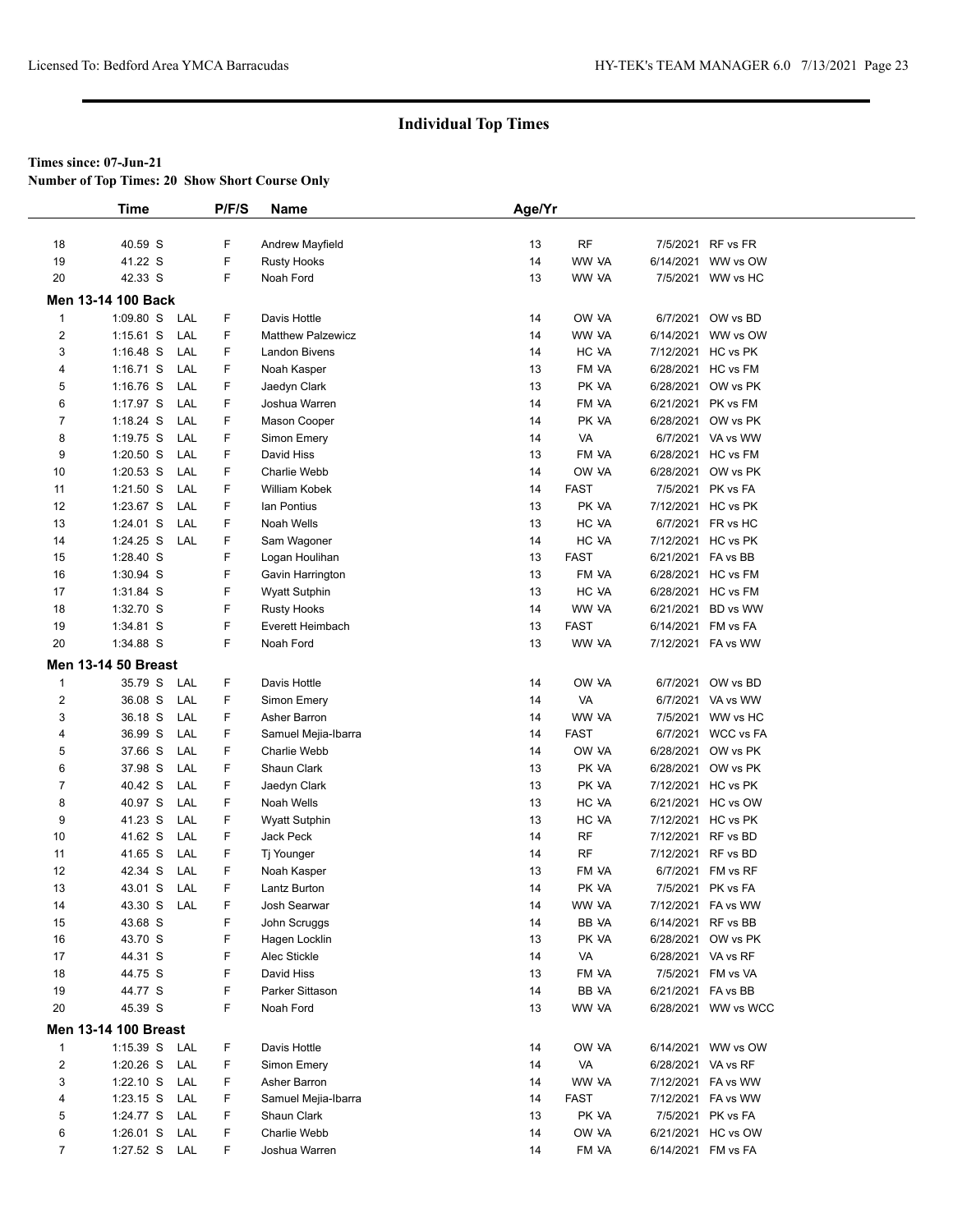## Individual Top Times

**Times since: 07-Jun-21**

**Number of Top Times: 20 Show Short Course Only**

| | Time | | P/F/S | Name | Age/Yr | | | |
|---|---|---|---|---|---|---|---|---|
| 18 | 40.59 S | | F | Andrew Mayfield | 13 | RF | 7/5/2021 | RF vs FR |
| 19 | 41.22 S | | F | Rusty Hooks | 14 | WW VA | 6/14/2021 | WW vs OW |
| 20 | 42.33 S | | F | Noah Ford | 13 | WW VA | 7/5/2021 | WW vs HC |
| **Men 13-14 100 Back** | | | | | | | | |
| 1 | 1:09.80 S | LAL | F | Davis Hottle | 14 | OW VA | 6/7/2021 | OW vs BD |
| 2 | 1:15.61 S | LAL | F | Matthew Palzewicz | 14 | WW VA | 6/14/2021 | WW vs OW |
| 3 | 1:16.48 S | LAL | F | Landon Bivens | 14 | HC VA | 7/12/2021 | HC vs PK |
| 4 | 1:16.71 S | LAL | F | Noah Kasper | 13 | FM VA | 6/28/2021 | HC vs FM |
| 5 | 1:16.76 S | LAL | F | Jaedyn Clark | 13 | PK VA | 6/28/2021 | OW vs PK |
| 6 | 1:17.97 S | LAL | F | Joshua Warren | 14 | FM VA | 6/21/2021 | PK vs FM |
| 7 | 1:18.24 S | LAL | F | Mason Cooper | 14 | PK VA | 6/28/2021 | OW vs PK |
| 8 | 1:19.75 S | LAL | F | Simon Emery | 14 | VA | 6/7/2021 | VA vs WW |
| 9 | 1:20.50 S | LAL | F | David Hiss | 13 | FM VA | 6/28/2021 | HC vs FM |
| 10 | 1:20.53 S | LAL | F | Charlie Webb | 14 | OW VA | 6/28/2021 | OW vs PK |
| 11 | 1:21.50 S | LAL | F | William Kobek | 14 | FAST | 7/5/2021 | PK vs FA |
| 12 | 1:23.67 S | LAL | F | Ian Pontius | 13 | PK VA | 7/12/2021 | HC vs PK |
| 13 | 1:24.01 S | LAL | F | Noah Wells | 13 | HC VA | 6/7/2021 | FR vs HC |
| 14 | 1:24.25 S | LAL | F | Sam Wagoner | 14 | HC VA | 7/12/2021 | HC vs PK |
| 15 | 1:28.40 S | | F | Logan Houlihan | 13 | FAST | 6/21/2021 | FA vs BB |
| 16 | 1:30.94 S | | F | Gavin Harrington | 13 | FM VA | 6/28/2021 | HC vs FM |
| 17 | 1:31.84 S | | F | Wyatt Sutphin | 13 | HC VA | 6/28/2021 | HC vs FM |
| 18 | 1:32.70 S | | F | Rusty Hooks | 14 | WW VA | 6/21/2021 | BD vs WW |
| 19 | 1:34.81 S | | F | Everett Heimbach | 13 | FAST | 6/14/2021 | FM vs FA |
| 20 | 1:34.88 S | | F | Noah Ford | 13 | WW VA | 7/12/2021 | FA vs WW |
| **Men 13-14 50 Breast** | | | | | | | | |
| 1 | 35.79 S | LAL | F | Davis Hottle | 14 | OW VA | 6/7/2021 | OW vs BD |
| 2 | 36.08 S | LAL | F | Simon Emery | 14 | VA | 6/7/2021 | VA vs WW |
| 3 | 36.18 S | LAL | F | Asher Barron | 14 | WW VA | 7/5/2021 | WW vs HC |
| 4 | 36.99 S | LAL | F | Samuel Mejia-Ibarra | 14 | FAST | 6/7/2021 | WCC vs FA |
| 5 | 37.66 S | LAL | F | Charlie Webb | 14 | OW VA | 6/28/2021 | OW vs PK |
| 6 | 37.98 S | LAL | F | Shaun Clark | 13 | PK VA | 6/28/2021 | OW vs PK |
| 7 | 40.42 S | LAL | F | Jaedyn Clark | 13 | PK VA | 7/12/2021 | HC vs PK |
| 8 | 40.97 S | LAL | F | Noah Wells | 13 | HC VA | 6/21/2021 | HC vs OW |
| 9 | 41.23 S | LAL | F | Wyatt Sutphin | 13 | HC VA | 7/12/2021 | HC vs PK |
| 10 | 41.62 S | LAL | F | Jack Peck | 14 | RF | 7/12/2021 | RF vs BD |
| 11 | 41.65 S | LAL | F | Tj Younger | 14 | RF | 7/12/2021 | RF vs BD |
| 12 | 42.34 S | LAL | F | Noah Kasper | 13 | FM VA | 6/7/2021 | FM vs RF |
| 13 | 43.01 S | LAL | F | Lantz Burton | 14 | PK VA | 7/5/2021 | PK vs FA |
| 14 | 43.30 S | LAL | F | Josh Searwar | 14 | WW VA | 7/12/2021 | FA vs WW |
| 15 | 43.68 S | | F | John Scruggs | 14 | BB VA | 6/14/2021 | RF vs BB |
| 16 | 43.70 S | | F | Hagen Locklin | 13 | PK VA | 6/28/2021 | OW vs PK |
| 17 | 44.31 S | | F | Alec Stickle | 14 | VA | 6/28/2021 | VA vs RF |
| 18 | 44.75 S | | F | David Hiss | 13 | FM VA | 7/5/2021 | FM vs VA |
| 19 | 44.77 S | | F | Parker Sittason | 14 | BB VA | 6/21/2021 | FA vs BB |
| 20 | 45.39 S | | F | Noah Ford | 13 | WW VA | 6/28/2021 | WW vs WCC |
| **Men 13-14 100 Breast** | | | | | | | | |
| 1 | 1:15.39 S | LAL | F | Davis Hottle | 14 | OW VA | 6/14/2021 | WW vs OW |
| 2 | 1:20.26 S | LAL | F | Simon Emery | 14 | VA | 6/28/2021 | VA vs RF |
| 3 | 1:22.10 S | LAL | F | Asher Barron | 14 | WW VA | 7/12/2021 | FA vs WW |
| 4 | 1:23.15 S | LAL | F | Samuel Mejia-Ibarra | 14 | FAST | 7/12/2021 | FA vs WW |
| 5 | 1:24.77 S | LAL | F | Shaun Clark | 13 | PK VA | 7/5/2021 | PK vs FA |
| 6 | 1:26.01 S | LAL | F | Charlie Webb | 14 | OW VA | 6/21/2021 | HC vs OW |
| 7 | 1:27.52 S | LAL | F | Joshua Warren | 14 | FM VA | 6/14/2021 | FM vs FA |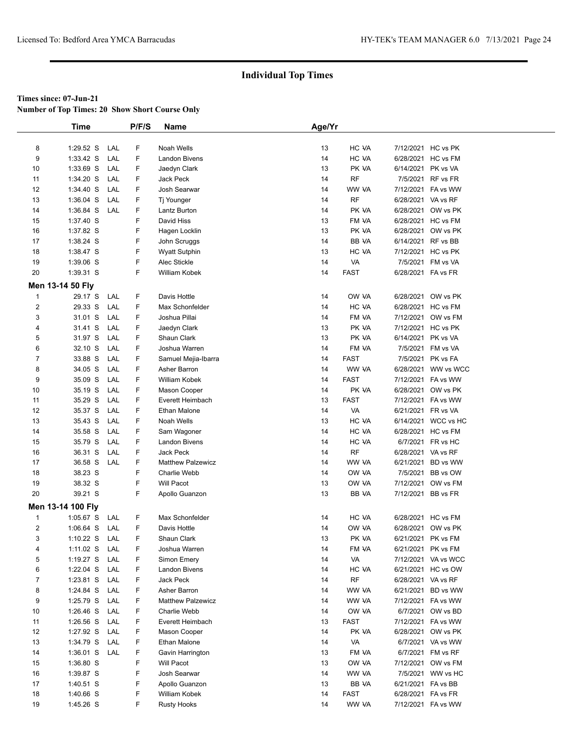# Individual Top Times

**Times since: 07-Jun-21**

**Number of Top Times: 20 Show Short Course Only**

| | Time | | P/F/S | Name | Age/Yr | | | |
|---|---|---|---|---|---|---|---|---|
| 8 | 1:29.52 S | LAL | F | Noah Wells | 13 | HC -VA | 7/12/2021 | HC vs PK |
| 9 | 1:33.42 S | LAL | F | Landon Bivens | 14 | HC -VA | 6/28/2021 | HC vs FM |
| 10 | 1:33.69 S | LAL | F | Jaedyn Clark | 13 | PK -VA | 6/14/2021 | PK vs VA |
| 11 | 1:34.20 S | LAL | F | Jack Peck | 14 | RF | 7/5/2021 | RF vs FR |
| 12 | 1:34.40 S | LAL | F | Josh Searwar | 14 | WW -VA | 7/12/2021 | FA vs WW |
| 13 | 1:36.04 S | LAL | F | Tj Younger | 14 | RF | 6/28/2021 | VA vs RF |
| 14 | 1:36.84 S | LAL | F | Lantz Burton | 14 | PK -VA | 6/28/2021 | OW vs PK |
| 15 | 1:37.40 S | | F | David Hiss | 13 | FM -VA | 6/28/2021 | HC vs FM |
| 16 | 1:37.82 S | | F | Hagen Locklin | 13 | PK -VA | 6/28/2021 | OW vs PK |
| 17 | 1:38.24 S | | F | John Scruggs | 14 | BB -VA | 6/14/2021 | RF vs BB |
| 18 | 1:38.47 S | | F | Wyatt Sutphin | 13 | HC -VA | 7/12/2021 | HC vs PK |
| 19 | 1:39.06 S | | F | Alec Stickle | 14 | VA | 7/5/2021 | FM vs VA |
| 20 | 1:39.31 S | | F | William Kobek | 14 | FAST | 6/28/2021 | FA vs FR |

**Men 13-14 50 Fly**

| | Time | | P/F/S | Name | Age/Yr | | | |
|---|---|---|---|---|---|---|---|---|
| 1 | 29.17 S | LAL | F | Davis Hottle | 14 | OW -VA | 6/28/2021 | OW vs PK |
| 2 | 29.33 S | LAL | F | Max Schonfelder | 14 | HC -VA | 6/28/2021 | HC vs FM |
| 3 | 31.01 S | LAL | F | Joshua Pillai | 14 | FM -VA | 7/12/2021 | OW vs FM |
| 4 | 31.41 S | LAL | F | Jaedyn Clark | 13 | PK -VA | 7/12/2021 | HC vs PK |
| 5 | 31.97 S | LAL | F | Shaun Clark | 13 | PK -VA | 6/14/2021 | PK vs VA |
| 6 | 32.10 S | LAL | F | Joshua Warren | 14 | FM -VA | 7/5/2021 | FM vs VA |
| 7 | 33.88 S | LAL | F | Samuel Mejia-Ibarra | 14 | FAST | 7/5/2021 | PK vs FA |
| 8 | 34.05 S | LAL | F | Asher Barron | 14 | WW -VA | 6/28/2021 | WW vs WCC |
| 9 | 35.09 S | LAL | F | William Kobek | 14 | FAST | 7/12/2021 | FA vs WW |
| 10 | 35.19 S | LAL | F | Mason Cooper | 14 | PK -VA | 6/28/2021 | OW vs PK |
| 11 | 35.29 S | LAL | F | Everett Heimbach | 13 | FAST | 7/12/2021 | FA vs WW |
| 12 | 35.37 S | LAL | F | Ethan Malone | 14 | VA | 6/21/2021 | FR vs VA |
| 13 | 35.43 S | LAL | F | Noah Wells | 13 | HC -VA | 6/14/2021 | WCC vs HC |
| 14 | 35.58 S | LAL | F | Sam Wagoner | 14 | HC -VA | 6/28/2021 | HC vs FM |
| 15 | 35.79 S | LAL | F | Landon Bivens | 14 | HC -VA | 6/7/2021 | FR vs HC |
| 16 | 36.31 S | LAL | F | Jack Peck | 14 | RF | 6/28/2021 | VA vs RF |
| 17 | 36.58 S | LAL | F | Matthew Palzewicz | 14 | WW -VA | 6/21/2021 | BD vs WW |
| 18 | 38.23 S | | F | Charlie Webb | 14 | OW -VA | 7/5/2021 | BB vs OW |
| 19 | 38.32 S | | F | Will Pacot | 13 | OW -VA | 7/12/2021 | OW vs FM |
| 20 | 39.21 S | | F | Apollo Guanzon | 13 | BB -VA | 7/12/2021 | BB vs FR |

**Men 13-14 100 Fly**

| | Time | | P/F/S | Name | Age/Yr | | | |
|---|---|---|---|---|---|---|---|---|
| 1 | 1:05.67 S | LAL | F | Max Schonfelder | 14 | HC -VA | 6/28/2021 | HC vs FM |
| 2 | 1:06.64 S | LAL | F | Davis Hottle | 14 | OW -VA | 6/28/2021 | OW vs PK |
| 3 | 1:10.22 S | LAL | F | Shaun Clark | 13 | PK -VA | 6/21/2021 | PK vs FM |
| 4 | 1:11.02 S | LAL | F | Joshua Warren | 14 | FM -VA | 6/21/2021 | PK vs FM |
| 5 | 1:19.27 S | LAL | F | Simon Emery | 14 | VA | 7/12/2021 | VA vs WCC |
| 6 | 1:22.04 S | LAL | F | Landon Bivens | 14 | HC -VA | 6/21/2021 | HC vs OW |
| 7 | 1:23.81 S | LAL | F | Jack Peck | 14 | RF | 6/28/2021 | VA vs RF |
| 8 | 1:24.84 S | LAL | F | Asher Barron | 14 | WW -VA | 6/21/2021 | BD vs WW |
| 9 | 1:25.79 S | LAL | F | Matthew Palzewicz | 14 | WW -VA | 7/12/2021 | FA vs WW |
| 10 | 1:26.46 S | LAL | F | Charlie Webb | 14 | OW -VA | 6/7/2021 | OW vs BD |
| 11 | 1:26.56 S | LAL | F | Everett Heimbach | 13 | FAST | 7/12/2021 | FA vs WW |
| 12 | 1:27.92 S | LAL | F | Mason Cooper | 14 | PK -VA | 6/28/2021 | OW vs PK |
| 13 | 1:34.79 S | LAL | F | Ethan Malone | 14 | VA | 6/7/2021 | VA vs WW |
| 14 | 1:36.01 S | LAL | F | Gavin Harrington | 13 | FM -VA | 6/7/2021 | FM vs RF |
| 15 | 1:36.80 S | | F | Will Pacot | 13 | OW -VA | 7/12/2021 | OW vs FM |
| 16 | 1:39.87 S | | F | Josh Searwar | 14 | WW -VA | 7/5/2021 | WW vs HC |
| 17 | 1:40.51 S | | F | Apollo Guanzon | 13 | BB -VA | 6/21/2021 | FA vs BB |
| 18 | 1:40.66 S | | F | William Kobek | 14 | FAST | 6/28/2021 | FA vs FR |
| 19 | 1:45.26 S | | F | Rusty Hooks | 14 | WW -VA | 7/12/2021 | FA vs WW |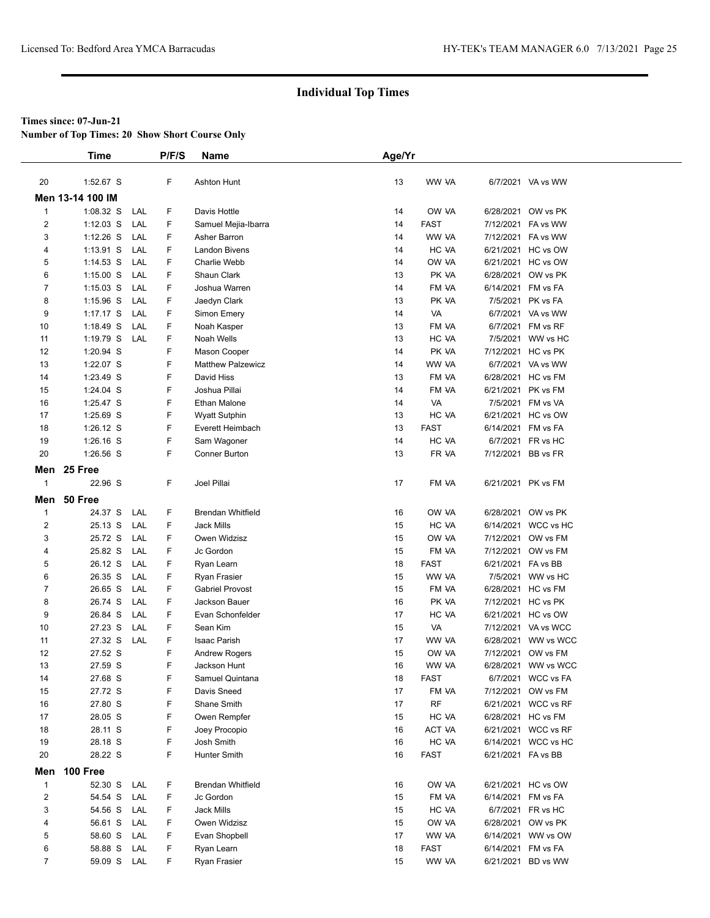## Individual Top Times

**Times since: 07-Jun-21**

**Number of Top Times: 20 Show Short Course Only**

| | Time | | P/F/S | Name | Age/Yr | | | |
|---|---|---|---|---|---|---|---|---|
| 20 | 1:52.67 S | | F | Ashton Hunt | 13 | WW VA | 6/7/2021 | VA vs WW |
| **Men 13-14 100 IM** | | | | | | | | |
| 1 | 1:08.32 S | LAL | F | Davis Hottle | 14 | OW VA | 6/28/2021 | OW vs PK |
| 2 | 1:12.03 S | LAL | F | Samuel Mejia-Ibarra | 14 | FAST | 7/12/2021 | FA vs WW |
| 3 | 1:12.26 S | LAL | F | Asher Barron | 14 | WW VA | 7/12/2021 | FA vs WW |
| 4 | 1:13.91 S | LAL | F | Landon Bivens | 14 | HC VA | 6/21/2021 | HC vs OW |
| 5 | 1:14.53 S | LAL | F | Charlie Webb | 14 | OW VA | 6/21/2021 | HC vs OW |
| 6 | 1:15.00 S | LAL | F | Shaun Clark | 13 | PK VA | 6/28/2021 | OW vs PK |
| 7 | 1:15.03 S | LAL | F | Joshua Warren | 14 | FM VA | 6/14/2021 | FM vs FA |
| 8 | 1:15.96 S | LAL | F | Jaedyn Clark | 13 | PK VA | 7/5/2021 | PK vs FA |
| 9 | 1:17.17 S | LAL | F | Simon Emery | 14 | VA | 6/7/2021 | VA vs WW |
| 10 | 1:18.49 S | LAL | F | Noah Kasper | 13 | FM VA | 6/7/2021 | FM vs RF |
| 11 | 1:19.79 S | LAL | F | Noah Wells | 13 | HC VA | 7/5/2021 | WW vs HC |
| 12 | 1:20.94 S | | F | Mason Cooper | 14 | PK VA | 7/12/2021 | HC vs PK |
| 13 | 1:22.07 S | | F | Matthew Palzewicz | 14 | WW VA | 6/7/2021 | VA vs WW |
| 14 | 1:23.49 S | | F | David Hiss | 13 | FM VA | 6/28/2021 | HC vs FM |
| 15 | 1:24.04 S | | F | Joshua Pillai | 14 | FM VA | 6/21/2021 | PK vs FM |
| 16 | 1:25.47 S | | F | Ethan Malone | 14 | VA | 7/5/2021 | FM vs VA |
| 17 | 1:25.69 S | | F | Wyatt Sutphin | 13 | HC VA | 6/21/2021 | HC vs OW |
| 18 | 1:26.12 S | | F | Everett Heimbach | 13 | FAST | 6/14/2021 | FM vs FA |
| 19 | 1:26.16 S | | F | Sam Wagoner | 14 | HC VA | 6/7/2021 | FR vs HC |
| 20 | 1:26.56 S | | F | Conner Burton | 13 | FR VA | 7/12/2021 | BB vs FR |
| **Men 25 Free** | | | | | | | | |
| 1 | 22.96 S | | F | Joel Pillai | 17 | FM VA | 6/21/2021 | PK vs FM |
| **Men 50 Free** | | | | | | | | |
| 1 | 24.37 S | LAL | F | Brendan Whitfield | 16 | OW VA | 6/28/2021 | OW vs PK |
| 2 | 25.13 S | LAL | F | Jack Mills | 15 | HC VA | 6/14/2021 | WCC vs HC |
| 3 | 25.72 S | LAL | F | Owen Widzisz | 15 | OW VA | 7/12/2021 | OW vs FM |
| 4 | 25.82 S | LAL | F | Jc Gordon | 15 | FM VA | 7/12/2021 | OW vs FM |
| 5 | 26.12 S | LAL | F | Ryan Learn | 18 | FAST | 6/21/2021 | FA vs BB |
| 6 | 26.35 S | LAL | F | Ryan Frasier | 15 | WW VA | 7/5/2021 | WW vs HC |
| 7 | 26.65 S | LAL | F | Gabriel Provost | 15 | FM VA | 6/28/2021 | HC vs FM |
| 8 | 26.74 S | LAL | F | Jackson Bauer | 16 | PK VA | 7/12/2021 | HC vs PK |
| 9 | 26.84 S | LAL | F | Evan Schonfelder | 17 | HC VA | 6/21/2021 | HC vs OW |
| 10 | 27.23 S | LAL | F | Sean Kim | 15 | VA | 7/12/2021 | VA vs WCC |
| 11 | 27.32 S | LAL | F | Isaac Parish | 17 | WW VA | 6/28/2021 | WW vs WCC |
| 12 | 27.52 S | | F | Andrew Rogers | 15 | OW VA | 7/12/2021 | OW vs FM |
| 13 | 27.59 S | | F | Jackson Hunt | 16 | WW VA | 6/28/2021 | WW vs WCC |
| 14 | 27.68 S | | F | Samuel Quintana | 18 | FAST | 6/7/2021 | WCC vs FA |
| 15 | 27.72 S | | F | Davis Sneed | 17 | FM VA | 7/12/2021 | OW vs FM |
| 16 | 27.80 S | | F | Shane Smith | 17 | RF | 6/21/2021 | WCC vs RF |
| 17 | 28.05 S | | F | Owen Rempfer | 15 | HC VA | 6/28/2021 | HC vs FM |
| 18 | 28.11 S | | F | Joey Procopio | 16 | ACT VA | 6/21/2021 | WCC vs RF |
| 19 | 28.18 S | | F | Josh Smith | 16 | HC VA | 6/14/2021 | WCC vs HC |
| 20 | 28.22 S | | F | Hunter Smith | 16 | FAST | 6/21/2021 | FA vs BB |
| **Men 100 Free** | | | | | | | | |
| 1 | 52.30 S | LAL | F | Brendan Whitfield | 16 | OW VA | 6/21/2021 | HC vs OW |
| 2 | 54.54 S | LAL | F | Jc Gordon | 15 | FM VA | 6/14/2021 | FM vs FA |
| 3 | 54.56 S | LAL | F | Jack Mills | 15 | HC VA | 6/7/2021 | FR vs HC |
| 4 | 56.61 S | LAL | F | Owen Widzisz | 15 | OW VA | 6/28/2021 | OW vs PK |
| 5 | 58.60 S | LAL | F | Evan Shopbell | 17 | WW VA | 6/14/2021 | WW vs OW |
| 6 | 58.88 S | LAL | F | Ryan Learn | 18 | FAST | 6/14/2021 | FM vs FA |
| 7 | 59.09 S | LAL | F | Ryan Frasier | 15 | WW VA | 6/21/2021 | BD vs WW |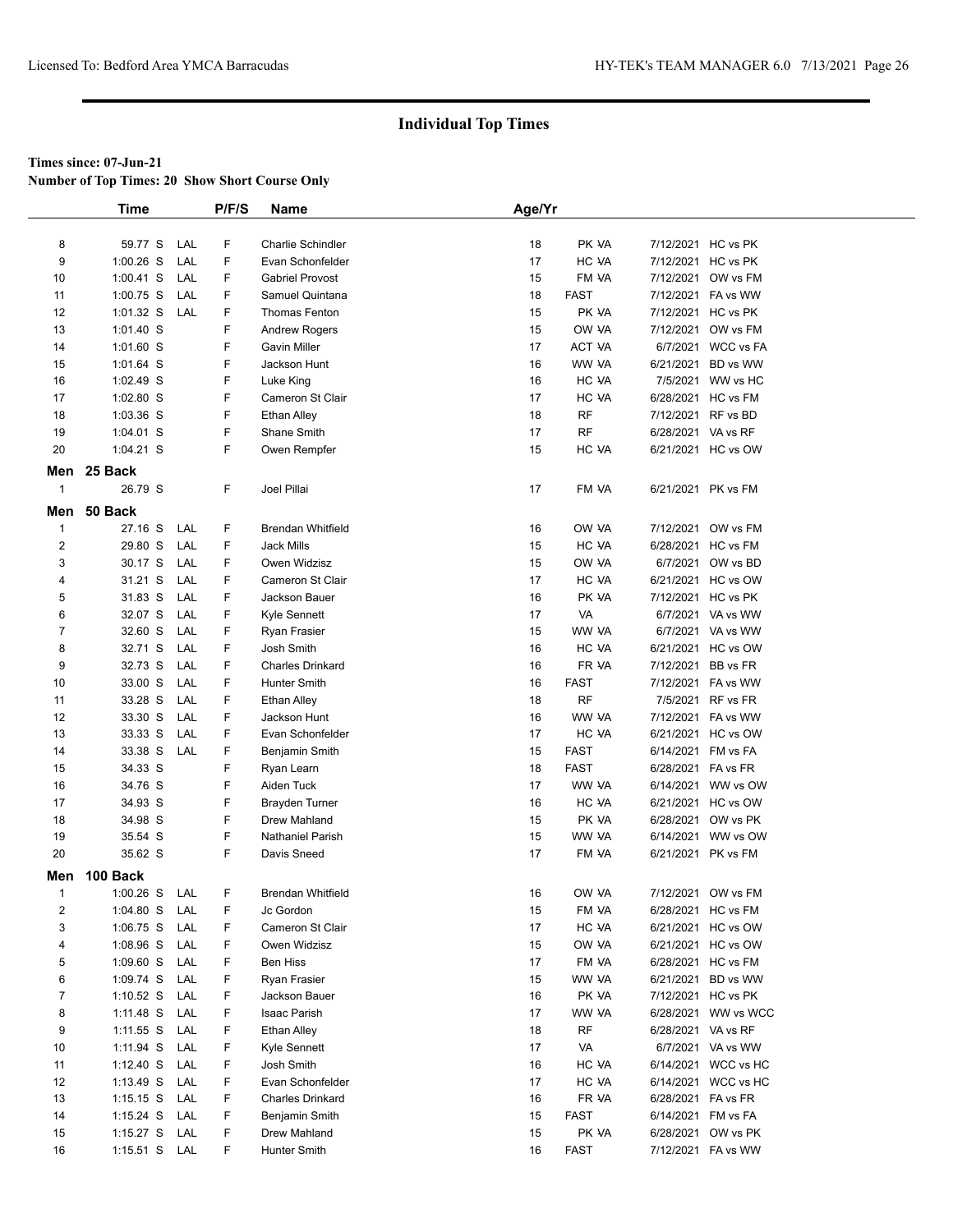## Individual Top Times

**Times since: 07-Jun-21**
**Number of Top Times: 20 Show Short Course Only**

| | Time | | P/F/S | Name | Age/Yr | | | |
|---|---|---|---|---|---|---|---|---|
| 8 | 59.77 S | LAL | F | Charlie Schindler | 18 | PK VA | 7/12/2021 | HC vs PK |
| 9 | 1:00.26 S | LAL | F | Evan Schonfelder | 17 | HC VA | 7/12/2021 | HC vs PK |
| 10 | 1:00.41 S | LAL | F | Gabriel Provost | 15 | FM VA | 7/12/2021 | OW vs FM |
| 11 | 1:00.75 S | LAL | F | Samuel Quintana | 18 | FAST | 7/12/2021 | FA vs WW |
| 12 | 1:01.32 S | LAL | F | Thomas Fenton | 15 | PK VA | 7/12/2021 | HC vs PK |
| 13 | 1:01.40 S | | F | Andrew Rogers | 15 | OW VA | 7/12/2021 | OW vs FM |
| 14 | 1:01.60 S | | F | Gavin Miller | 17 | ACT VA | 6/7/2021 | WCC vs FA |
| 15 | 1:01.64 S | | F | Jackson Hunt | 16 | WW VA | 6/21/2021 | BD vs WW |
| 16 | 1:02.49 S | | F | Luke King | 16 | HC VA | 7/5/2021 | WW vs HC |
| 17 | 1:02.80 S | | F | Cameron St Clair | 17 | HC VA | 6/28/2021 | HC vs FM |
| 18 | 1:03.36 S | | F | Ethan Alley | 18 | RF | 7/12/2021 | RF vs BD |
| 19 | 1:04.01 S | | F | Shane Smith | 17 | RF | 6/28/2021 | VA vs RF |
| 20 | 1:04.21 S | | F | Owen Rempfer | 15 | HC VA | 6/21/2021 | HC vs OW |

### Men 25 Back

| | Time | | P/F/S | Name | Age/Yr | | | |
|---|---|---|---|---|---|---|---|---|
| 1 | 26.79 S | | F | Joel Pillai | 17 | FM VA | 6/21/2021 | PK vs FM |

### Men 50 Back

| | Time | | P/F/S | Name | Age/Yr | | | |
|---|---|---|---|---|---|---|---|---|
| 1 | 27.16 S | LAL | F | Brendan Whitfield | 16 | OW VA | 7/12/2021 | OW vs FM |
| 2 | 29.80 S | LAL | F | Jack Mills | 15 | HC VA | 6/28/2021 | HC vs FM |
| 3 | 30.17 S | LAL | F | Owen Widzisz | 15 | OW VA | 6/7/2021 | OW vs BD |
| 4 | 31.21 S | LAL | F | Cameron St Clair | 17 | HC VA | 6/21/2021 | HC vs OW |
| 5 | 31.83 S | LAL | F | Jackson Bauer | 16 | PK VA | 7/12/2021 | HC vs PK |
| 6 | 32.07 S | LAL | F | Kyle Sennett | 17 | VA | 6/7/2021 | VA vs WW |
| 7 | 32.60 S | LAL | F | Ryan Frasier | 15 | WW VA | 6/7/2021 | VA vs WW |
| 8 | 32.71 S | LAL | F | Josh Smith | 16 | HC VA | 6/21/2021 | HC vs OW |
| 9 | 32.73 S | LAL | F | Charles Drinkard | 16 | FR VA | 7/12/2021 | BB vs FR |
| 10 | 33.00 S | LAL | F | Hunter Smith | 16 | FAST | 7/12/2021 | FA vs WW |
| 11 | 33.28 S | LAL | F | Ethan Alley | 18 | RF | 7/5/2021 | RF vs FR |
| 12 | 33.30 S | LAL | F | Jackson Hunt | 16 | WW VA | 7/12/2021 | FA vs WW |
| 13 | 33.33 S | LAL | F | Evan Schonfelder | 17 | HC VA | 6/21/2021 | HC vs OW |
| 14 | 33.38 S | LAL | F | Benjamin Smith | 15 | FAST | 6/14/2021 | FM vs FA |
| 15 | 34.33 S | | F | Ryan Learn | 18 | FAST | 6/28/2021 | FA vs FR |
| 16 | 34.76 S | | F | Aiden Tuck | 17 | WW VA | 6/14/2021 | WW vs OW |
| 17 | 34.93 S | | F | Brayden Turner | 16 | HC VA | 6/21/2021 | HC vs OW |
| 18 | 34.98 S | | F | Drew Mahland | 15 | PK VA | 6/28/2021 | OW vs PK |
| 19 | 35.54 S | | F | Nathaniel Parish | 15 | WW VA | 6/14/2021 | WW vs OW |
| 20 | 35.62 S | | F | Davis Sneed | 17 | FM VA | 6/21/2021 | PK vs FM |

### Men 100 Back

| | Time | | P/F/S | Name | Age/Yr | | | |
|---|---|---|---|---|---|---|---|---|
| 1 | 1:00.26 S | LAL | F | Brendan Whitfield | 16 | OW VA | 7/12/2021 | OW vs FM |
| 2 | 1:04.80 S | LAL | F | Jc Gordon | 15 | FM VA | 6/28/2021 | HC vs FM |
| 3 | 1:06.75 S | LAL | F | Cameron St Clair | 17 | HC VA | 6/21/2021 | HC vs OW |
| 4 | 1:08.96 S | LAL | F | Owen Widzisz | 15 | OW VA | 6/21/2021 | HC vs OW |
| 5 | 1:09.60 S | LAL | F | Ben Hiss | 17 | FM VA | 6/28/2021 | HC vs FM |
| 6 | 1:09.74 S | LAL | F | Ryan Frasier | 15 | WW VA | 6/21/2021 | BD vs WW |
| 7 | 1:10.52 S | LAL | F | Jackson Bauer | 16 | PK VA | 7/12/2021 | HC vs PK |
| 8 | 1:11.48 S | LAL | F | Isaac Parish | 17 | WW VA | 6/28/2021 | WW vs WCC |
| 9 | 1:11.55 S | LAL | F | Ethan Alley | 18 | RF | 6/28/2021 | VA vs RF |
| 10 | 1:11.94 S | LAL | F | Kyle Sennett | 17 | VA | 6/7/2021 | VA vs WW |
| 11 | 1:12.40 S | LAL | F | Josh Smith | 16 | HC VA | 6/14/2021 | WCC vs HC |
| 12 | 1:13.49 S | LAL | F | Evan Schonfelder | 17 | HC VA | 6/14/2021 | WCC vs HC |
| 13 | 1:15.15 S | LAL | F | Charles Drinkard | 16 | FR VA | 6/28/2021 | FA vs FR |
| 14 | 1:15.24 S | LAL | F | Benjamin Smith | 15 | FAST | 6/14/2021 | FM vs FA |
| 15 | 1:15.27 S | LAL | F | Drew Mahland | 15 | PK VA | 6/28/2021 | OW vs PK |
| 16 | 1:15.51 S | LAL | F | Hunter Smith | 16 | FAST | 7/12/2021 | FA vs WW |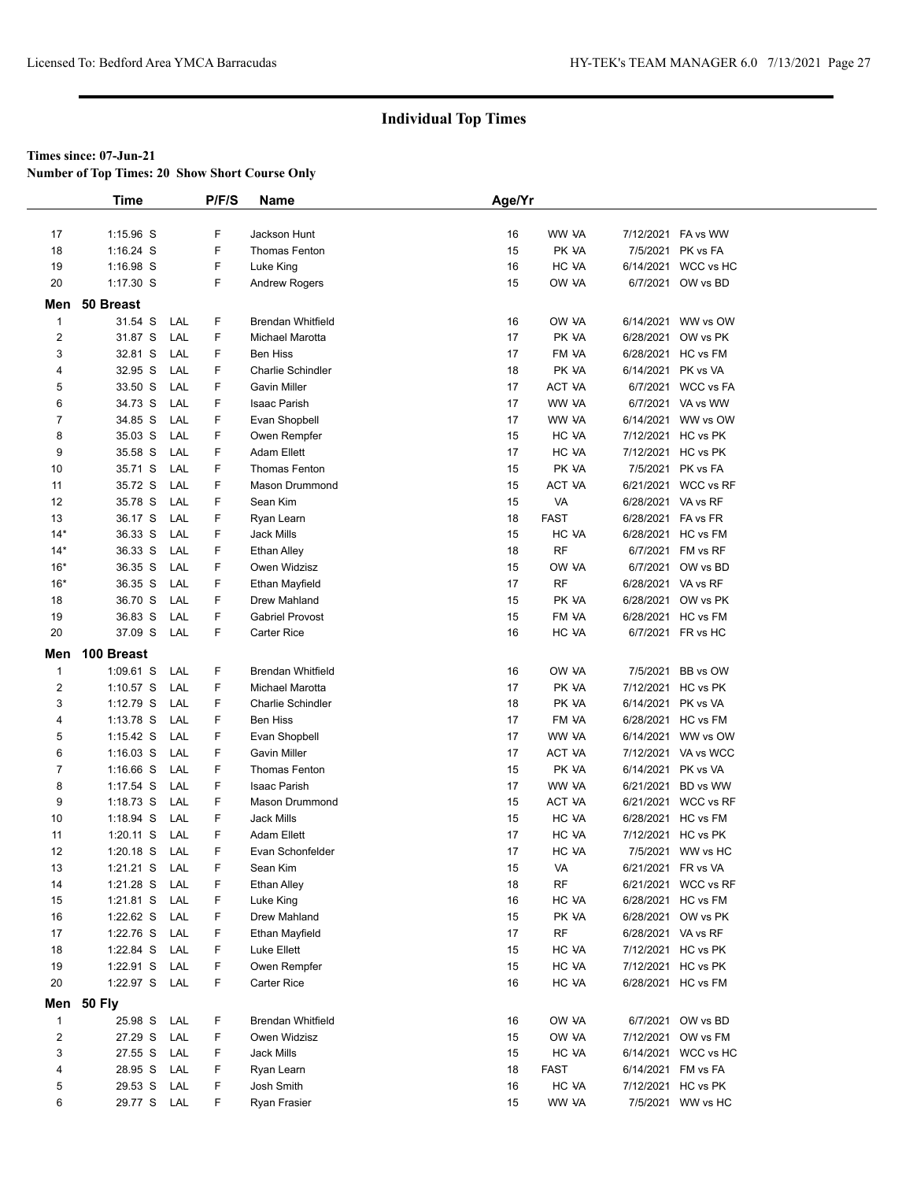## Individual Top Times

**Times since: 07-Jun-21**

**Number of Top Times: 20 Show Short Course Only**

| | Time | | P/F/S | Name | Age/Yr | | | |
|---|---|---|---|---|---|---|---|---|
| 17 | 1:15.96 S | | F | Jackson Hunt | 16 | WW VA | 7/12/2021 | FA vs WW |
| 18 | 1:16.24 S | | F | Thomas Fenton | 15 | PK VA | 7/5/2021 | PK vs FA |
| 19 | 1:16.98 S | | F | Luke King | 16 | HC VA | 6/14/2021 | WCC vs HC |
| 20 | 1:17.30 S | | F | Andrew Rogers | 15 | OW VA | 6/7/2021 | OW vs BD |

### Men 50 Breast

| | Time | | P/F/S | Name | Age/Yr | | | |
|---|---|---|---|---|---|---|---|---|
| 1 | 31.54 S | LAL | F | Brendan Whitfield | 16 | OW VA | 6/14/2021 | WW vs OW |
| 2 | 31.87 S | LAL | F | Michael Marotta | 17 | PK VA | 6/28/2021 | OW vs PK |
| 3 | 32.81 S | LAL | F | Ben Hiss | 17 | FM VA | 6/28/2021 | HC vs FM |
| 4 | 32.95 S | LAL | F | Charlie Schindler | 18 | PK VA | 6/14/2021 | PK vs VA |
| 5 | 33.50 S | LAL | F | Gavin Miller | 17 | ACT VA | 6/7/2021 | WCC vs FA |
| 6 | 34.73 S | LAL | F | Isaac Parish | 17 | WW VA | 6/7/2021 | VA vs WW |
| 7 | 34.85 S | LAL | F | Evan Shopbell | 17 | WW VA | 6/14/2021 | WW vs OW |
| 8 | 35.03 S | LAL | F | Owen Rempfer | 15 | HC VA | 7/12/2021 | HC vs PK |
| 9 | 35.58 S | LAL | F | Adam Ellett | 17 | HC VA | 7/12/2021 | HC vs PK |
| 10 | 35.71 S | LAL | F | Thomas Fenton | 15 | PK VA | 7/5/2021 | PK vs FA |
| 11 | 35.72 S | LAL | F | Mason Drummond | 15 | ACT VA | 6/21/2021 | WCC vs RF |
| 12 | 35.78 S | LAL | F | Sean Kim | 15 | VA | 6/28/2021 | VA vs RF |
| 13 | 36.17 S | LAL | F | Ryan Learn | 18 | FAST | 6/28/2021 | FA vs FR |
| 14* | 36.33 S | LAL | F | Jack Mills | 15 | HC VA | 6/28/2021 | HC vs FM |
| 14* | 36.33 S | LAL | F | Ethan Alley | 18 | RF | 6/7/2021 | FM vs RF |
| 16* | 36.35 S | LAL | F | Owen Widzisz | 15 | OW VA | 6/7/2021 | OW vs BD |
| 16* | 36.35 S | LAL | F | Ethan Mayfield | 17 | RF | 6/28/2021 | VA vs RF |
| 18 | 36.70 S | LAL | F | Drew Mahland | 15 | PK VA | 6/28/2021 | OW vs PK |
| 19 | 36.83 S | LAL | F | Gabriel Provost | 15 | FM VA | 6/28/2021 | HC vs FM |
| 20 | 37.09 S | LAL | F | Carter Rice | 16 | HC VA | 6/7/2021 | FR vs HC |

### Men 100 Breast

| | Time | | P/F/S | Name | Age/Yr | | | |
|---|---|---|---|---|---|---|---|---|
| 1 | 1:09.61 S | LAL | F | Brendan Whitfield | 16 | OW VA | 7/5/2021 | BB vs OW |
| 2 | 1:10.57 S | LAL | F | Michael Marotta | 17 | PK VA | 7/12/2021 | HC vs PK |
| 3 | 1:12.79 S | LAL | F | Charlie Schindler | 18 | PK VA | 6/14/2021 | PK vs VA |
| 4 | 1:13.78 S | LAL | F | Ben Hiss | 17 | FM VA | 6/28/2021 | HC vs FM |
| 5 | 1:15.42 S | LAL | F | Evan Shopbell | 17 | WW VA | 6/14/2021 | WW vs OW |
| 6 | 1:16.03 S | LAL | F | Gavin Miller | 17 | ACT VA | 7/12/2021 | VA vs WCC |
| 7 | 1:16.66 S | LAL | F | Thomas Fenton | 15 | PK VA | 6/14/2021 | PK vs VA |
| 8 | 1:17.54 S | LAL | F | Isaac Parish | 17 | WW VA | 6/21/2021 | BD vs WW |
| 9 | 1:18.73 S | LAL | F | Mason Drummond | 15 | ACT VA | 6/21/2021 | WCC vs RF |
| 10 | 1:18.94 S | LAL | F | Jack Mills | 15 | HC VA | 6/28/2021 | HC vs FM |
| 11 | 1:20.11 S | LAL | F | Adam Ellett | 17 | HC VA | 7/12/2021 | HC vs PK |
| 12 | 1:20.18 S | LAL | F | Evan Schonfelder | 17 | HC VA | 7/5/2021 | WW vs HC |
| 13 | 1:21.21 S | LAL | F | Sean Kim | 15 | VA | 6/21/2021 | FR vs VA |
| 14 | 1:21.28 S | LAL | F | Ethan Alley | 18 | RF | 6/21/2021 | WCC vs RF |
| 15 | 1:21.81 S | LAL | F | Luke King | 16 | HC VA | 6/28/2021 | HC vs FM |
| 16 | 1:22.62 S | LAL | F | Drew Mahland | 15 | PK VA | 6/28/2021 | OW vs PK |
| 17 | 1:22.76 S | LAL | F | Ethan Mayfield | 17 | RF | 6/28/2021 | VA vs RF |
| 18 | 1:22.84 S | LAL | F | Luke Ellett | 15 | HC VA | 7/12/2021 | HC vs PK |
| 19 | 1:22.91 S | LAL | F | Owen Rempfer | 15 | HC VA | 7/12/2021 | HC vs PK |
| 20 | 1:22.97 S | LAL | F | Carter Rice | 16 | HC VA | 6/28/2021 | HC vs FM |

### Men 50 Fly

| | Time | | P/F/S | Name | Age/Yr | | | |
|---|---|---|---|---|---|---|---|---|
| 1 | 25.98 S | LAL | F | Brendan Whitfield | 16 | OW VA | 6/7/2021 | OW vs BD |
| 2 | 27.29 S | LAL | F | Owen Widzisz | 15 | OW VA | 7/12/2021 | OW vs FM |
| 3 | 27.55 S | LAL | F | Jack Mills | 15 | HC VA | 6/14/2021 | WCC vs HC |
| 4 | 28.95 S | LAL | F | Ryan Learn | 18 | FAST | 6/14/2021 | FM vs FA |
| 5 | 29.53 S | LAL | F | Josh Smith | 16 | HC VA | 7/12/2021 | HC vs PK |
| 6 | 29.77 S | LAL | F | Ryan Frasier | 15 | WW VA | 7/5/2021 | WW vs HC |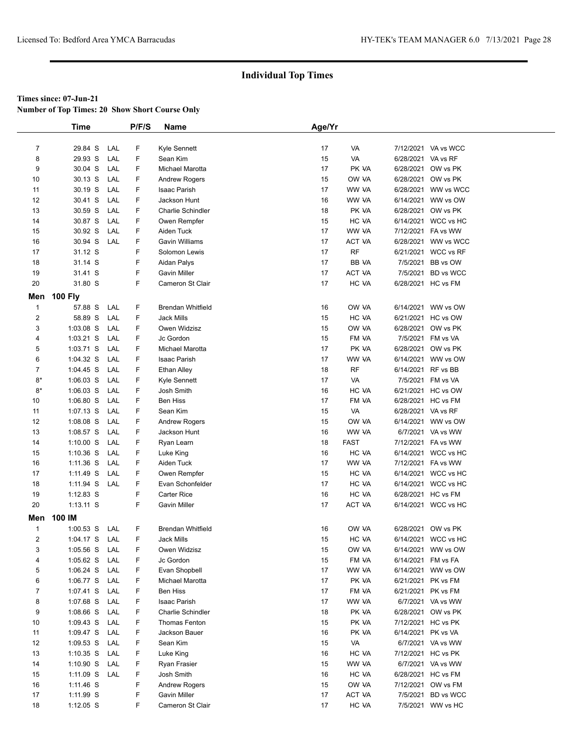## Individual Top Times

**Times since: 07-Jun-21**

**Number of Top Times: 20 Show Short Course Only**

| | Time | | P/F/S | Name | Age/Yr | | | |
|---|---|---|---|---|---|---|---|---|
| 7 | 29.84 S | LAL | F | Kyle Sennett | 17 | VA | 7/12/2021 | VA vs WCC |
| 8 | 29.93 S | LAL | F | Sean Kim | 15 | VA | 6/28/2021 | VA vs RF |
| 9 | 30.04 S | LAL | F | Michael Marotta | 17 | PK VA | 6/28/2021 | OW vs PK |
| 10 | 30.13 S | LAL | F | Andrew Rogers | 15 | OW VA | 6/28/2021 | OW vs PK |
| 11 | 30.19 S | LAL | F | Isaac Parish | 17 | WW VA | 6/28/2021 | WW vs WCC |
| 12 | 30.41 S | LAL | F | Jackson Hunt | 16 | WW VA | 6/14/2021 | WW vs OW |
| 13 | 30.59 S | LAL | F | Charlie Schindler | 18 | PK VA | 6/28/2021 | OW vs PK |
| 14 | 30.87 S | LAL | F | Owen Rempfer | 15 | HC VA | 6/14/2021 | WCC vs HC |
| 15 | 30.92 S | LAL | F | Aiden Tuck | 17 | WW VA | 7/12/2021 | FA vs WW |
| 16 | 30.94 S | LAL | F | Gavin Williams | 17 | ACT VA | 6/28/2021 | WW vs WCC |
| 17 | 31.12 S | | F | Solomon Lewis | 17 | RF | 6/21/2021 | WCC vs RF |
| 18 | 31.14 S | | F | Aidan Palys | 17 | BB VA | 7/5/2021 | BB vs OW |
| 19 | 31.41 S | | F | Gavin Miller | 17 | ACT VA | 7/5/2021 | BD vs WCC |
| 20 | 31.80 S | | F | Cameron St Clair | 17 | HC VA | 6/28/2021 | HC vs FM |
| **Men 100 Fly** | | | | | | | | |
| 1 | 57.88 S | LAL | F | Brendan Whitfield | 16 | OW VA | 6/14/2021 | WW vs OW |
| 2 | 58.89 S | LAL | F | Jack Mills | 15 | HC VA | 6/21/2021 | HC vs OW |
| 3 | 1:03.08 S | LAL | F | Owen Widzisz | 15 | OW VA | 6/28/2021 | OW vs PK |
| 4 | 1:03.21 S | LAL | F | Jc Gordon | 15 | FM VA | 7/5/2021 | FM vs VA |
| 5 | 1:03.71 S | LAL | F | Michael Marotta | 17 | PK VA | 6/28/2021 | OW vs PK |
| 6 | 1:04.32 S | LAL | F | Isaac Parish | 17 | WW VA | 6/14/2021 | WW vs OW |
| 7 | 1:04.45 S | LAL | F | Ethan Alley | 18 | RF | 6/14/2021 | RF vs BB |
| 8* | 1:06.03 S | LAL | F | Kyle Sennett | 17 | VA | 7/5/2021 | FM vs VA |
| 8* | 1:06.03 S | LAL | F | Josh Smith | 16 | HC VA | 6/21/2021 | HC vs OW |
| 10 | 1:06.80 S | LAL | F | Ben Hiss | 17 | FM VA | 6/28/2021 | HC vs FM |
| 11 | 1:07.13 S | LAL | F | Sean Kim | 15 | VA | 6/28/2021 | VA vs RF |
| 12 | 1:08.08 S | LAL | F | Andrew Rogers | 15 | OW VA | 6/14/2021 | WW vs OW |
| 13 | 1:08.57 S | LAL | F | Jackson Hunt | 16 | WW VA | 6/7/2021 | VA vs WW |
| 14 | 1:10.00 S | LAL | F | Ryan Learn | 18 | FAST | 7/12/2021 | FA vs WW |
| 15 | 1:10.36 S | LAL | F | Luke King | 16 | HC VA | 6/14/2021 | WCC vs HC |
| 16 | 1:11.36 S | LAL | F | Aiden Tuck | 17 | WW VA | 7/12/2021 | FA vs WW |
| 17 | 1:11.49 S | LAL | F | Owen Rempfer | 15 | HC VA | 6/14/2021 | WCC vs HC |
| 18 | 1:11.94 S | LAL | F | Evan Schonfelder | 17 | HC VA | 6/14/2021 | WCC vs HC |
| 19 | 1:12.83 S | | F | Carter Rice | 16 | HC VA | 6/28/2021 | HC vs FM |
| 20 | 1:13.11 S | | F | Gavin Miller | 17 | ACT VA | 6/14/2021 | WCC vs HC |
| **Men 100 IM** | | | | | | | | |
| 1 | 1:00.53 S | LAL | F | Brendan Whitfield | 16 | OW VA | 6/28/2021 | OW vs PK |
| 2 | 1:04.17 S | LAL | F | Jack Mills | 15 | HC VA | 6/14/2021 | WCC vs HC |
| 3 | 1:05.56 S | LAL | F | Owen Widzisz | 15 | OW VA | 6/14/2021 | WW vs OW |
| 4 | 1:05.62 S | LAL | F | Jc Gordon | 15 | FM VA | 6/14/2021 | FM vs FA |
| 5 | 1:06.24 S | LAL | F | Evan Shopbell | 17 | WW VA | 6/14/2021 | WW vs OW |
| 6 | 1:06.77 S | LAL | F | Michael Marotta | 17 | PK VA | 6/21/2021 | PK vs FM |
| 7 | 1:07.41 S | LAL | F | Ben Hiss | 17 | FM VA | 6/21/2021 | PK vs FM |
| 8 | 1:07.68 S | LAL | F | Isaac Parish | 17 | WW VA | 6/7/2021 | VA vs WW |
| 9 | 1:08.66 S | LAL | F | Charlie Schindler | 18 | PK VA | 6/28/2021 | OW vs PK |
| 10 | 1:09.43 S | LAL | F | Thomas Fenton | 15 | PK VA | 7/12/2021 | HC vs PK |
| 11 | 1:09.47 S | LAL | F | Jackson Bauer | 16 | PK VA | 6/14/2021 | PK vs VA |
| 12 | 1:09.53 S | LAL | F | Sean Kim | 15 | VA | 6/7/2021 | VA vs WW |
| 13 | 1:10.35 S | LAL | F | Luke King | 16 | HC VA | 7/12/2021 | HC vs PK |
| 14 | 1:10.90 S | LAL | F | Ryan Frasier | 15 | WW VA | 6/7/2021 | VA vs WW |
| 15 | 1:11.09 S | LAL | F | Josh Smith | 16 | HC VA | 6/28/2021 | HC vs FM |
| 16 | 1:11.46 S | | F | Andrew Rogers | 15 | OW VA | 7/12/2021 | OW vs FM |
| 17 | 1:11.99 S | | F | Gavin Miller | 17 | ACT VA | 7/5/2021 | BD vs WCC |
| 18 | 1:12.05 S | | F | Cameron St Clair | 17 | HC VA | 7/5/2021 | WW vs HC |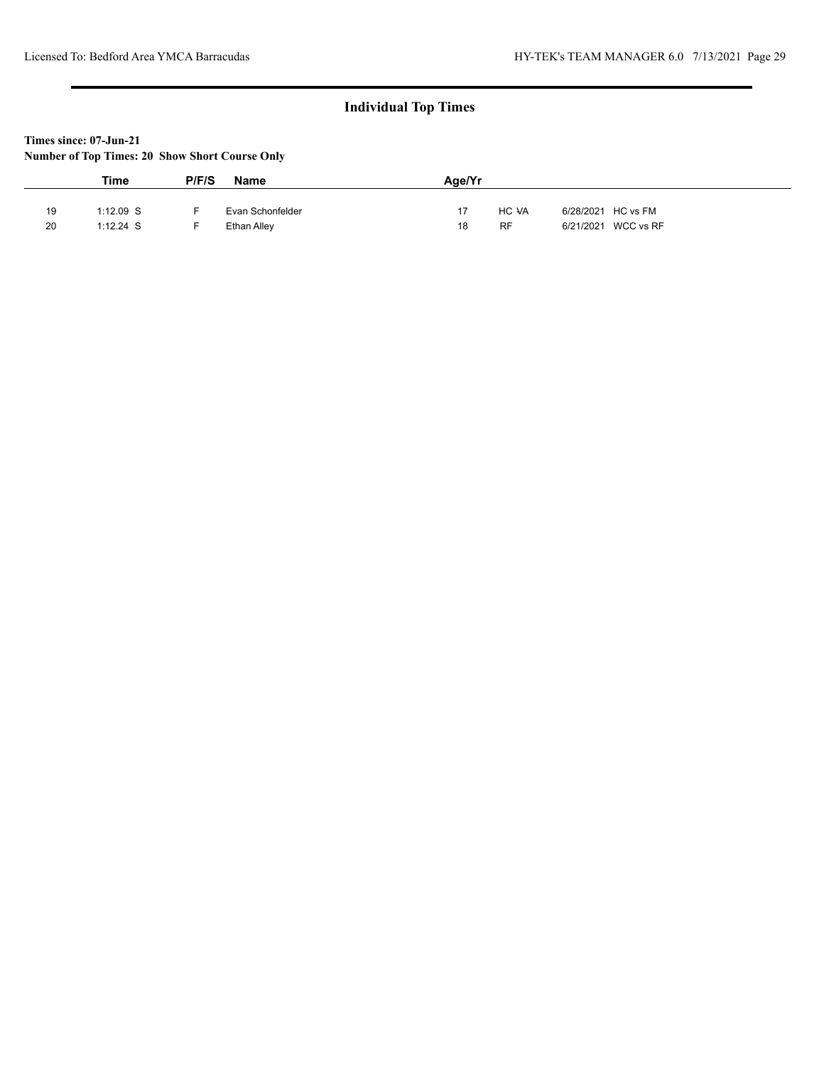## Individual Top Times

**Times since: 07-Jun-21**
**Number of Top Times: 20 Show Short Course Only**

| | Time | P/F/S | Name | Age/Yr | | | |
|---|---|---|---|---|---|---|---|
| 19 | 1:12.09 S | F | Evan Schonfelder | 17 | HC -VA | 6/28/2021 | HC vs FM |
| 20 | 1:12.24 S | F | Ethan Alley | 18 | RF | 6/21/2021 | WCC vs RF |